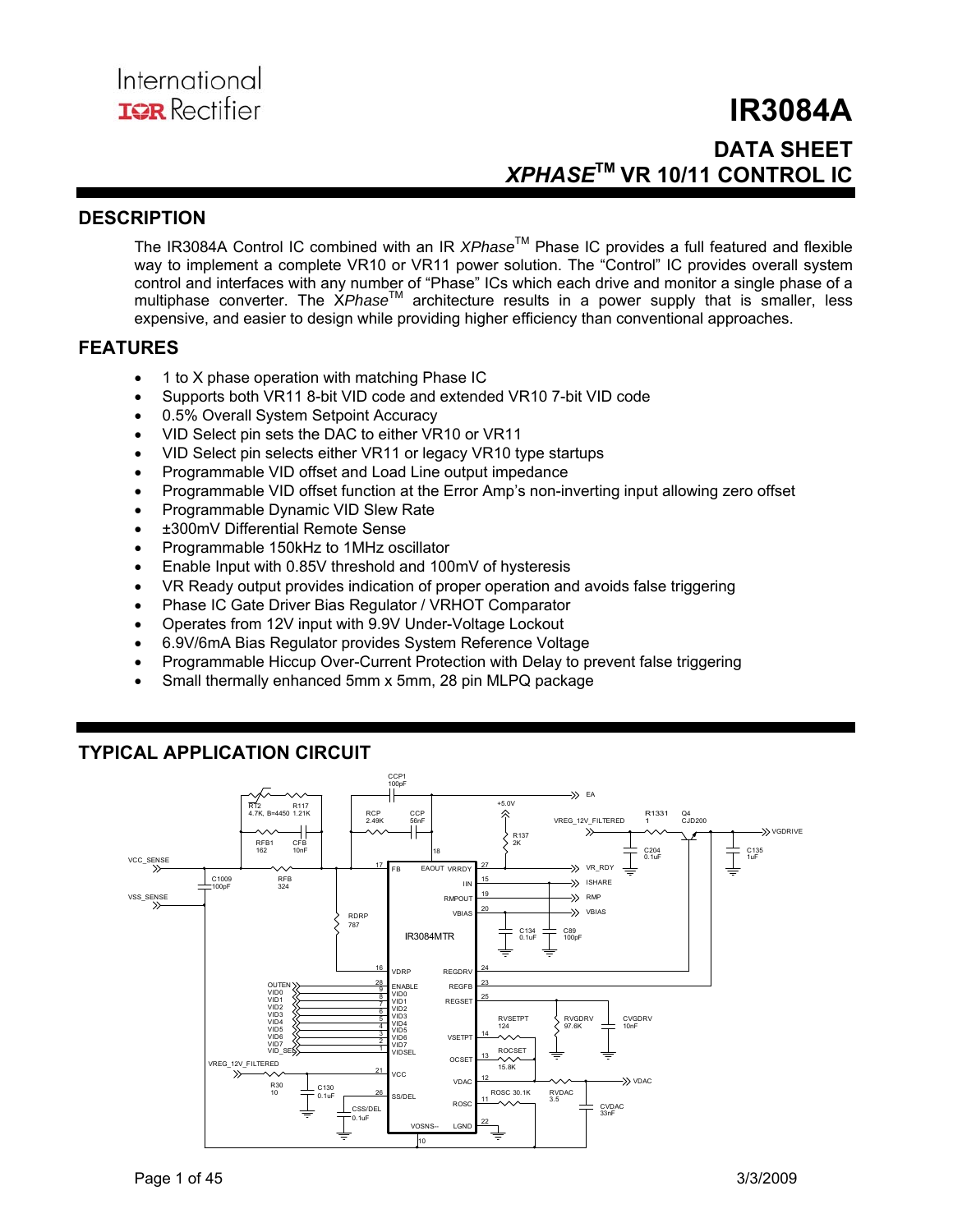International
IOR Rectifier

# IR3084A

## DATA SHEET
## *XPHASE*™ VR 10/11 CONTROL IC

## DESCRIPTION

The IR3084A Control IC combined with an IR *XPhase*™ Phase IC provides a full featured and flexible way to implement a complete VR10 or VR11 power solution. The "Control" IC provides overall system control and interfaces with any number of "Phase" ICs which each drive and monitor a single phase of a multiphase converter. The X*Phase*™ architecture results in a power supply that is smaller, less expensive, and easier to design while providing higher efficiency than conventional approaches.

## FEATURES

- 1 to X phase operation with matching Phase IC
- Supports both VR11 8-bit VID code and extended VR10 7-bit VID code
- 0.5% Overall System Setpoint Accuracy
- VID Select pin sets the DAC to either VR10 or VR11
- VID Select pin selects either VR11 or legacy VR10 type startups
- Programmable VID offset and Load Line output impedance
- Programmable VID offset function at the Error Amp's non-inverting input allowing zero offset
- Programmable Dynamic VID Slew Rate
- ±300mV Differential Remote Sense
- Programmable 150kHz to 1MHz oscillator
- Enable Input with 0.85V threshold and 100mV of hysteresis
- VR Ready output provides indication of proper operation and avoids false triggering
- Phase IC Gate Driver Bias Regulator / VRHOT Comparator
- Operates from 12V input with 9.9V Under-Voltage Lockout
- 6.9V/6mA Bias Regulator provides System Reference Voltage
- Programmable Hiccup Over-Current Protection with Delay to prevent false triggering
- Small thermally enhanced 5mm x 5mm, 28 pin MLPQ package

## TYPICAL APPLICATION CIRCUIT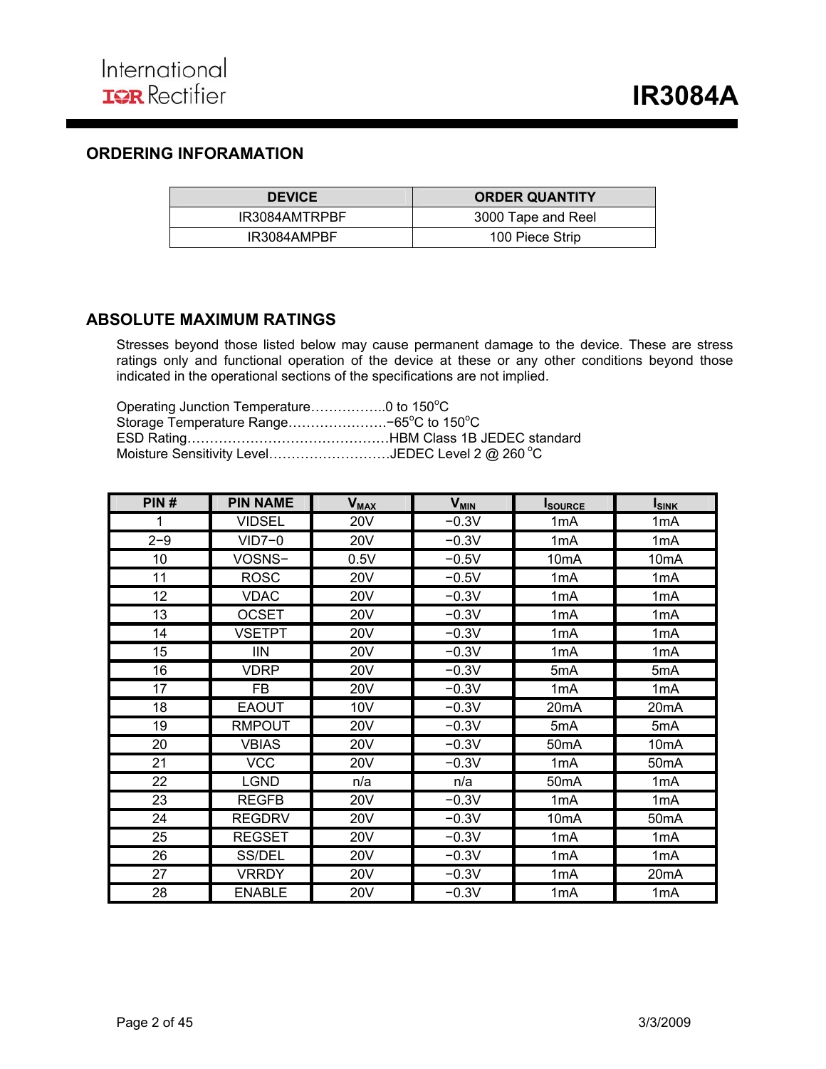## ORDERING INFORAMATION

| DEVICE | ORDER QUANTITY |
|---|---|
| IR3084AMTRPBF | 3000 Tape and Reel |
| IR3084AMPBF | 100 Piece Strip |

## ABSOLUTE MAXIMUM RATINGS

Stresses beyond those listed below may cause permanent damage to the device. These are stress ratings only and functional operation of the device at these or any other conditions beyond those indicated in the operational sections of the specifications are not implied.

Operating Junction Temperature……………..0 to 150°C
Storage Temperature Range………………….−65°C to 150°C
ESD Rating………………………………………HBM Class 1B JEDEC standard
Moisture Sensitivity Level………………………JEDEC Level 2 @ 260 °C

| PIN # | PIN NAME | $V_{MAX}$ | $V_{MIN}$ | $I_{SOURCE}$ | $I_{SINK}$ |
|---|---|---|---|---|---|
| 1 | VIDSEL | 20V | −0.3V | 1mA | 1mA |
| 2−9 | VID7−0 | 20V | −0.3V | 1mA | 1mA |
| 10 | VOSNS− | 0.5V | −0.5V | 10mA | 10mA |
| 11 | ROSC | 20V | −0.5V | 1mA | 1mA |
| 12 | VDAC | 20V | −0.3V | 1mA | 1mA |
| 13 | OCSET | 20V | −0.3V | 1mA | 1mA |
| 14 | VSETPT | 20V | −0.3V | 1mA | 1mA |
| 15 | IIN | 20V | −0.3V | 1mA | 1mA |
| 16 | VDRP | 20V | −0.3V | 5mA | 5mA |
| 17 | FB | 20V | −0.3V | 1mA | 1mA |
| 18 | EAOUT | 10V | −0.3V | 20mA | 20mA |
| 19 | RMPOUT | 20V | −0.3V | 5mA | 5mA |
| 20 | VBIAS | 20V | −0.3V | 50mA | 10mA |
| 21 | VCC | 20V | −0.3V | 1mA | 50mA |
| 22 | LGND | n/a | n/a | 50mA | 1mA |
| 23 | REGFB | 20V | −0.3V | 1mA | 1mA |
| 24 | REGDRV | 20V | −0.3V | 10mA | 50mA |
| 25 | REGSET | 20V | −0.3V | 1mA | 1mA |
| 26 | SS/DEL | 20V | −0.3V | 1mA | 1mA |
| 27 | VRRDY | 20V | −0.3V | 1mA | 20mA |
| 28 | ENABLE | 20V | −0.3V | 1mA | 1mA |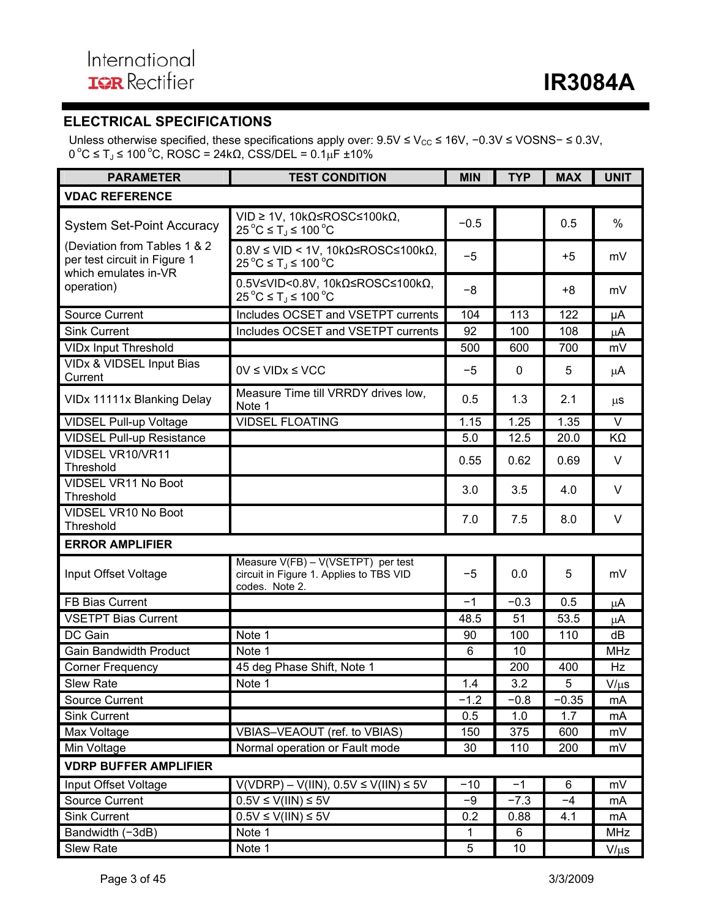## ELECTRICAL SPECIFICATIONS

Unless otherwise specified, these specifications apply over: 9.5V ≤ $V_{CC}$ ≤ 16V, −0.3V ≤ VOSNS− ≤ 0.3V, 0 °C ≤ $T_J$ ≤ 100 °C, ROSC = 24kΩ, CSS/DEL = 0.1µF ±10%

| PARAMETER | TEST CONDITION | MIN | TYP | MAX | UNIT |
|---|---|---|---|---|---|
| **VDAC REFERENCE** | | | | | |
| System Set-Point Accuracy (Deviation from Tables 1 & 2 per test circuit in Figure 1 which emulates in-VR operation) | VID ≥ 1V, 10kΩ≤ROSC≤100kΩ, 25 °C ≤ $T_J$ ≤ 100 °C | −0.5 | | 0.5 | % |
| | 0.8V ≤ VID < 1V, 10kΩ≤ROSC≤100kΩ, 25 °C ≤ $T_J$ ≤ 100 °C | −5 | | +5 | mV |
| | 0.5V≤VID<0.8V, 10kΩ≤ROSC≤100kΩ, 25 °C ≤ $T_J$ ≤ 100 °C | −8 | | +8 | mV |
| Source Current | Includes OCSET and VSETPT currents | 104 | 113 | 122 | µA |
| Sink Current | Includes OCSET and VSETPT currents | 92 | 100 | 108 | µA |
| VIDx Input Threshold | | 500 | 600 | 700 | mV |
| VIDx & VIDSEL Input Bias Current | 0V ≤ VIDx ≤ VCC | −5 | 0 | 5 | µA |
| VIDx 11111x Blanking Delay | Measure Time till VRRDY drives low, Note 1 | 0.5 | 1.3 | 2.1 | µs |
| VIDSEL Pull-up Voltage | VIDSEL FLOATING | 1.15 | 1.25 | 1.35 | V |
| VIDSEL Pull-up Resistance | | 5.0 | 12.5 | 20.0 | KΩ |
| VIDSEL VR10/VR11 Threshold | | 0.55 | 0.62 | 0.69 | V |
| VIDSEL VR11 No Boot Threshold | | 3.0 | 3.5 | 4.0 | V |
| VIDSEL VR10 No Boot Threshold | | 7.0 | 7.5 | 8.0 | V |
| **ERROR AMPLIFIER** | | | | | |
| Input Offset Voltage | Measure V(FB) – V(VSETPT) per test circuit in Figure 1. Applies to TBS VID codes. Note 2. | −5 | 0.0 | 5 | mV |
| FB Bias Current | | −1 | −0.3 | 0.5 | µA |
| VSETPT Bias Current | | 48.5 | 51 | 53.5 | µA |
| DC Gain | Note 1 | 90 | 100 | 110 | dB |
| Gain Bandwidth Product | Note 1 | 6 | 10 | | MHz |
| Corner Frequency | 45 deg Phase Shift, Note 1 | | 200 | 400 | Hz |
| Slew Rate | Note 1 | 1.4 | 3.2 | 5 | V/µs |
| Source Current | | −1.2 | −0.8 | −0.35 | mA |
| Sink Current | | 0.5 | 1.0 | 1.7 | mA |
| Max Voltage | VBIAS–VEAOUT (ref. to VBIAS) | 150 | 375 | 600 | mV |
| Min Voltage | Normal operation or Fault mode | 30 | 110 | 200 | mV |
| **VDRP BUFFER AMPLIFIER** | | | | | |
| Input Offset Voltage | V(VDRP) – V(IIN), 0.5V ≤ V(IIN) ≤ 5V | −10 | −1 | 6 | mV |
| Source Current | 0.5V ≤ V(IIN) ≤ 5V | −9 | −7.3 | −4 | mA |
| Sink Current | 0.5V ≤ V(IIN) ≤ 5V | 0.2 | 0.88 | 4.1 | mA |
| Bandwidth (−3dB) | Note 1 | 1 | 6 | | MHz |
| Slew Rate | Note 1 | 5 | 10 | | V/µs |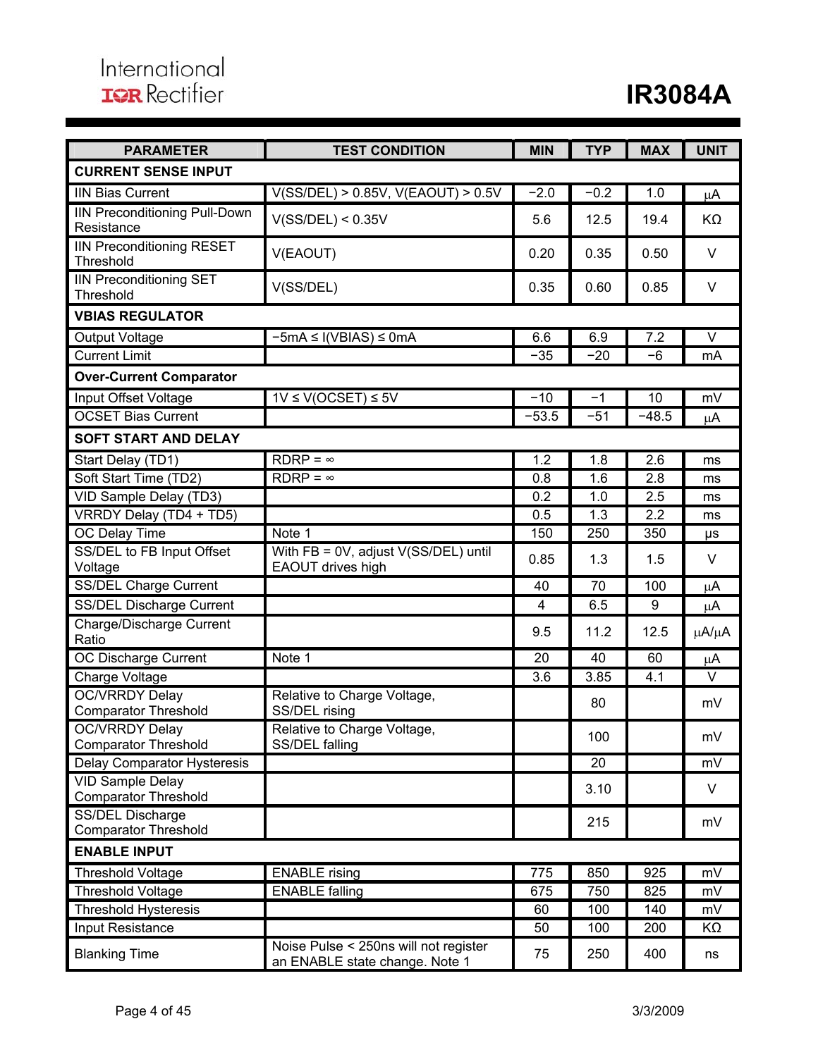| PARAMETER | TEST CONDITION | MIN | TYP | MAX | UNIT |
|---|---|---|---|---|---|
| **CURRENT SENSE INPUT** | | | | | |
| IIN Bias Current | V(SS/DEL) > 0.85V, V(EAOUT) > 0.5V | −2.0 | −0.2 | 1.0 | μA |
| IIN Preconditioning Pull-Down Resistance | V(SS/DEL) < 0.35V | 5.6 | 12.5 | 19.4 | KΩ |
| IIN Preconditioning RESET Threshold | V(EAOUT) | 0.20 | 0.35 | 0.50 | V |
| IIN Preconditioning SET Threshold | V(SS/DEL) | 0.35 | 0.60 | 0.85 | V |
| **VBIAS REGULATOR** | | | | | |
| Output Voltage | −5mA ≤ I(VBIAS) ≤ 0mA | 6.6 | 6.9 | 7.2 | V |
| Current Limit | | −35 | −20 | −6 | mA |
| **Over-Current Comparator** | | | | | |
| Input Offset Voltage | 1V ≤ V(OCSET) ≤ 5V | −10 | −1 | 10 | mV |
| OCSET Bias Current | | −53.5 | −51 | −48.5 | μA |
| **SOFT START AND DELAY** | | | | | |
| Start Delay (TD1) | RDRP = ∞ | 1.2 | 1.8 | 2.6 | ms |
| Soft Start Time (TD2) | RDRP = ∞ | 0.8 | 1.6 | 2.8 | ms |
| VID Sample Delay (TD3) | | 0.2 | 1.0 | 2.5 | ms |
| VRRDY Delay (TD4 + TD5) | | 0.5 | 1.3 | 2.2 | ms |
| OC Delay Time | Note 1 | 150 | 250 | 350 | μs |
| SS/DEL to FB Input Offset Voltage | With FB = 0V, adjust V(SS/DEL) until EAOUT drives high | 0.85 | 1.3 | 1.5 | V |
| SS/DEL Charge Current | | 40 | 70 | 100 | μA |
| SS/DEL Discharge Current | | 4 | 6.5 | 9 | μA |
| Charge/Discharge Current Ratio | | 9.5 | 11.2 | 12.5 | μA/μA |
| OC Discharge Current | Note 1 | 20 | 40 | 60 | μA |
| Charge Voltage | | 3.6 | 3.85 | 4.1 | V |
| OC/VRRDY Delay Comparator Threshold | Relative to Charge Voltage, SS/DEL rising | | 80 | | mV |
| OC/VRRDY Delay Comparator Threshold | Relative to Charge Voltage, SS/DEL falling | | 100 | | mV |
| Delay Comparator Hysteresis | | | 20 | | mV |
| VID Sample Delay Comparator Threshold | | | 3.10 | | V |
| SS/DEL Discharge Comparator Threshold | | | 215 | | mV |
| **ENABLE INPUT** | | | | | |
| Threshold Voltage | ENABLE rising | 775 | 850 | 925 | mV |
| Threshold Voltage | ENABLE falling | 675 | 750 | 825 | mV |
| Threshold Hysteresis | | 60 | 100 | 140 | mV |
| Input Resistance | | 50 | 100 | 200 | KΩ |
| Blanking Time | Noise Pulse < 250ns will not register an ENABLE state change. Note 1 | 75 | 250 | 400 | ns |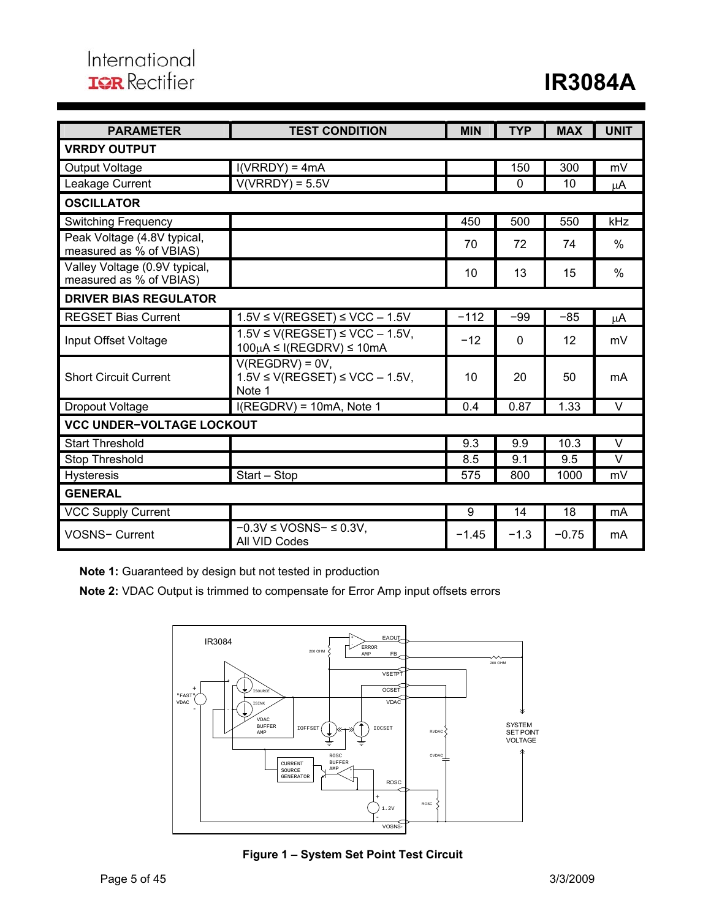| PARAMETER | TEST CONDITION | MIN | TYP | MAX | UNIT |
|---|---|---|---|---|---|
| **VRRDY OUTPUT** | | | | | |
| Output Voltage | I(VRRDY) = 4mA | | 150 | 300 | mV |
| Leakage Current | V(VRRDY) = 5.5V | | 0 | 10 | μA |
| **OSCILLATOR** | | | | | |
| Switching Frequency | | 450 | 500 | 550 | kHz |
| Peak Voltage (4.8V typical, measured as % of VBIAS) | | 70 | 72 | 74 | % |
| Valley Voltage (0.9V typical, measured as % of VBIAS) | | 10 | 13 | 15 | % |
| **DRIVER BIAS REGULATOR** | | | | | |
| REGSET Bias Current | 1.5V ≤ V(REGSET) ≤ VCC – 1.5V | −112 | −99 | −85 | μA |
| Input Offset Voltage | 1.5V ≤ V(REGSET) ≤ VCC – 1.5V, 100μA ≤ I(REGDRV) ≤ 10mA | −12 | 0 | 12 | mV |
| Short Circuit Current | V(REGDRV) = 0V, 1.5V ≤ V(REGSET) ≤ VCC – 1.5V, Note 1 | 10 | 20 | 50 | mA |
| Dropout Voltage | I(REGDRV) = 10mA, Note 1 | 0.4 | 0.87 | 1.33 | V |
| **VCC UNDER−VOLTAGE LOCKOUT** | | | | | |
| Start Threshold | | 9.3 | 9.9 | 10.3 | V |
| Stop Threshold | | 8.5 | 9.1 | 9.5 | V |
| Hysteresis | Start – Stop | 575 | 800 | 1000 | mV |
| **GENERAL** | | | | | |
| VCC Supply Current | | 9 | 14 | 18 | mA |
| VOSNS− Current | −0.3V ≤ VOSNS− ≤ 0.3V, All VID Codes | −1.45 | −1.3 | −0.75 | mA |

**Note 1:** Guaranteed by design but not tested in production

**Note 2:** VDAC Output is trimmed to compensate for Error Amp input offsets errors

**Figure 1 – System Set Point Test Circuit**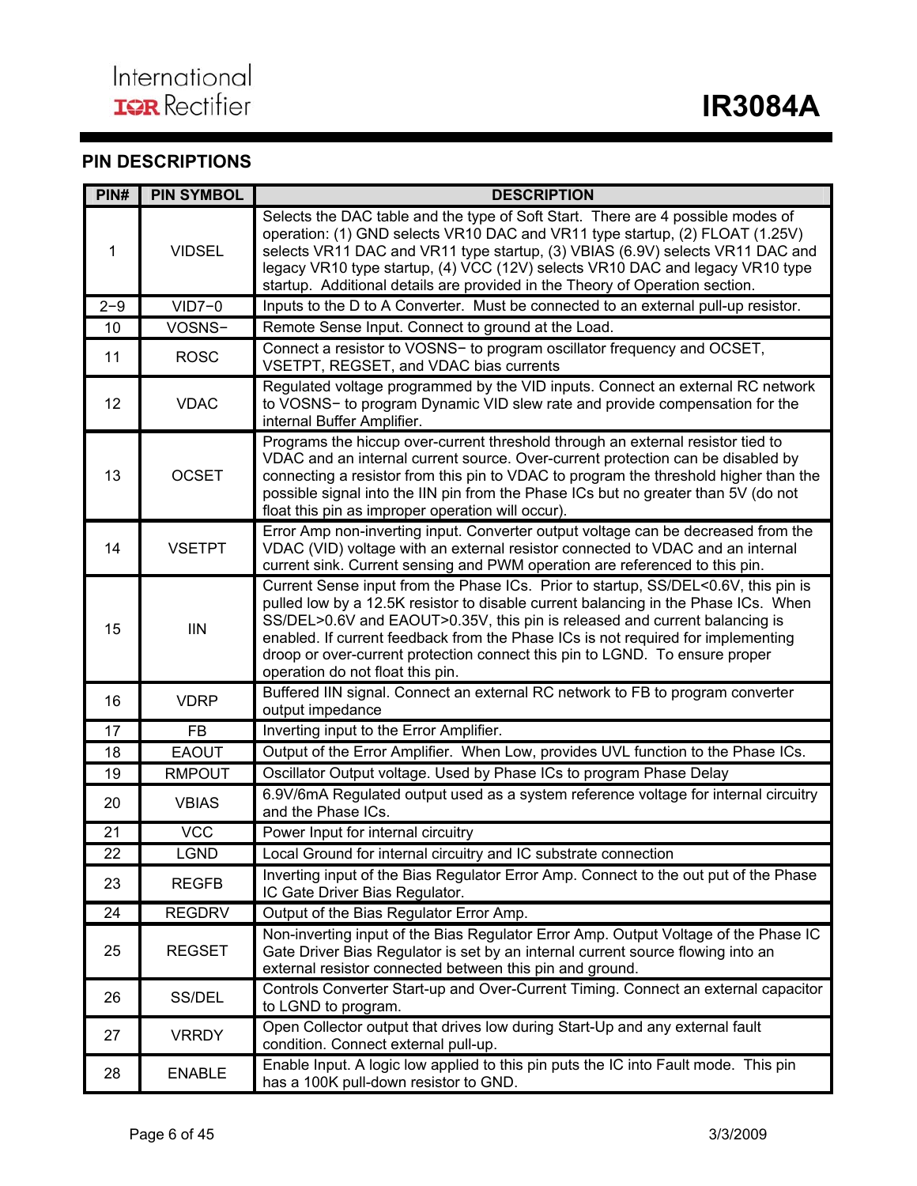## PIN DESCRIPTIONS

| PIN# | PIN SYMBOL | DESCRIPTION |
|---|---|---|
| 1 | VIDSEL | Selects the DAC table and the type of Soft Start. There are 4 possible modes of operation: (1) GND selects VR10 DAC and VR11 type startup, (2) FLOAT (1.25V) selects VR11 DAC and VR11 type startup, (3) VBIAS (6.9V) selects VR11 DAC and legacy VR10 type startup, (4) VCC (12V) selects VR10 DAC and legacy VR10 type startup. Additional details are provided in the Theory of Operation section. |
| 2−9 | VID7−0 | Inputs to the D to A Converter. Must be connected to an external pull-up resistor. |
| 10 | VOSNS− | Remote Sense Input. Connect to ground at the Load. |
| 11 | ROSC | Connect a resistor to VOSNS− to program oscillator frequency and OCSET, VSETPT, REGSET, and VDAC bias currents |
| 12 | VDAC | Regulated voltage programmed by the VID inputs. Connect an external RC network to VOSNS− to program Dynamic VID slew rate and provide compensation for the internal Buffer Amplifier. |
| 13 | OCSET | Programs the hiccup over-current threshold through an external resistor tied to VDAC and an internal current source. Over-current protection can be disabled by connecting a resistor from this pin to VDAC to program the threshold higher than the possible signal into the IIN pin from the Phase ICs but no greater than 5V (do not float this pin as improper operation will occur). |
| 14 | VSETPT | Error Amp non-inverting input. Converter output voltage can be decreased from the VDAC (VID) voltage with an external resistor connected to VDAC and an internal current sink. Current sensing and PWM operation are referenced to this pin. |
| 15 | IIN | Current Sense input from the Phase ICs. Prior to startup, SS/DEL<0.6V, this pin is pulled low by a 12.5K resistor to disable current balancing in the Phase ICs. When SS/DEL>0.6V and EAOUT>0.35V, this pin is released and current balancing is enabled. If current feedback from the Phase ICs is not required for implementing droop or over-current protection connect this pin to LGND. To ensure proper operation do not float this pin. |
| 16 | VDRP | Buffered IIN signal. Connect an external RC network to FB to program converter output impedance |
| 17 | FB | Inverting input to the Error Amplifier. |
| 18 | EAOUT | Output of the Error Amplifier. When Low, provides UVL function to the Phase ICs. |
| 19 | RMPOUT | Oscillator Output voltage. Used by Phase ICs to program Phase Delay |
| 20 | VBIAS | 6.9V/6mA Regulated output used as a system reference voltage for internal circuitry and the Phase ICs. |
| 21 | VCC | Power Input for internal circuitry |
| 22 | LGND | Local Ground for internal circuitry and IC substrate connection |
| 23 | REGFB | Inverting input of the Bias Regulator Error Amp. Connect to the out put of the Phase IC Gate Driver Bias Regulator. |
| 24 | REGDRV | Output of the Bias Regulator Error Amp. |
| 25 | REGSET | Non-inverting input of the Bias Regulator Error Amp. Output Voltage of the Phase IC Gate Driver Bias Regulator is set by an internal current source flowing into an external resistor connected between this pin and ground. |
| 26 | SS/DEL | Controls Converter Start-up and Over-Current Timing. Connect an external capacitor to LGND to program. |
| 27 | VRRDY | Open Collector output that drives low during Start-Up and any external fault condition. Connect external pull-up. |
| 28 | ENABLE | Enable Input. A logic low applied to this pin puts the IC into Fault mode. This pin has a 100K pull-down resistor to GND. |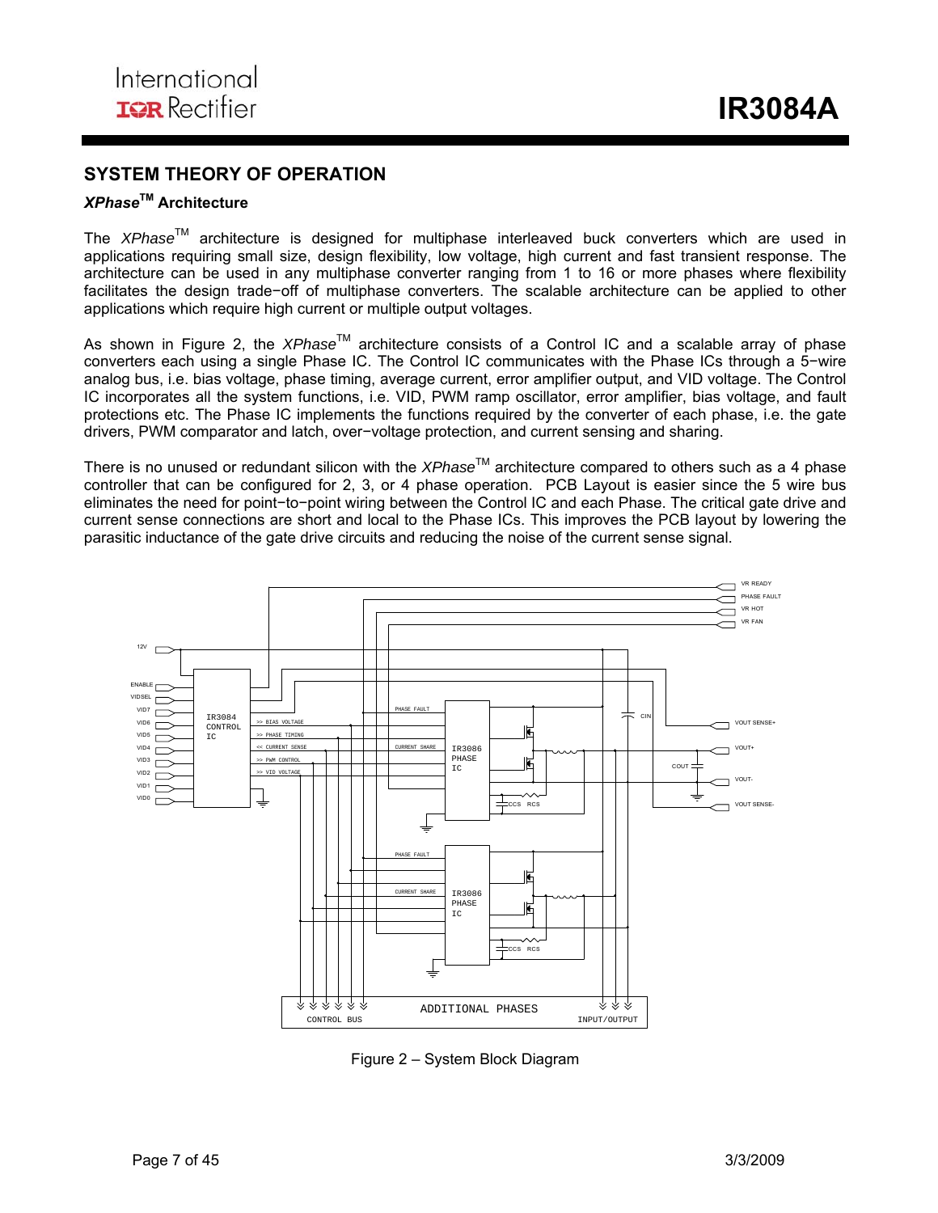## SYSTEM THEORY OF OPERATION

### *XPhase*™ Architecture

The *XPhase*™ architecture is designed for multiphase interleaved buck converters which are used in applications requiring small size, design flexibility, low voltage, high current and fast transient response. The architecture can be used in any multiphase converter ranging from 1 to 16 or more phases where flexibility facilitates the design trade−off of multiphase converters. The scalable architecture can be applied to other applications which require high current or multiple output voltages.

As shown in Figure 2, the *XPhase*™ architecture consists of a Control IC and a scalable array of phase converters each using a single Phase IC. The Control IC communicates with the Phase ICs through a 5−wire analog bus, i.e. bias voltage, phase timing, average current, error amplifier output, and VID voltage. The Control IC incorporates all the system functions, i.e. VID, PWM ramp oscillator, error amplifier, bias voltage, and fault protections etc. The Phase IC implements the functions required by the converter of each phase, i.e. the gate drivers, PWM comparator and latch, over−voltage protection, and current sensing and sharing.

There is no unused or redundant silicon with the *XPhase*™ architecture compared to others such as a 4 phase controller that can be configured for 2, 3, or 4 phase operation. PCB Layout is easier since the 5 wire bus eliminates the need for point−to−point wiring between the Control IC and each Phase. The critical gate drive and current sense connections are short and local to the Phase ICs. This improves the PCB layout by lowering the parasitic inductance of the gate drive circuits and reducing the noise of the current sense signal.

Figure 2 – System Block Diagram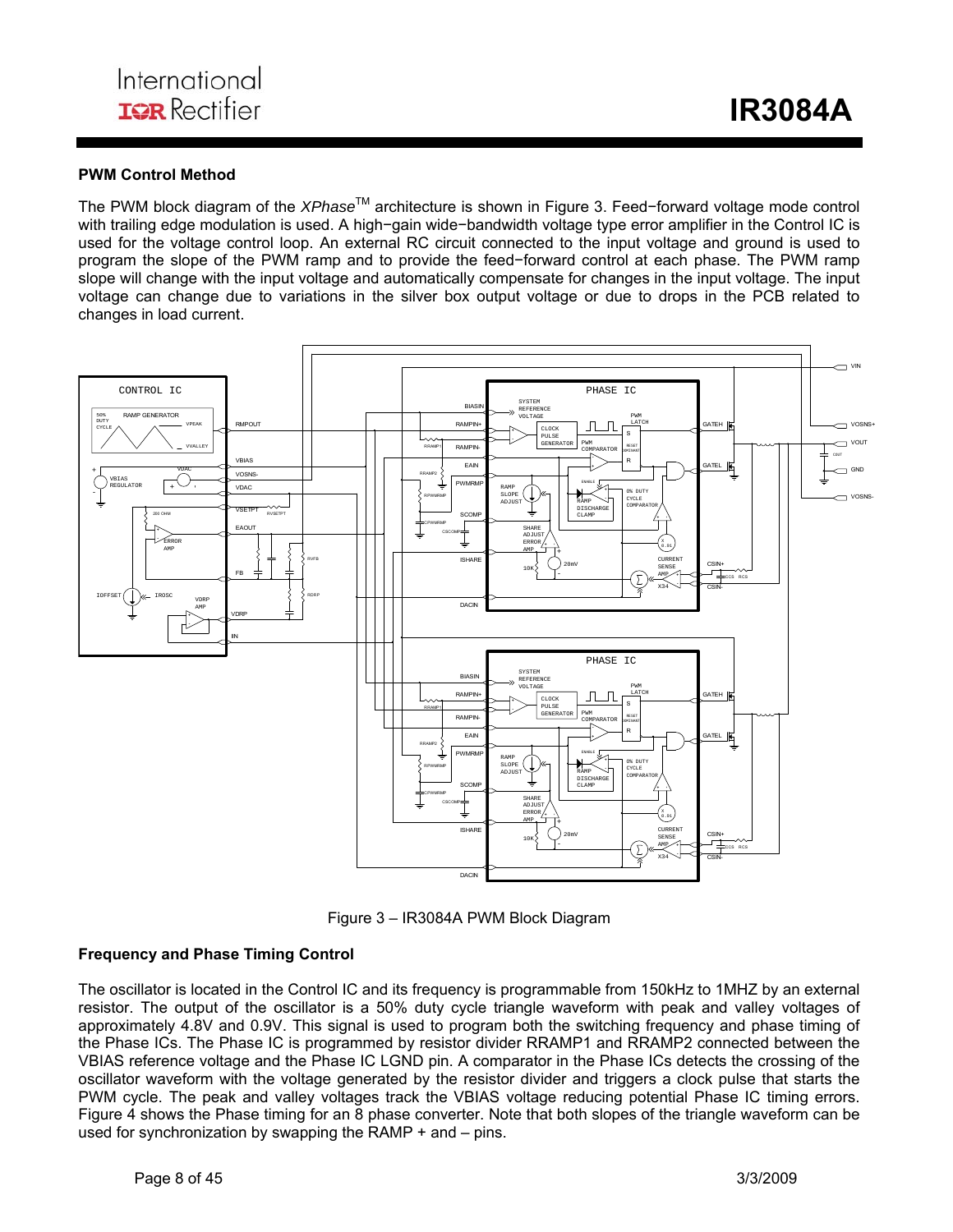## PWM Control Method

The PWM block diagram of the *XPhase*™ architecture is shown in Figure 3. Feed−forward voltage mode control with trailing edge modulation is used. A high−gain wide−bandwidth voltage type error amplifier in the Control IC is used for the voltage control loop. An external RC circuit connected to the input voltage and ground is used to program the slope of the PWM ramp and to provide the feed−forward control at each phase. The PWM ramp slope will change with the input voltage and automatically compensate for changes in the input voltage. The input voltage can change due to variations in the silver box output voltage or due to drops in the PCB related to changes in load current.

Figure 3 – IR3084A PWM Block Diagram

## Frequency and Phase Timing Control

The oscillator is located in the Control IC and its frequency is programmable from 150kHz to 1MHZ by an external resistor. The output of the oscillator is a 50% duty cycle triangle waveform with peak and valley voltages of approximately 4.8V and 0.9V. This signal is used to program both the switching frequency and phase timing of the Phase ICs. The Phase IC is programmed by resistor divider RRAMP1 and RRAMP2 connected between the VBIAS reference voltage and the Phase IC LGND pin. A comparator in the Phase ICs detects the crossing of the oscillator waveform with the voltage generated by the resistor divider and triggers a clock pulse that starts the PWM cycle. The peak and valley voltages track the VBIAS voltage reducing potential Phase IC timing errors. Figure 4 shows the Phase timing for an 8 phase converter. Note that both slopes of the triangle waveform can be used for synchronization by swapping the RAMP + and – pins.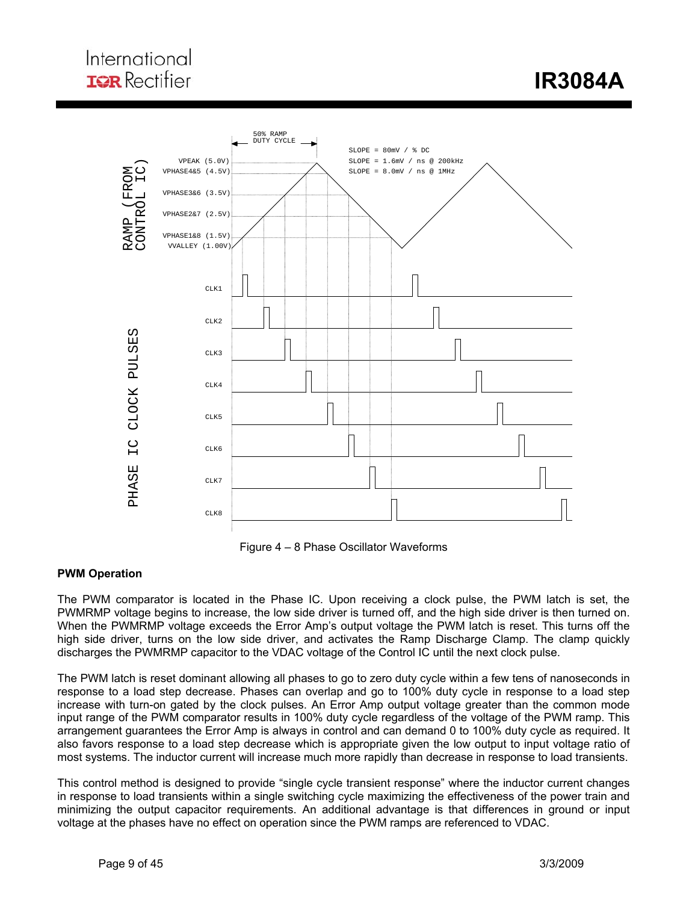Figure 4 – 8 Phase Oscillator Waveforms

**PWM Operation**

The PWM comparator is located in the Phase IC. Upon receiving a clock pulse, the PWM latch is set, the PWMRMP voltage begins to increase, the low side driver is turned off, and the high side driver is then turned on. When the PWMRMP voltage exceeds the Error Amp's output voltage the PWM latch is reset. This turns off the high side driver, turns on the low side driver, and activates the Ramp Discharge Clamp. The clamp quickly discharges the PWMRMP capacitor to the VDAC voltage of the Control IC until the next clock pulse.

The PWM latch is reset dominant allowing all phases to go to zero duty cycle within a few tens of nanoseconds in response to a load step decrease. Phases can overlap and go to 100% duty cycle in response to a load step increase with turn-on gated by the clock pulses. An Error Amp output voltage greater than the common mode input range of the PWM comparator results in 100% duty cycle regardless of the voltage of the PWM ramp. This arrangement guarantees the Error Amp is always in control and can demand 0 to 100% duty cycle as required. It also favors response to a load step decrease which is appropriate given the low output to input voltage ratio of most systems. The inductor current will increase much more rapidly than decrease in response to load transients.

This control method is designed to provide "single cycle transient response" where the inductor current changes in response to load transients within a single switching cycle maximizing the effectiveness of the power train and minimizing the output capacitor requirements. An additional advantage is that differences in ground or input voltage at the phases have no effect on operation since the PWM ramps are referenced to VDAC.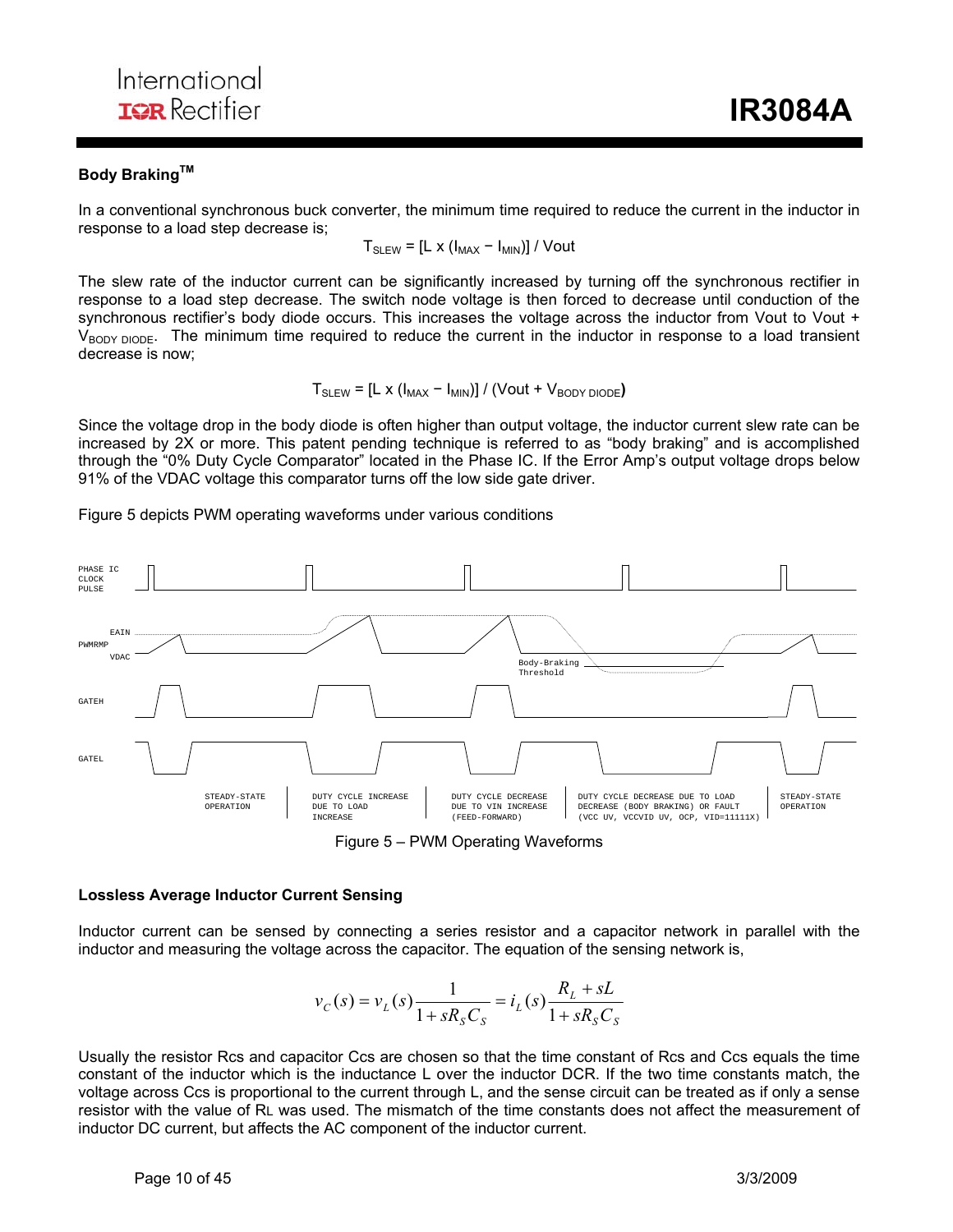### Body Braking™

In a conventional synchronous buck converter, the minimum time required to reduce the current in the inductor in response to a load step decrease is;

$$T_{SLEW} = [L \times (I_{MAX} - I_{MIN})] / Vout$$

The slew rate of the inductor current can be significantly increased by turning off the synchronous rectifier in response to a load step decrease. The switch node voltage is then forced to decrease until conduction of the synchronous rectifier's body diode occurs. This increases the voltage across the inductor from Vout to Vout + $V_{BODY\ DIODE}$. The minimum time required to reduce the current in the inductor in response to a load transient decrease is now;

$$T_{SLEW} = [L \times (I_{MAX} - I_{MIN})] / (Vout + V_{BODY\ DIODE})$$

Since the voltage drop in the body diode is often higher than output voltage, the inductor current slew rate can be increased by 2X or more. This patent pending technique is referred to as "body braking" and is accomplished through the "0% Duty Cycle Comparator" located in the Phase IC. If the Error Amp's output voltage drops below 91% of the VDAC voltage this comparator turns off the low side gate driver.

Figure 5 depicts PWM operating waveforms under various conditions

PHASE IC CLOCK PULSE

EAIN

PWMRMP

VDAC

Body-Braking Threshold

GATEH

GATEL

STEADY-STATE OPERATION | DUTY CYCLE INCREASE DUE TO LOAD INCREASE | DUTY CYCLE DECREASE DUE TO VIN INCREASE (FEED-FORWARD) | DUTY CYCLE DECREASE DUE TO LOAD DECREASE (BODY BRAKING) OR FAULT (VCC UV, VCCVID UV, OCP, VID=11111X) | STEADY-STATE OPERATION

Figure 5 – PWM Operating Waveforms

### Lossless Average Inductor Current Sensing

Inductor current can be sensed by connecting a series resistor and a capacitor network in parallel with the inductor and measuring the voltage across the capacitor. The equation of the sensing network is,

$$v_C(s) = v_L(s)\frac{1}{1 + sR_S C_S} = i_L(s)\frac{R_L + sL}{1 + sR_S C_S}$$

Usually the resistor Rcs and capacitor Ccs are chosen so that the time constant of Rcs and Ccs equals the time constant of the inductor which is the inductance L over the inductor DCR. If the two time constants match, the voltage across Ccs is proportional to the current through L, and the sense circuit can be treated as if only a sense resistor with the value of $R_L$ was used. The mismatch of the time constants does not affect the measurement of inductor DC current, but affects the AC component of the inductor current.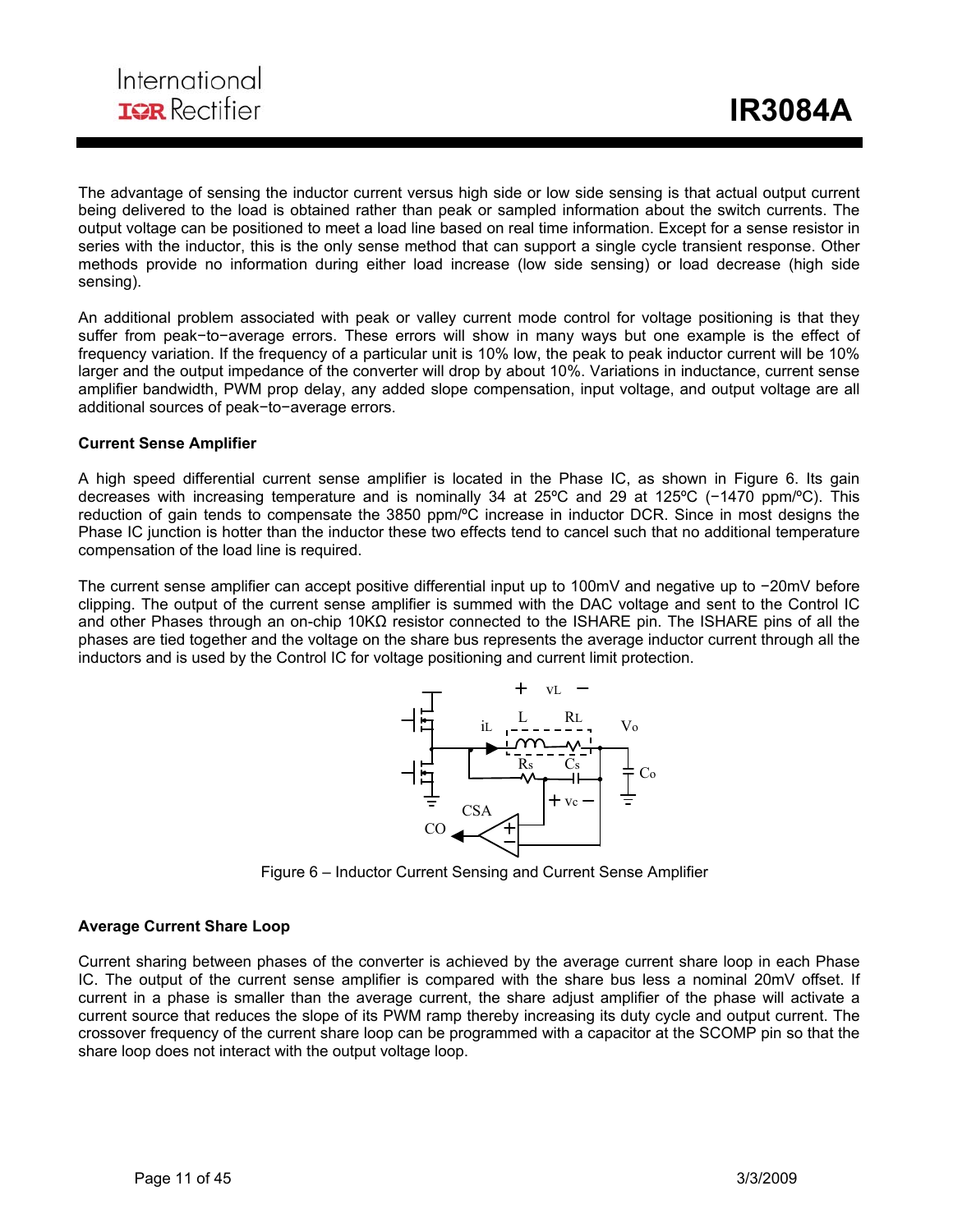The advantage of sensing the inductor current versus high side or low side sensing is that actual output current being delivered to the load is obtained rather than peak or sampled information about the switch currents. The output voltage can be positioned to meet a load line based on real time information. Except for a sense resistor in series with the inductor, this is the only sense method that can support a single cycle transient response. Other methods provide no information during either load increase (low side sensing) or load decrease (high side sensing).

An additional problem associated with peak or valley current mode control for voltage positioning is that they suffer from peak−to−average errors. These errors will show in many ways but one example is the effect of frequency variation. If the frequency of a particular unit is 10% low, the peak to peak inductor current will be 10% larger and the output impedance of the converter will drop by about 10%. Variations in inductance, current sense amplifier bandwidth, PWM prop delay, any added slope compensation, input voltage, and output voltage are all additional sources of peak−to−average errors.

**Current Sense Amplifier**

A high speed differential current sense amplifier is located in the Phase IC, as shown in Figure 6. Its gain decreases with increasing temperature and is nominally 34 at 25ºC and 29 at 125ºC (−1470 ppm/ºC). This reduction of gain tends to compensate the 3850 ppm/ºC increase in inductor DCR. Since in most designs the Phase IC junction is hotter than the inductor these two effects tend to cancel such that no additional temperature compensation of the load line is required.

The current sense amplifier can accept positive differential input up to 100mV and negative up to −20mV before clipping. The output of the current sense amplifier is summed with the DAC voltage and sent to the Control IC and other Phases through an on-chip 10KΩ resistor connected to the ISHARE pin. The ISHARE pins of all the phases are tied together and the voltage on the share bus represents the average inductor current through all the inductors and is used by the Control IC for voltage positioning and current limit protection.

Figure 6 – Inductor Current Sensing and Current Sense Amplifier

**Average Current Share Loop**

Current sharing between phases of the converter is achieved by the average current share loop in each Phase IC. The output of the current sense amplifier is compared with the share bus less a nominal 20mV offset. If current in a phase is smaller than the average current, the share adjust amplifier of the phase will activate a current source that reduces the slope of its PWM ramp thereby increasing its duty cycle and output current. The crossover frequency of the current share loop can be programmed with a capacitor at the SCOMP pin so that the share loop does not interact with the output voltage loop.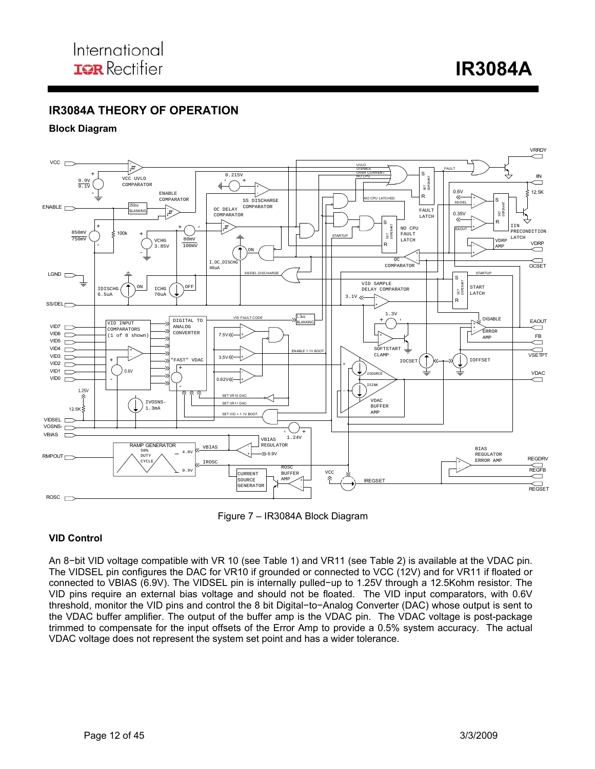## IR3084A THEORY OF OPERATION

### Block Diagram

Figure 7 – IR3084A Block Diagram

### VID Control

An 8−bit VID voltage compatible with VR 10 (see Table 1) and VR11 (see Table 2) is available at the VDAC pin. The VIDSEL pin configures the DAC for VR10 if grounded or connected to VCC (12V) and for VR11 if floated or connected to VBIAS (6.9V). The VIDSEL pin is internally pulled−up to 1.25V through a 12.5Kohm resistor. The VID pins require an external bias voltage and should not be floated. The VID input comparators, with 0.6V threshold, monitor the VID pins and control the 8 bit Digital−to−Analog Converter (DAC) whose output is sent to the VDAC buffer amplifier. The output of the buffer amp is the VDAC pin. The VDAC voltage is post-package trimmed to compensate for the input offsets of the Error Amp to provide a 0.5% system accuracy. The actual VDAC voltage does not represent the system set point and has a wider tolerance.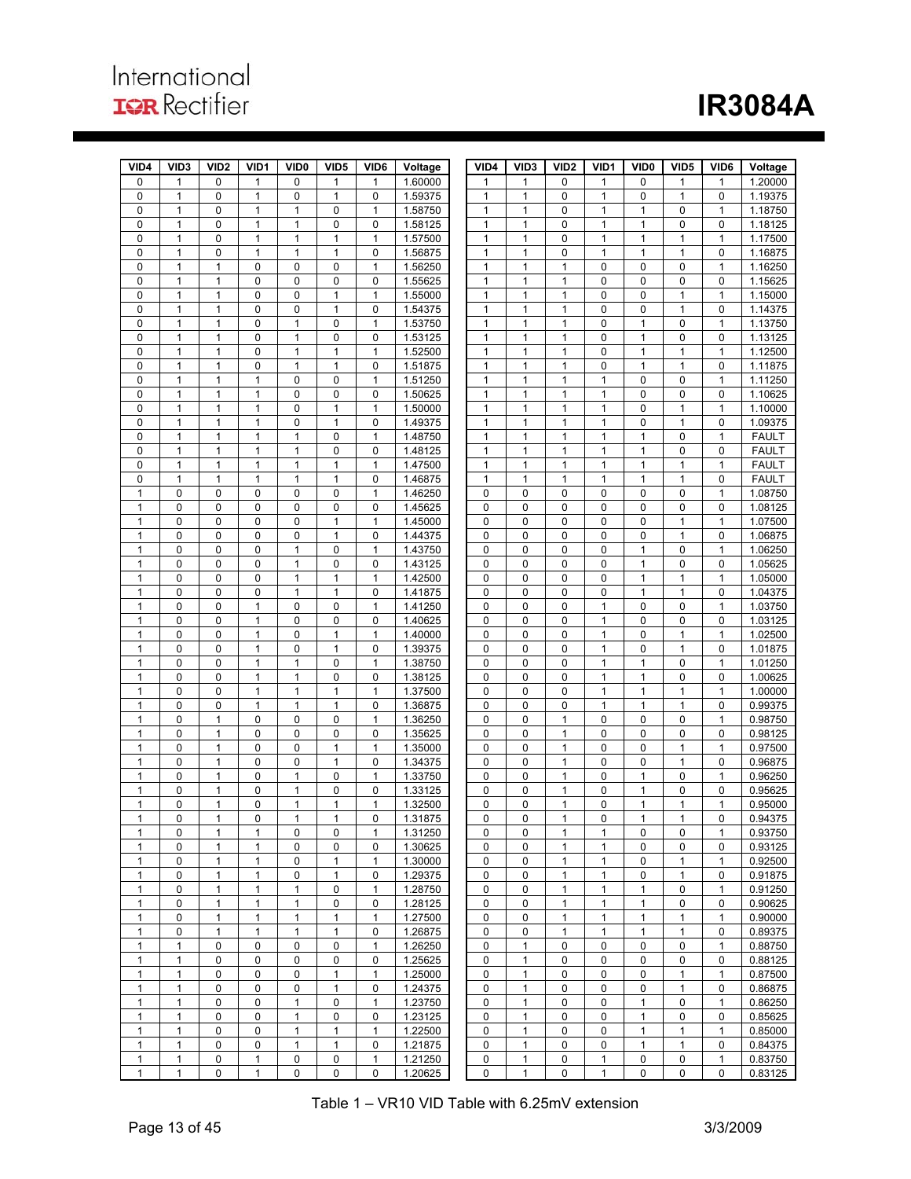| VID4 | VID3 | VID2 | VID1 | VID0 | VID5 | VID6 | Voltage |
|---|---|---|---|---|---|---|---|
| 0 | 1 | 0 | 1 | 0 | 1 | 1 | 1.60000 |
| 0 | 1 | 0 | 1 | 0 | 1 | 0 | 1.59375 |
| 0 | 1 | 0 | 1 | 1 | 0 | 1 | 1.58750 |
| 0 | 1 | 0 | 1 | 1 | 0 | 0 | 1.58125 |
| 0 | 1 | 0 | 1 | 1 | 1 | 1 | 1.57500 |
| 0 | 1 | 0 | 1 | 1 | 1 | 0 | 1.56875 |
| 0 | 1 | 1 | 0 | 0 | 0 | 1 | 1.56250 |
| 0 | 1 | 1 | 0 | 0 | 0 | 0 | 1.55625 |
| 0 | 1 | 1 | 0 | 0 | 1 | 1 | 1.55000 |
| 0 | 1 | 1 | 0 | 0 | 1 | 0 | 1.54375 |
| 0 | 1 | 1 | 0 | 1 | 0 | 1 | 1.53750 |
| 0 | 1 | 1 | 0 | 1 | 0 | 0 | 1.53125 |
| 0 | 1 | 1 | 0 | 1 | 1 | 1 | 1.52500 |
| 0 | 1 | 1 | 0 | 1 | 1 | 0 | 1.51875 |
| 0 | 1 | 1 | 1 | 0 | 0 | 1 | 1.51250 |
| 0 | 1 | 1 | 1 | 0 | 0 | 0 | 1.50625 |
| 0 | 1 | 1 | 1 | 0 | 1 | 1 | 1.50000 |
| 0 | 1 | 1 | 1 | 0 | 1 | 0 | 1.49375 |
| 0 | 1 | 1 | 1 | 1 | 0 | 1 | 1.48750 |
| 0 | 1 | 1 | 1 | 1 | 0 | 0 | 1.48125 |
| 0 | 1 | 1 | 1 | 1 | 1 | 1 | 1.47500 |
| 0 | 1 | 1 | 1 | 1 | 1 | 0 | 1.46875 |
| 1 | 0 | 0 | 0 | 0 | 0 | 1 | 1.46250 |
| 1 | 0 | 0 | 0 | 0 | 0 | 0 | 1.45625 |
| 1 | 0 | 0 | 0 | 0 | 1 | 1 | 1.45000 |
| 1 | 0 | 0 | 0 | 0 | 1 | 0 | 1.44375 |
| 1 | 0 | 0 | 0 | 1 | 0 | 1 | 1.43750 |
| 1 | 0 | 0 | 0 | 1 | 0 | 0 | 1.43125 |
| 1 | 0 | 0 | 0 | 1 | 1 | 1 | 1.42500 |
| 1 | 0 | 0 | 0 | 1 | 1 | 0 | 1.41875 |
| 1 | 0 | 0 | 1 | 0 | 0 | 1 | 1.41250 |
| 1 | 0 | 0 | 1 | 0 | 0 | 0 | 1.40625 |
| 1 | 0 | 0 | 1 | 0 | 1 | 1 | 1.40000 |
| 1 | 0 | 0 | 1 | 0 | 1 | 0 | 1.39375 |
| 1 | 0 | 0 | 1 | 1 | 0 | 1 | 1.38750 |
| 1 | 0 | 0 | 1 | 1 | 0 | 0 | 1.38125 |
| 1 | 0 | 0 | 1 | 1 | 1 | 1 | 1.37500 |
| 1 | 0 | 0 | 1 | 1 | 1 | 0 | 1.36875 |
| 1 | 0 | 1 | 0 | 0 | 0 | 1 | 1.36250 |
| 1 | 0 | 1 | 0 | 0 | 0 | 0 | 1.35625 |
| 1 | 0 | 1 | 0 | 0 | 1 | 1 | 1.35000 |
| 1 | 0 | 1 | 0 | 0 | 1 | 0 | 1.34375 |
| 1 | 0 | 1 | 0 | 1 | 0 | 1 | 1.33750 |
| 1 | 0 | 1 | 0 | 1 | 0 | 0 | 1.33125 |
| 1 | 0 | 1 | 0 | 1 | 1 | 1 | 1.32500 |
| 1 | 0 | 1 | 0 | 1 | 1 | 0 | 1.31875 |
| 1 | 0 | 1 | 1 | 0 | 0 | 1 | 1.31250 |
| 1 | 0 | 1 | 1 | 0 | 0 | 0 | 1.30625 |
| 1 | 0 | 1 | 1 | 0 | 1 | 1 | 1.30000 |
| 1 | 0 | 1 | 1 | 0 | 1 | 0 | 1.29375 |
| 1 | 0 | 1 | 1 | 1 | 0 | 1 | 1.28750 |
| 1 | 0 | 1 | 1 | 1 | 0 | 0 | 1.28125 |
| 1 | 0 | 1 | 1 | 1 | 1 | 1 | 1.27500 |
| 1 | 0 | 1 | 1 | 1 | 1 | 0 | 1.26875 |
| 1 | 1 | 0 | 0 | 0 | 0 | 1 | 1.26250 |
| 1 | 1 | 0 | 0 | 0 | 0 | 0 | 1.25625 |
| 1 | 1 | 0 | 0 | 0 | 1 | 1 | 1.25000 |
| 1 | 1 | 0 | 0 | 0 | 1 | 0 | 1.24375 |
| 1 | 1 | 0 | 0 | 1 | 0 | 1 | 1.23750 |
| 1 | 1 | 0 | 0 | 1 | 0 | 0 | 1.23125 |
| 1 | 1 | 0 | 0 | 1 | 1 | 1 | 1.22500 |
| 1 | 1 | 0 | 0 | 1 | 1 | 0 | 1.21875 |
| 1 | 1 | 0 | 1 | 0 | 0 | 1 | 1.21250 |
| 1 | 1 | 0 | 1 | 0 | 0 | 0 | 1.20625 |

| VID4 | VID3 | VID2 | VID1 | VID0 | VID5 | VID6 | Voltage |
|---|---|---|---|---|---|---|---|
| 1 | 1 | 0 | 1 | 0 | 1 | 1 | 1.20000 |
| 1 | 1 | 0 | 1 | 0 | 1 | 0 | 1.19375 |
| 1 | 1 | 0 | 1 | 1 | 0 | 1 | 1.18750 |
| 1 | 1 | 0 | 1 | 1 | 0 | 0 | 1.18125 |
| 1 | 1 | 0 | 1 | 1 | 1 | 1 | 1.17500 |
| 1 | 1 | 0 | 1 | 1 | 1 | 0 | 1.16875 |
| 1 | 1 | 1 | 0 | 0 | 0 | 1 | 1.16250 |
| 1 | 1 | 1 | 0 | 0 | 0 | 0 | 1.15625 |
| 1 | 1 | 1 | 0 | 0 | 1 | 1 | 1.15000 |
| 1 | 1 | 1 | 0 | 0 | 1 | 0 | 1.14375 |
| 1 | 1 | 1 | 0 | 1 | 0 | 1 | 1.13750 |
| 1 | 1 | 1 | 0 | 1 | 0 | 0 | 1.13125 |
| 1 | 1 | 1 | 0 | 1 | 1 | 1 | 1.12500 |
| 1 | 1 | 1 | 0 | 1 | 1 | 0 | 1.11875 |
| 1 | 1 | 1 | 1 | 0 | 0 | 1 | 1.11250 |
| 1 | 1 | 1 | 1 | 0 | 0 | 0 | 1.10625 |
| 1 | 1 | 1 | 1 | 0 | 1 | 1 | 1.10000 |
| 1 | 1 | 1 | 1 | 0 | 1 | 0 | 1.09375 |
| 1 | 1 | 1 | 1 | 1 | 0 | 1 | FAULT |
| 1 | 1 | 1 | 1 | 1 | 0 | 0 | FAULT |
| 1 | 1 | 1 | 1 | 1 | 1 | 1 | FAULT |
| 1 | 1 | 1 | 1 | 1 | 1 | 0 | FAULT |
| 0 | 0 | 0 | 0 | 0 | 0 | 1 | 1.08750 |
| 0 | 0 | 0 | 0 | 0 | 0 | 0 | 1.08125 |
| 0 | 0 | 0 | 0 | 0 | 1 | 1 | 1.07500 |
| 0 | 0 | 0 | 0 | 0 | 1 | 0 | 1.06875 |
| 0 | 0 | 0 | 0 | 1 | 0 | 1 | 1.06250 |
| 0 | 0 | 0 | 0 | 1 | 0 | 0 | 1.05625 |
| 0 | 0 | 0 | 0 | 1 | 1 | 1 | 1.05000 |
| 0 | 0 | 0 | 0 | 1 | 1 | 0 | 1.04375 |
| 0 | 0 | 0 | 1 | 0 | 0 | 1 | 1.03750 |
| 0 | 0 | 0 | 1 | 0 | 0 | 0 | 1.03125 |
| 0 | 0 | 0 | 1 | 0 | 1 | 1 | 1.02500 |
| 0 | 0 | 0 | 1 | 0 | 1 | 0 | 1.01875 |
| 0 | 0 | 0 | 1 | 1 | 0 | 1 | 1.01250 |
| 0 | 0 | 0 | 1 | 1 | 0 | 0 | 1.00625 |
| 0 | 0 | 0 | 1 | 1 | 1 | 1 | 1.00000 |
| 0 | 0 | 0 | 1 | 1 | 1 | 0 | 0.99375 |
| 0 | 0 | 1 | 0 | 0 | 0 | 1 | 0.98750 |
| 0 | 0 | 1 | 0 | 0 | 0 | 0 | 0.98125 |
| 0 | 0 | 1 | 0 | 0 | 1 | 1 | 0.97500 |
| 0 | 0 | 1 | 0 | 0 | 1 | 0 | 0.96875 |
| 0 | 0 | 1 | 0 | 1 | 0 | 1 | 0.96250 |
| 0 | 0 | 1 | 0 | 1 | 0 | 0 | 0.95625 |
| 0 | 0 | 1 | 0 | 1 | 1 | 1 | 0.95000 |
| 0 | 0 | 1 | 0 | 1 | 1 | 0 | 0.94375 |
| 0 | 0 | 1 | 1 | 0 | 0 | 1 | 0.93750 |
| 0 | 0 | 1 | 1 | 0 | 0 | 0 | 0.93125 |
| 0 | 0 | 1 | 1 | 0 | 1 | 1 | 0.92500 |
| 0 | 0 | 1 | 1 | 0 | 1 | 0 | 0.91875 |
| 0 | 0 | 1 | 1 | 1 | 0 | 1 | 0.91250 |
| 0 | 0 | 1 | 1 | 1 | 0 | 0 | 0.90625 |
| 0 | 0 | 1 | 1 | 1 | 1 | 1 | 0.90000 |
| 0 | 0 | 1 | 1 | 1 | 1 | 0 | 0.89375 |
| 0 | 1 | 0 | 0 | 0 | 0 | 1 | 0.88750 |
| 0 | 1 | 0 | 0 | 0 | 0 | 0 | 0.88125 |
| 0 | 1 | 0 | 0 | 0 | 1 | 1 | 0.87500 |
| 0 | 1 | 0 | 0 | 0 | 1 | 0 | 0.86875 |
| 0 | 1 | 0 | 0 | 1 | 0 | 1 | 0.86250 |
| 0 | 1 | 0 | 0 | 1 | 0 | 0 | 0.85625 |
| 0 | 1 | 0 | 0 | 1 | 1 | 1 | 0.85000 |
| 0 | 1 | 0 | 0 | 1 | 1 | 0 | 0.84375 |
| 0 | 1 | 0 | 1 | 0 | 0 | 1 | 0.83750 |
| 0 | 1 | 0 | 1 | 0 | 0 | 0 | 0.83125 |

Table 1 – VR10 VID Table with 6.25mV extension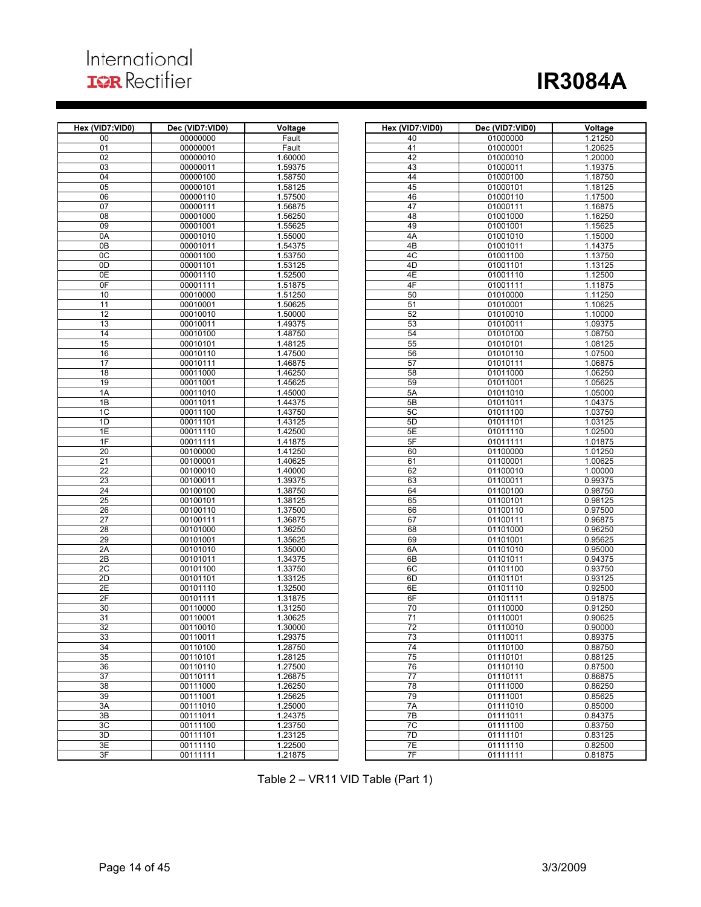| Hex (VID7:VID0) | Dec (VID7:VID0) | Voltage |
|---|---|---|
| 00 | 00000000 | Fault |
| 01 | 00000001 | Fault |
| 02 | 00000010 | 1.60000 |
| 03 | 00000011 | 1.59375 |
| 04 | 00000100 | 1.58750 |
| 05 | 00000101 | 1.58125 |
| 06 | 00000110 | 1.57500 |
| 07 | 00000111 | 1.56875 |
| 08 | 00001000 | 1.56250 |
| 09 | 00001001 | 1.55625 |
| 0A | 00001010 | 1.55000 |
| 0B | 00001011 | 1.54375 |
| 0C | 00001100 | 1.53750 |
| 0D | 00001101 | 1.53125 |
| 0E | 00001110 | 1.52500 |
| 0F | 00001111 | 1.51875 |
| 10 | 00010000 | 1.51250 |
| 11 | 00010001 | 1.50625 |
| 12 | 00010010 | 1.50000 |
| 13 | 00010011 | 1.49375 |
| 14 | 00010100 | 1.48750 |
| 15 | 00010101 | 1.48125 |
| 16 | 00010110 | 1.47500 |
| 17 | 00010111 | 1.46875 |
| 18 | 00011000 | 1.46250 |
| 19 | 00011001 | 1.45625 |
| 1A | 00011010 | 1.45000 |
| 1B | 00011011 | 1.44375 |
| 1C | 00011100 | 1.43750 |
| 1D | 00011101 | 1.43125 |
| 1E | 00011110 | 1.42500 |
| 1F | 00011111 | 1.41875 |
| 20 | 00100000 | 1.41250 |
| 21 | 00100001 | 1.40625 |
| 22 | 00100010 | 1.40000 |
| 23 | 00100011 | 1.39375 |
| 24 | 00100100 | 1.38750 |
| 25 | 00100101 | 1.38125 |
| 26 | 00100110 | 1.37500 |
| 27 | 00100111 | 1.36875 |
| 28 | 00101000 | 1.36250 |
| 29 | 00101001 | 1.35625 |
| 2A | 00101010 | 1.35000 |
| 2B | 00101011 | 1.34375 |
| 2C | 00101100 | 1.33750 |
| 2D | 00101101 | 1.33125 |
| 2E | 00101110 | 1.32500 |
| 2F | 00101111 | 1.31875 |
| 30 | 00110000 | 1.31250 |
| 31 | 00110001 | 1.30625 |
| 32 | 00110010 | 1.30000 |
| 33 | 00110011 | 1.29375 |
| 34 | 00110100 | 1.28750 |
| 35 | 00110101 | 1.28125 |
| 36 | 00110110 | 1.27500 |
| 37 | 00110111 | 1.26875 |
| 38 | 00111000 | 1.26250 |
| 39 | 00111001 | 1.25625 |
| 3A | 00111010 | 1.25000 |
| 3B | 00111011 | 1.24375 |
| 3C | 00111100 | 1.23750 |
| 3D | 00111101 | 1.23125 |
| 3E | 00111110 | 1.22500 |
| 3F | 00111111 | 1.21875 |
| 40 | 01000000 | 1.21250 |
| 41 | 01000001 | 1.20625 |
| 42 | 01000010 | 1.20000 |
| 43 | 01000011 | 1.19375 |
| 44 | 01000100 | 1.18750 |
| 45 | 01000101 | 1.18125 |
| 46 | 01000110 | 1.17500 |
| 47 | 01000111 | 1.16875 |
| 48 | 01001000 | 1.16250 |
| 49 | 01001001 | 1.15625 |
| 4A | 01001010 | 1.15000 |
| 4B | 01001011 | 1.14375 |
| 4C | 01001100 | 1.13750 |
| 4D | 01001101 | 1.13125 |
| 4E | 01001110 | 1.12500 |
| 4F | 01001111 | 1.11875 |
| 50 | 01010000 | 1.11250 |
| 51 | 01010001 | 1.10625 |
| 52 | 01010010 | 1.10000 |
| 53 | 01010011 | 1.09375 |
| 54 | 01010100 | 1.08750 |
| 55 | 01010101 | 1.08125 |
| 56 | 01010110 | 1.07500 |
| 57 | 01010111 | 1.06875 |
| 58 | 01011000 | 1.06250 |
| 59 | 01011001 | 1.05625 |
| 5A | 01011010 | 1.05000 |
| 5B | 01011011 | 1.04375 |
| 5C | 01011100 | 1.03750 |
| 5D | 01011101 | 1.03125 |
| 5E | 01011110 | 1.02500 |
| 5F | 01011111 | 1.01875 |
| 60 | 01100000 | 1.01250 |
| 61 | 01100001 | 1.00625 |
| 62 | 01100010 | 1.00000 |
| 63 | 01100011 | 0.99375 |
| 64 | 01100100 | 0.98750 |
| 65 | 01100101 | 0.98125 |
| 66 | 01100110 | 0.97500 |
| 67 | 01100111 | 0.96875 |
| 68 | 01101000 | 0.96250 |
| 69 | 01101001 | 0.95625 |
| 6A | 01101010 | 0.95000 |
| 6B | 01101011 | 0.94375 |
| 6C | 01101100 | 0.93750 |
| 6D | 01101101 | 0.93125 |
| 6E | 01101110 | 0.92500 |
| 6F | 01101111 | 0.91875 |
| 70 | 01110000 | 0.91250 |
| 71 | 01110001 | 0.90625 |
| 72 | 01110010 | 0.90000 |
| 73 | 01110011 | 0.89375 |
| 74 | 01110100 | 0.88750 |
| 75 | 01110101 | 0.88125 |
| 76 | 01110110 | 0.87500 |
| 77 | 01110111 | 0.86875 |
| 78 | 01111000 | 0.86250 |
| 79 | 01111001 | 0.85625 |
| 7A | 01111010 | 0.85000 |
| 7B | 01111011 | 0.84375 |
| 7C | 01111100 | 0.83750 |
| 7D | 01111101 | 0.83125 |
| 7E | 01111110 | 0.82500 |
| 7F | 01111111 | 0.81875 |

Table 2 – VR11 VID Table (Part 1)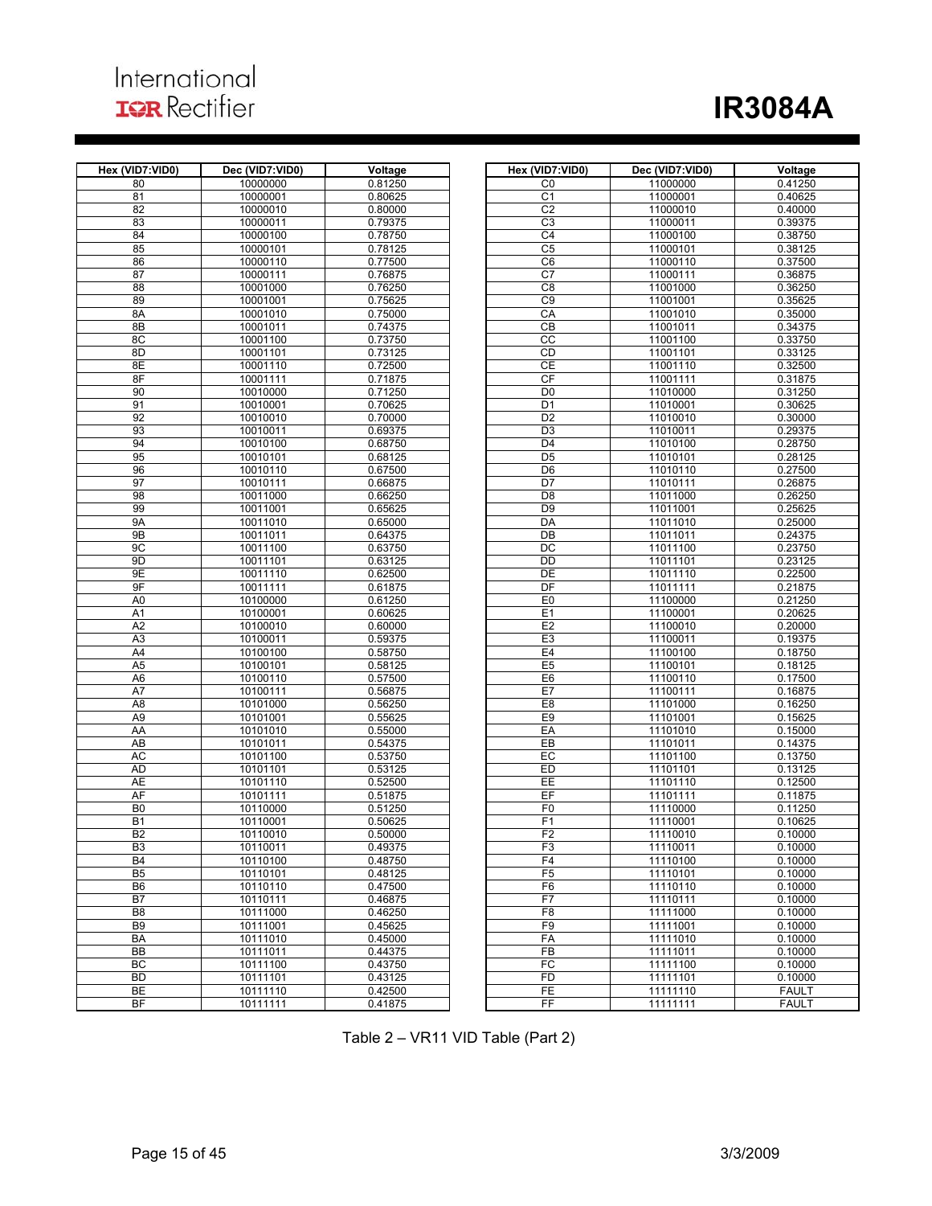| Hex (VID7:VID0) | Dec (VID7:VID0) | Voltage |
|---|---|---|
| 80 | 10000000 | 0.81250 |
| 81 | 10000001 | 0.80625 |
| 82 | 10000010 | 0.80000 |
| 83 | 10000011 | 0.79375 |
| 84 | 10000100 | 0.78750 |
| 85 | 10000101 | 0.78125 |
| 86 | 10000110 | 0.77500 |
| 87 | 10000111 | 0.76875 |
| 88 | 10001000 | 0.76250 |
| 89 | 10001001 | 0.75625 |
| 8A | 10001010 | 0.75000 |
| 8B | 10001011 | 0.74375 |
| 8C | 10001100 | 0.73750 |
| 8D | 10001101 | 0.73125 |
| 8E | 10001110 | 0.72500 |
| 8F | 10001111 | 0.71875 |
| 90 | 10010000 | 0.71250 |
| 91 | 10010001 | 0.70625 |
| 92 | 10010010 | 0.70000 |
| 93 | 10010011 | 0.69375 |
| 94 | 10010100 | 0.68750 |
| 95 | 10010101 | 0.68125 |
| 96 | 10010110 | 0.67500 |
| 97 | 10010111 | 0.66875 |
| 98 | 10011000 | 0.66250 |
| 99 | 10011001 | 0.65625 |
| 9A | 10011010 | 0.65000 |
| 9B | 10011011 | 0.64375 |
| 9C | 10011100 | 0.63750 |
| 9D | 10011101 | 0.63125 |
| 9E | 10011110 | 0.62500 |
| 9F | 10011111 | 0.61875 |
| A0 | 10100000 | 0.61250 |
| A1 | 10100001 | 0.60625 |
| A2 | 10100010 | 0.60000 |
| A3 | 10100011 | 0.59375 |
| A4 | 10100100 | 0.58750 |
| A5 | 10100101 | 0.58125 |
| A6 | 10100110 | 0.57500 |
| A7 | 10100111 | 0.56875 |
| A8 | 10101000 | 0.56250 |
| A9 | 10101001 | 0.55625 |
| AA | 10101010 | 0.55000 |
| AB | 10101011 | 0.54375 |
| AC | 10101100 | 0.53750 |
| AD | 10101101 | 0.53125 |
| AE | 10101110 | 0.52500 |
| AF | 10101111 | 0.51875 |
| B0 | 10110000 | 0.51250 |
| B1 | 10110001 | 0.50625 |
| B2 | 10110010 | 0.50000 |
| B3 | 10110011 | 0.49375 |
| B4 | 10110100 | 0.48750 |
| B5 | 10110101 | 0.48125 |
| B6 | 10110110 | 0.47500 |
| B7 | 10110111 | 0.46875 |
| B8 | 10111000 | 0.46250 |
| B9 | 10111001 | 0.45625 |
| BA | 10111010 | 0.45000 |
| BB | 10111011 | 0.44375 |
| BC | 10111100 | 0.43750 |
| BD | 10111101 | 0.43125 |
| BE | 10111110 | 0.42500 |
| BF | 10111111 | 0.41875 |
| C0 | 11000000 | 0.41250 |
| C1 | 11000001 | 0.40625 |
| C2 | 11000010 | 0.40000 |
| C3 | 11000011 | 0.39375 |
| C4 | 11000100 | 0.38750 |
| C5 | 11000101 | 0.38125 |
| C6 | 11000110 | 0.37500 |
| C7 | 11000111 | 0.36875 |
| C8 | 11001000 | 0.36250 |
| C9 | 11001001 | 0.35625 |
| CA | 11001010 | 0.35000 |
| CB | 11001011 | 0.34375 |
| CC | 11001100 | 0.33750 |
| CD | 11001101 | 0.33125 |
| CE | 11001110 | 0.32500 |
| CF | 11001111 | 0.31875 |
| D0 | 11010000 | 0.31250 |
| D1 | 11010001 | 0.30625 |
| D2 | 11010010 | 0.30000 |
| D3 | 11010011 | 0.29375 |
| D4 | 11010100 | 0.28750 |
| D5 | 11010101 | 0.28125 |
| D6 | 11010110 | 0.27500 |
| D7 | 11010111 | 0.26875 |
| D8 | 11011000 | 0.26250 |
| D9 | 11011001 | 0.25625 |
| DA | 11011010 | 0.25000 |
| DB | 11011011 | 0.24375 |
| DC | 11011100 | 0.23750 |
| DD | 11011101 | 0.23125 |
| DE | 11011110 | 0.22500 |
| DF | 11011111 | 0.21875 |
| E0 | 11100000 | 0.21250 |
| E1 | 11100001 | 0.20625 |
| E2 | 11100010 | 0.20000 |
| E3 | 11100011 | 0.19375 |
| E4 | 11100100 | 0.18750 |
| E5 | 11100101 | 0.18125 |
| E6 | 11100110 | 0.17500 |
| E7 | 11100111 | 0.16875 |
| E8 | 11101000 | 0.16250 |
| E9 | 11101001 | 0.15625 |
| EA | 11101010 | 0.15000 |
| EB | 11101011 | 0.14375 |
| EC | 11101100 | 0.13750 |
| ED | 11101101 | 0.13125 |
| EE | 11101110 | 0.12500 |
| EF | 11101111 | 0.11875 |
| F0 | 11110000 | 0.11250 |
| F1 | 11110001 | 0.10625 |
| F2 | 11110010 | 0.10000 |
| F3 | 11110011 | 0.10000 |
| F4 | 11110100 | 0.10000 |
| F5 | 11110101 | 0.10000 |
| F6 | 11110110 | 0.10000 |
| F7 | 11110111 | 0.10000 |
| F8 | 11111000 | 0.10000 |
| F9 | 11111001 | 0.10000 |
| FA | 11111010 | 0.10000 |
| FB | 11111011 | 0.10000 |
| FC | 11111100 | 0.10000 |
| FD | 11111101 | 0.10000 |
| FE | 11111110 | FAULT |
| FF | 11111111 | FAULT |

Table 2 – VR11 VID Table (Part 2)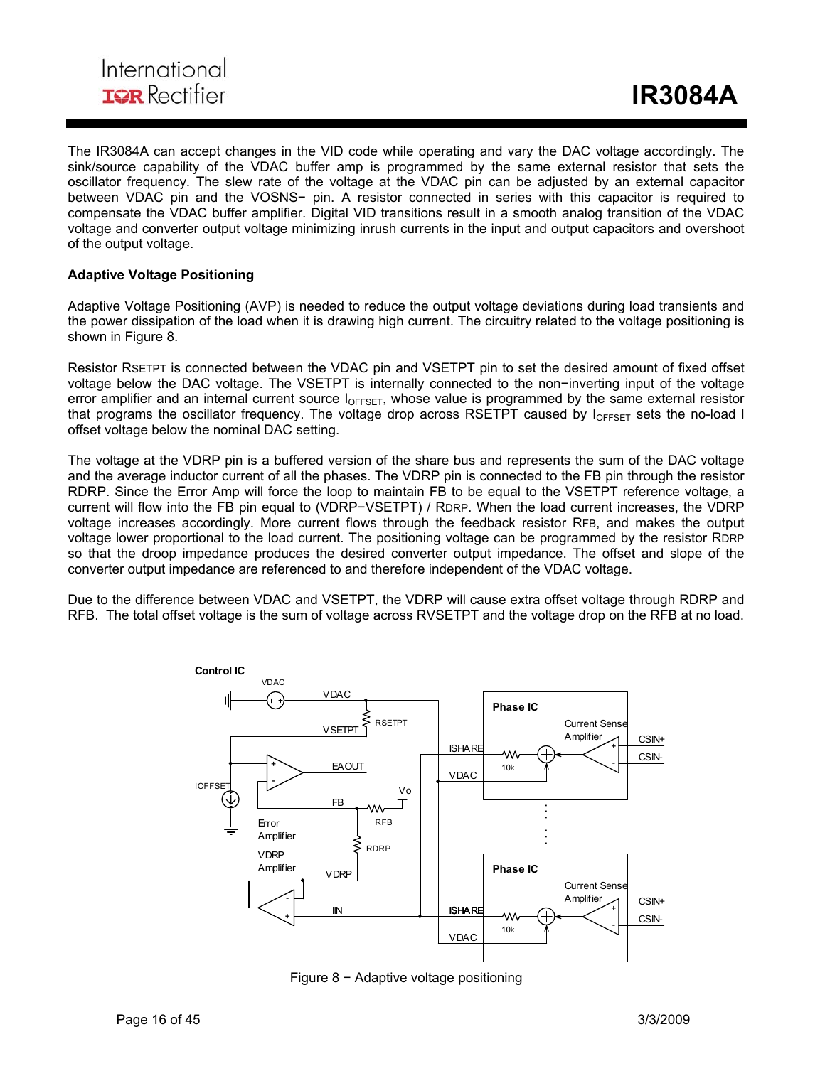The IR3084A can accept changes in the VID code while operating and vary the DAC voltage accordingly. The sink/source capability of the VDAC buffer amp is programmed by the same external resistor that sets the oscillator frequency. The slew rate of the voltage at the VDAC pin can be adjusted by an external capacitor between VDAC pin and the VOSNS− pin. A resistor connected in series with this capacitor is required to compensate the VDAC buffer amplifier. Digital VID transitions result in a smooth analog transition of the VDAC voltage and converter output voltage minimizing inrush currents in the input and output capacitors and overshoot of the output voltage.

**Adaptive Voltage Positioning**

Adaptive Voltage Positioning (AVP) is needed to reduce the output voltage deviations during load transients and the power dissipation of the load when it is drawing high current. The circuitry related to the voltage positioning is shown in Figure 8.

Resistor RSETPT is connected between the VDAC pin and VSETPT pin to set the desired amount of fixed offset voltage below the DAC voltage. The VSETPT is internally connected to the non−inverting input of the voltage error amplifier and an internal current source $I_{OFFSET}$, whose value is programmed by the same external resistor that programs the oscillator frequency. The voltage drop across RSETPT caused by $I_{OFFSET}$ sets the no-load I offset voltage below the nominal DAC setting.

The voltage at the VDRP pin is a buffered version of the share bus and represents the sum of the DAC voltage and the average inductor current of all the phases. The VDRP pin is connected to the FB pin through the resistor RDRP. Since the Error Amp will force the loop to maintain FB to be equal to the VSETPT reference voltage, a current will flow into the FB pin equal to (VDRP−VSETPT) / RDRP. When the load current increases, the VDRP voltage increases accordingly. More current flows through the feedback resistor RFB, and makes the output voltage lower proportional to the load current. The positioning voltage can be programmed by the resistor RDRP so that the droop impedance produces the desired converter output impedance. The offset and slope of the converter output impedance are referenced to and therefore independent of the VDAC voltage.

Due to the difference between VDAC and VSETPT, the VDRP will cause extra offset voltage through RDRP and RFB. The total offset voltage is the sum of voltage across RVSETPT and the voltage drop on the RFB at no load.

Figure 8 − Adaptive voltage positioning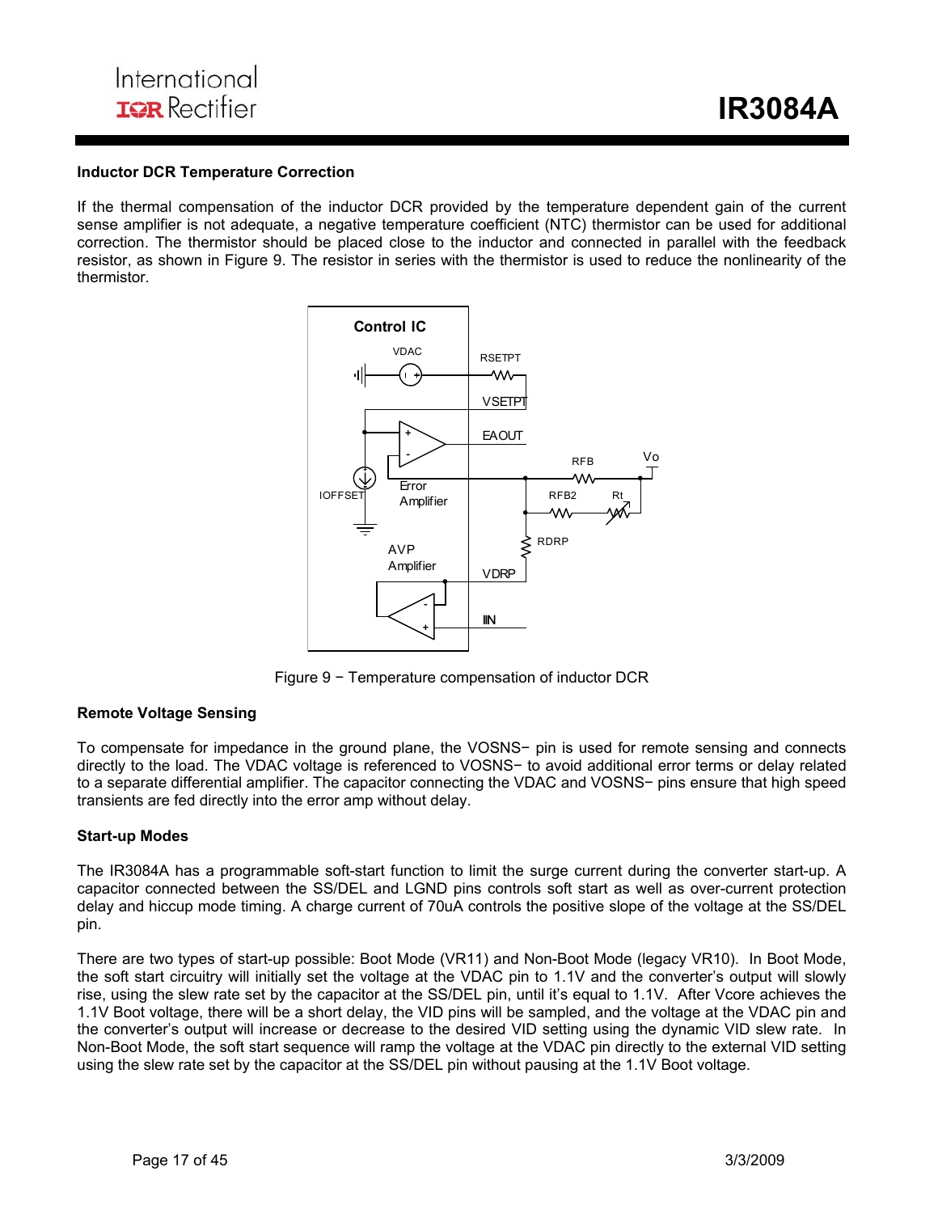### Inductor DCR Temperature Correction

If the thermal compensation of the inductor DCR provided by the temperature dependent gain of the current sense amplifier is not adequate, a negative temperature coefficient (NTC) thermistor can be used for additional correction. The thermistor should be placed close to the inductor and connected in parallel with the feedback resistor, as shown in Figure 9. The resistor in series with the thermistor is used to reduce the nonlinearity of the thermistor.

Figure 9 − Temperature compensation of inductor DCR

### Remote Voltage Sensing

To compensate for impedance in the ground plane, the VOSNS− pin is used for remote sensing and connects directly to the load. The VDAC voltage is referenced to VOSNS− to avoid additional error terms or delay related to a separate differential amplifier. The capacitor connecting the VDAC and VOSNS− pins ensure that high speed transients are fed directly into the error amp without delay.

### Start-up Modes

The IR3084A has a programmable soft-start function to limit the surge current during the converter start-up. A capacitor connected between the SS/DEL and LGND pins controls soft start as well as over-current protection delay and hiccup mode timing. A charge current of 70uA controls the positive slope of the voltage at the SS/DEL pin.

There are two types of start-up possible: Boot Mode (VR11) and Non-Boot Mode (legacy VR10). In Boot Mode, the soft start circuitry will initially set the voltage at the VDAC pin to 1.1V and the converter's output will slowly rise, using the slew rate set by the capacitor at the SS/DEL pin, until it's equal to 1.1V. After Vcore achieves the 1.1V Boot voltage, there will be a short delay, the VID pins will be sampled, and the voltage at the VDAC pin and the converter's output will increase or decrease to the desired VID setting using the dynamic VID slew rate. In Non-Boot Mode, the soft start sequence will ramp the voltage at the VDAC pin directly to the external VID setting using the slew rate set by the capacitor at the SS/DEL pin without pausing at the 1.1V Boot voltage.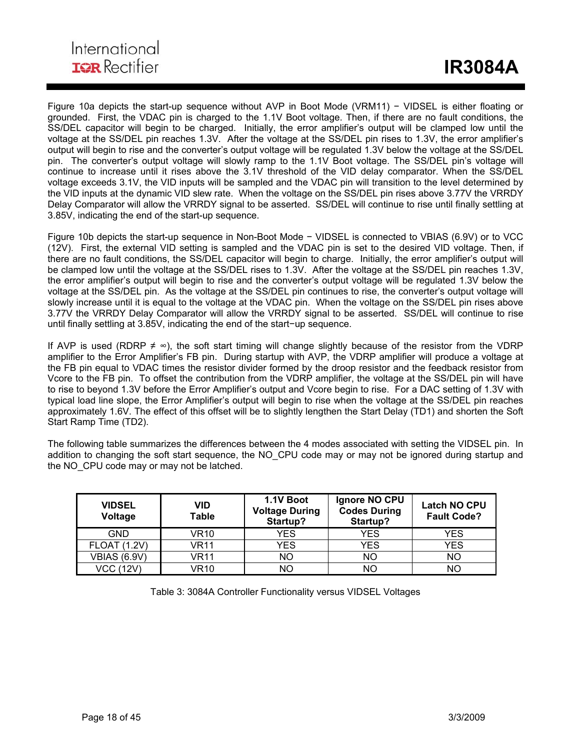Figure 10a depicts the start-up sequence without AVP in Boot Mode (VRM11) − VIDSEL is either floating or grounded. First, the VDAC pin is charged to the 1.1V Boot voltage. Then, if there are no fault conditions, the SS/DEL capacitor will begin to be charged. Initially, the error amplifier's output will be clamped low until the voltage at the SS/DEL pin reaches 1.3V. After the voltage at the SS/DEL pin rises to 1.3V, the error amplifier's output will begin to rise and the converter's output voltage will be regulated 1.3V below the voltage at the SS/DEL pin. The converter's output voltage will slowly ramp to the 1.1V Boot voltage. The SS/DEL pin's voltage will continue to increase until it rises above the 3.1V threshold of the VID delay comparator. When the SS/DEL voltage exceeds 3.1V, the VID inputs will be sampled and the VDAC pin will transition to the level determined by the VID inputs at the dynamic VID slew rate. When the voltage on the SS/DEL pin rises above 3.77V the VRRDY Delay Comparator will allow the VRRDY signal to be asserted. SS/DEL will continue to rise until finally settling at 3.85V, indicating the end of the start-up sequence.

Figure 10b depicts the start-up sequence in Non-Boot Mode − VIDSEL is connected to VBIAS (6.9V) or to VCC (12V). First, the external VID setting is sampled and the VDAC pin is set to the desired VID voltage. Then, if there are no fault conditions, the SS/DEL capacitor will begin to charge. Initially, the error amplifier's output will be clamped low until the voltage at the SS/DEL rises to 1.3V. After the voltage at the SS/DEL pin reaches 1.3V, the error amplifier's output will begin to rise and the converter's output voltage will be regulated 1.3V below the voltage at the SS/DEL pin. As the voltage at the SS/DEL pin continues to rise, the converter's output voltage will slowly increase until it is equal to the voltage at the VDAC pin. When the voltage on the SS/DEL pin rises above 3.77V the VRRDY Delay Comparator will allow the VRRDY signal to be asserted. SS/DEL will continue to rise until finally settling at 3.85V, indicating the end of the start−up sequence.

If AVP is used ($RDRP \neq \infty$), the soft start timing will change slightly because of the resistor from the VDRP amplifier to the Error Amplifier's FB pin. During startup with AVP, the VDRP amplifier will produce a voltage at the FB pin equal to VDAC times the resistor divider formed by the droop resistor and the feedback resistor from Vcore to the FB pin. To offset the contribution from the VDRP amplifier, the voltage at the SS/DEL pin will have to rise to beyond 1.3V before the Error Amplifier's output and Vcore begin to rise. For a DAC setting of 1.3V with typical load line slope, the Error Amplifier's output will begin to rise when the voltage at the SS/DEL pin reaches approximately 1.6V. The effect of this offset will be to slightly lengthen the Start Delay (TD1) and shorten the Soft Start Ramp Time (TD2).

The following table summarizes the differences between the 4 modes associated with setting the VIDSEL pin. In addition to changing the soft start sequence, the NO_CPU code may or may not be ignored during startup and the NO_CPU code may or may not be latched.

| VIDSEL Voltage | VID Table | 1.1V Boot Voltage During Startup? | Ignore NO CPU Codes During Startup? | Latch NO CPU Fault Code? |
|---|---|---|---|---|
| GND | VR10 | YES | YES | YES |
| FLOAT (1.2V) | VR11 | YES | YES | YES |
| VBIAS (6.9V) | VR11 | NO | NO | NO |
| VCC (12V) | VR10 | NO | NO | NO |

Table 3: 3084A Controller Functionality versus VIDSEL Voltages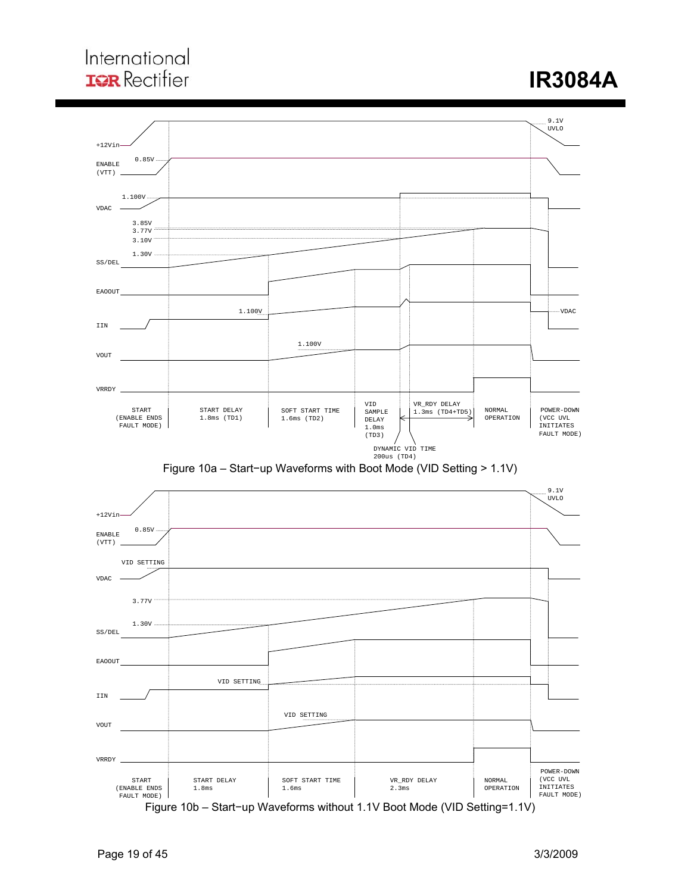+12Vin

9.1V UVLO

ENABLE (VTT)

0.85V

VDAC

1.100V

SS/DEL

3.85V

3.77V

3.10V

1.30V

EAOOUT

IIN

1.100V

VDAC

VOUT

1.100V

VRRDY

START (ENABLE ENDS FAULT MODE)

START DELAY 1.8ms (TD1)

SOFT START TIME 1.6ms (TD2)

VID SAMPLE DELAY 1.0ms (TD3)

VR_RDY DELAY 1.3ms (TD4+TD5)

NORMAL OPERATION

POWER-DOWN (VCC UVL INITIATES FAULT MODE)

DYNAMIC VID TIME 200us (TD4)

Figure 10a – Start−up Waveforms with Boot Mode (VID Setting > 1.1V)

+12Vin

9.1V UVLO

ENABLE (VTT)

0.85V

VDAC

VID SETTING

SS/DEL

3.77V

1.30V

EAOOUT

IIN

VID SETTING

VOUT

VID SETTING

VRRDY

START (ENABLE ENDS FAULT MODE)

START DELAY 1.8ms

SOFT START TIME 1.6ms

VR_RDY DELAY 2.3ms

NORMAL OPERATION

POWER-DOWN (VCC UVL INITIATES FAULT MODE)

Figure 10b – Start−up Waveforms without 1.1V Boot Mode (VID Setting=1.1V)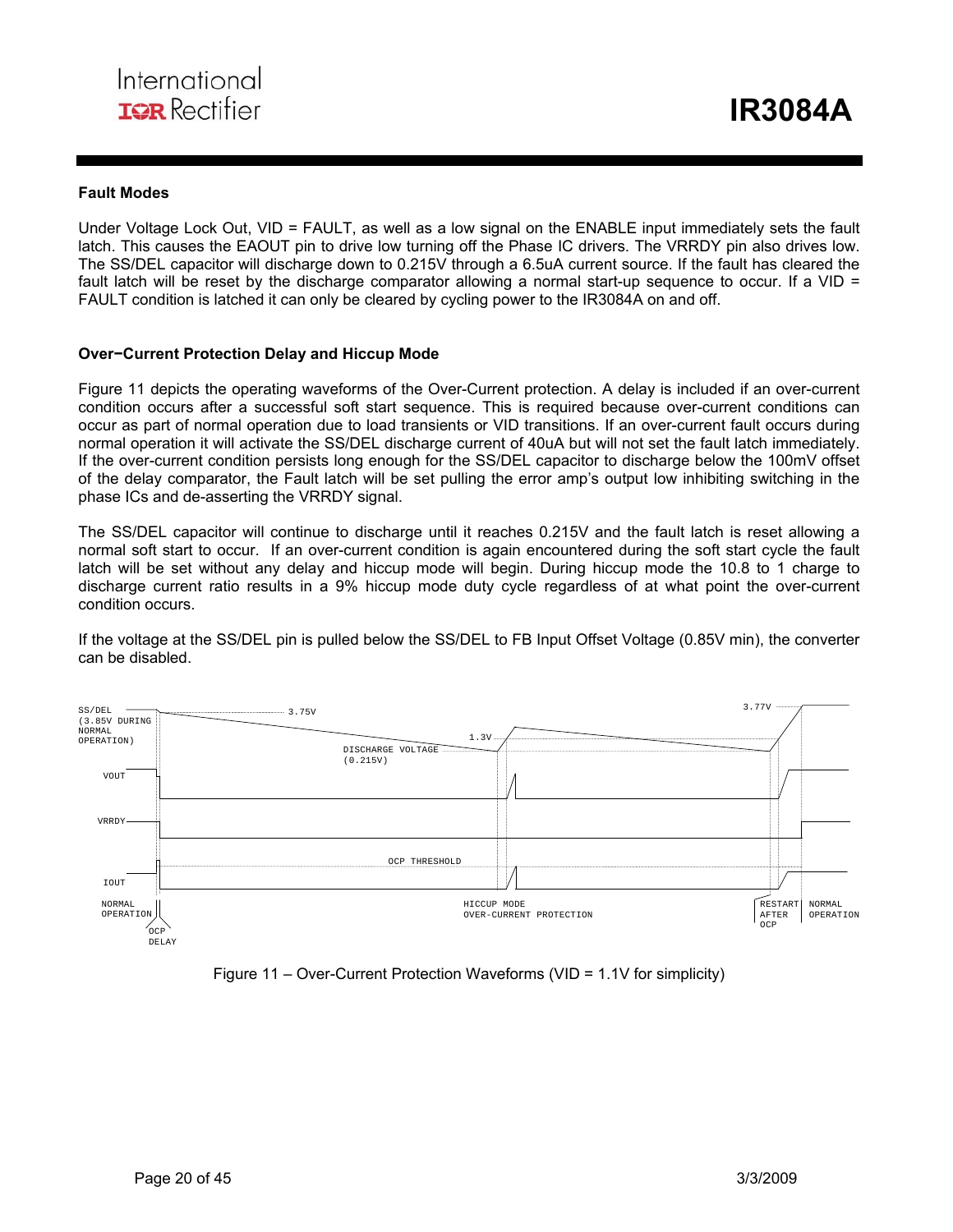## Fault Modes

Under Voltage Lock Out, VID = FAULT, as well as a low signal on the ENABLE input immediately sets the fault latch. This causes the EAOUT pin to drive low turning off the Phase IC drivers. The VRRDY pin also drives low. The SS/DEL capacitor will discharge down to 0.215V through a 6.5uA current source. If the fault has cleared the fault latch will be reset by the discharge comparator allowing a normal start-up sequence to occur. If a VID = FAULT condition is latched it can only be cleared by cycling power to the IR3084A on and off.

## Over−Current Protection Delay and Hiccup Mode

Figure 11 depicts the operating waveforms of the Over-Current protection. A delay is included if an over-current condition occurs after a successful soft start sequence. This is required because over-current conditions can occur as part of normal operation due to load transients or VID transitions. If an over-current fault occurs during normal operation it will activate the SS/DEL discharge current of 40uA but will not set the fault latch immediately. If the over-current condition persists long enough for the SS/DEL capacitor to discharge below the 100mV offset of the delay comparator, the Fault latch will be set pulling the error amp's output low inhibiting switching in the phase ICs and de-asserting the VRRDY signal.

The SS/DEL capacitor will continue to discharge until it reaches 0.215V and the fault latch is reset allowing a normal soft start to occur. If an over-current condition is again encountered during the soft start cycle the fault latch will be set without any delay and hiccup mode will begin. During hiccup mode the 10.8 to 1 charge to discharge current ratio results in a 9% hiccup mode duty cycle regardless of at what point the over-current condition occurs.

If the voltage at the SS/DEL pin is pulled below the SS/DEL to FB Input Offset Voltage (0.85V min), the converter can be disabled.

Figure 11 – Over-Current Protection Waveforms (VID = 1.1V for simplicity)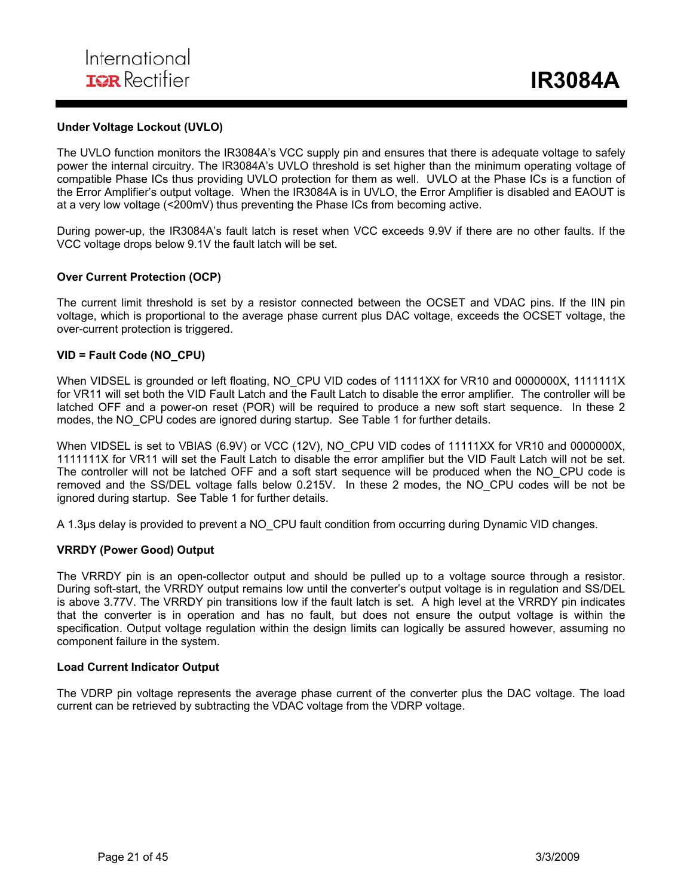### Under Voltage Lockout (UVLO)

The UVLO function monitors the IR3084A's VCC supply pin and ensures that there is adequate voltage to safely power the internal circuitry. The IR3084A's UVLO threshold is set higher than the minimum operating voltage of compatible Phase ICs thus providing UVLO protection for them as well. UVLO at the Phase ICs is a function of the Error Amplifier's output voltage. When the IR3084A is in UVLO, the Error Amplifier is disabled and EAOUT is at a very low voltage (<200mV) thus preventing the Phase ICs from becoming active.

During power-up, the IR3084A's fault latch is reset when VCC exceeds 9.9V if there are no other faults. If the VCC voltage drops below 9.1V the fault latch will be set.

### Over Current Protection (OCP)

The current limit threshold is set by a resistor connected between the OCSET and VDAC pins. If the IIN pin voltage, which is proportional to the average phase current plus DAC voltage, exceeds the OCSET voltage, the over-current protection is triggered.

### VID = Fault Code (NO_CPU)

When VIDSEL is grounded or left floating, NO_CPU VID codes of 11111XX for VR10 and 0000000X, 1111111X for VR11 will set both the VID Fault Latch and the Fault Latch to disable the error amplifier. The controller will be latched OFF and a power-on reset (POR) will be required to produce a new soft start sequence. In these 2 modes, the NO_CPU codes are ignored during startup. See Table 1 for further details.

When VIDSEL is set to VBIAS (6.9V) or VCC (12V), NO_CPU VID codes of 11111XX for VR10 and 0000000X, 1111111X for VR11 will set the Fault Latch to disable the error amplifier but the VID Fault Latch will not be set. The controller will not be latched OFF and a soft start sequence will be produced when the NO_CPU code is removed and the SS/DEL voltage falls below 0.215V. In these 2 modes, the NO_CPU codes will be not be ignored during startup. See Table 1 for further details.

A 1.3µs delay is provided to prevent a NO_CPU fault condition from occurring during Dynamic VID changes.

### VRRDY (Power Good) Output

The VRRDY pin is an open-collector output and should be pulled up to a voltage source through a resistor. During soft-start, the VRRDY output remains low until the converter's output voltage is in regulation and SS/DEL is above 3.77V. The VRRDY pin transitions low if the fault latch is set. A high level at the VRRDY pin indicates that the converter is in operation and has no fault, but does not ensure the output voltage is within the specification. Output voltage regulation within the design limits can logically be assured however, assuming no component failure in the system.

### Load Current Indicator Output

The VDRP pin voltage represents the average phase current of the converter plus the DAC voltage. The load current can be retrieved by subtracting the VDAC voltage from the VDRP voltage.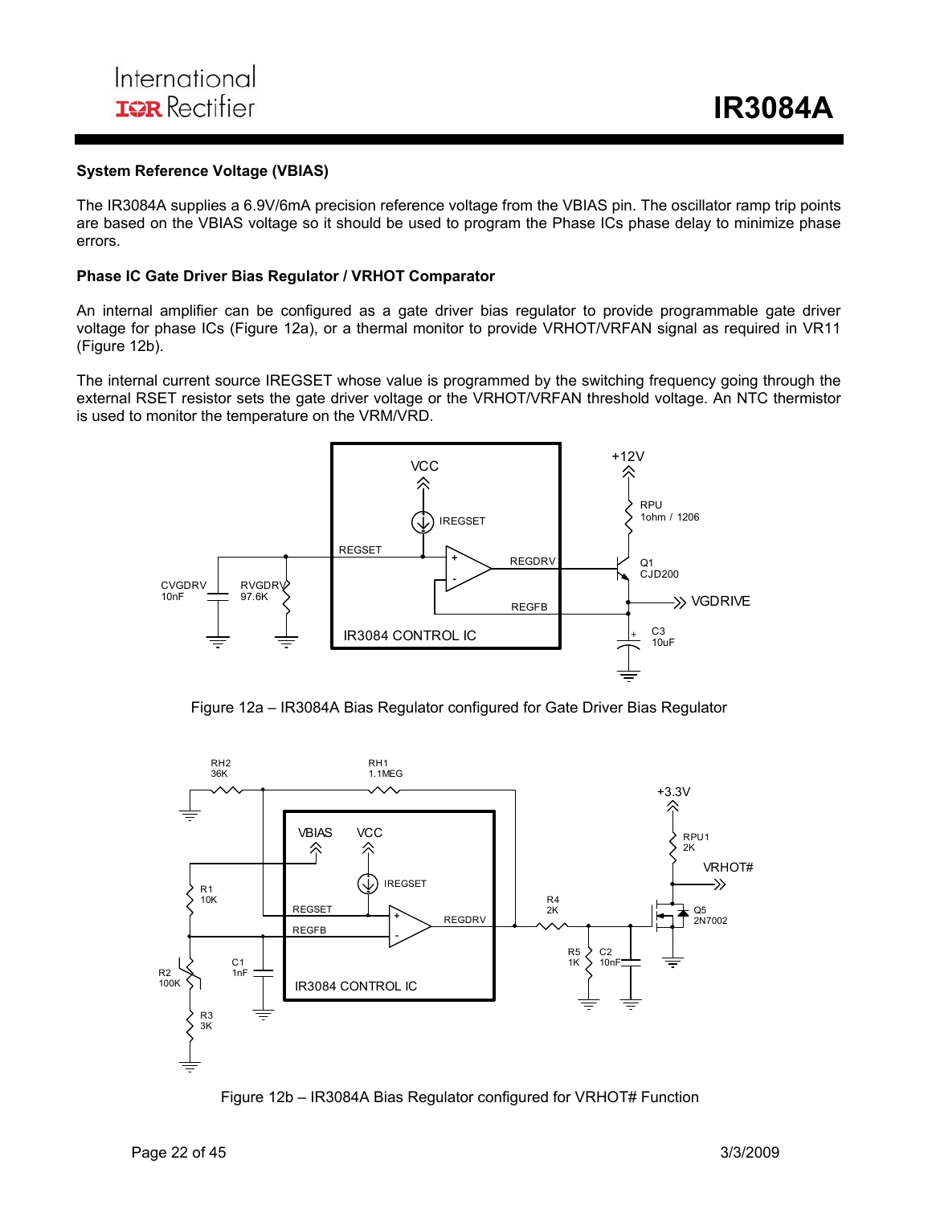## System Reference Voltage (VBIAS)

The IR3084A supplies a 6.9V/6mA precision reference voltage from the VBIAS pin. The oscillator ramp trip points are based on the VBIAS voltage so it should be used to program the Phase ICs phase delay to minimize phase errors.

## Phase IC Gate Driver Bias Regulator / VRHOT Comparator

An internal amplifier can be configured as a gate driver bias regulator to provide programmable gate driver voltage for phase ICs (Figure 12a), or a thermal monitor to provide VRHOT/VRFAN signal as required in VR11 (Figure 12b).

The internal current source IREGSET whose value is programmed by the switching frequency going through the external RSET resistor sets the gate driver voltage or the VRHOT/VRFAN threshold voltage. An NTC thermistor is used to monitor the temperature on the VRM/VRD.

Figure 12a – IR3084A Bias Regulator configured for Gate Driver Bias Regulator

Figure 12b – IR3084A Bias Regulator configured for VRHOT# Function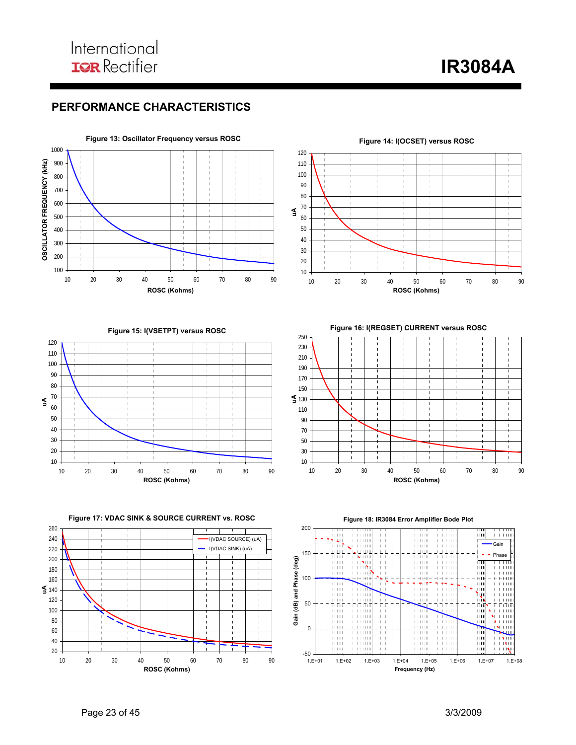## PERFORMANCE CHARACTERISTICS

Figure 13: Oscillator Frequency versus ROSC

Figure 14: I(OCSET) versus ROSC

Figure 15: I(VSETPT) versus ROSC

Figure 16: I(REGSET) CURRENT versus ROSC

Figure 17: VDAC SINK & SOURCE CURRENT vs. ROSC

Figure 18: IR3084 Error Amplifier Bode Plot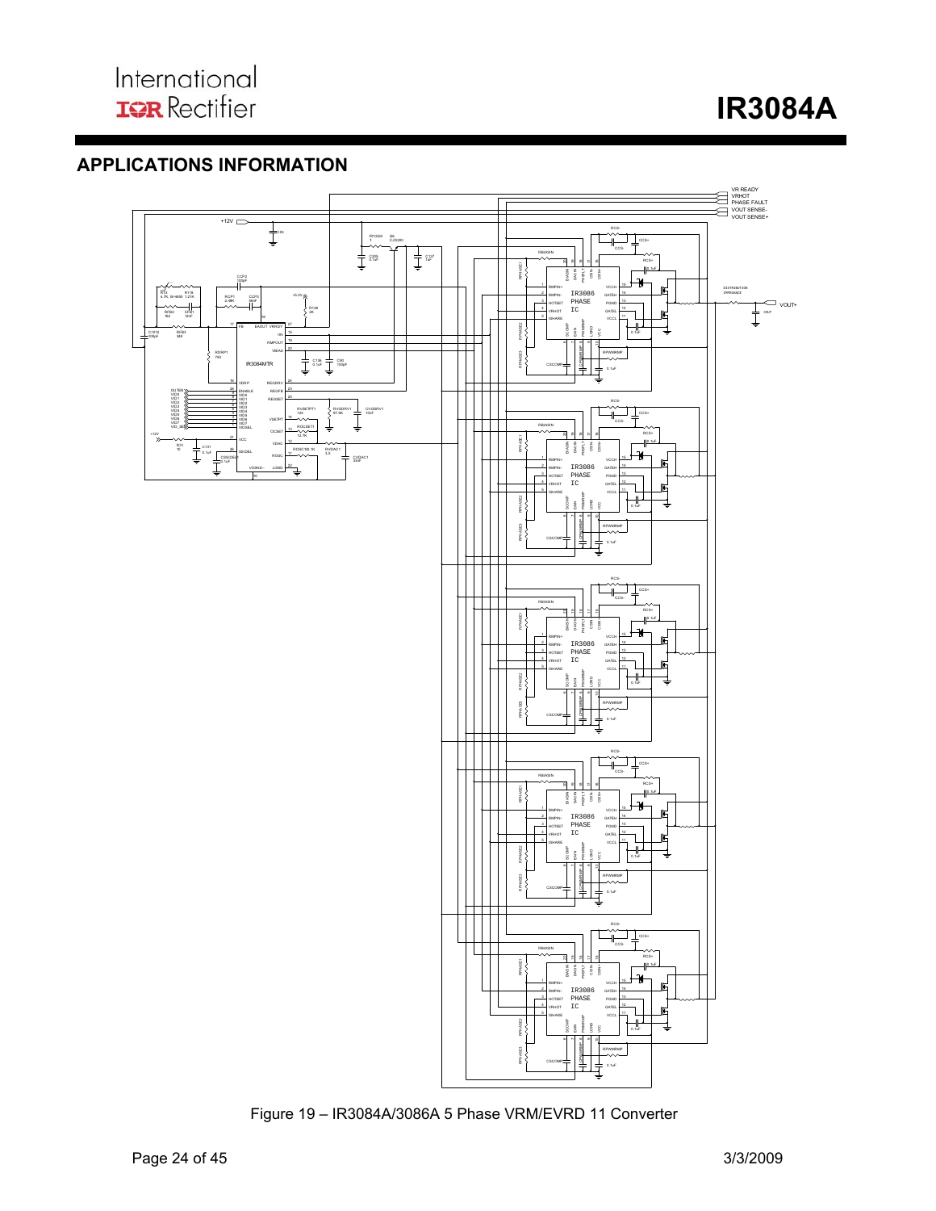## APPLICATIONS INFORMATION

Figure 19 – IR3084A/3086A 5 Phase VRM/EVRD 11 Converter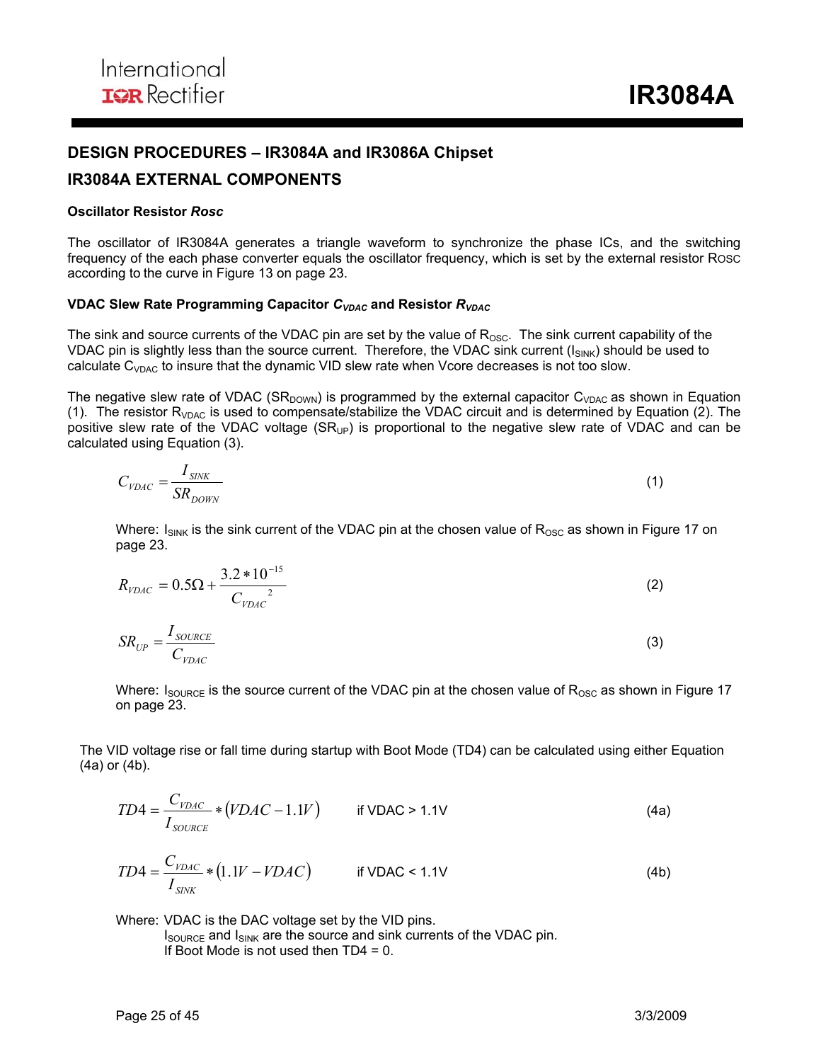## DESIGN PROCEDURES – IR3084A and IR3086A Chipset

## IR3084A EXTERNAL COMPONENTS

**Oscillator Resistor *Rosc***

The oscillator of IR3084A generates a triangle waveform to synchronize the phase ICs, and the switching frequency of the each phase converter equals the oscillator frequency, which is set by the external resistor ROSC according to the curve in Figure 13 on page 23.

**VDAC Slew Rate Programming Capacitor $C_{VDAC}$ and Resistor $R_{VDAC}$**

The sink and source currents of the VDAC pin are set by the value of $R_{OSC}$. The sink current capability of the VDAC pin is slightly less than the source current. Therefore, the VDAC sink current ($I_{SINK}$) should be used to calculate $C_{VDAC}$ to insure that the dynamic VID slew rate when Vcore decreases is not too slow.

The negative slew rate of VDAC ($SR_{DOWN}$) is programmed by the external capacitor $C_{VDAC}$ as shown in Equation (1). The resistor $R_{VDAC}$ is used to compensate/stabilize the VDAC circuit and is determined by Equation (2). The positive slew rate of the VDAC voltage ($SR_{UP}$) is proportional to the negative slew rate of VDAC and can be calculated using Equation (3).

$$C_{VDAC} = \frac{I_{SINK}}{SR_{DOWN}} \tag{1}$$

Where: $I_{SINK}$ is the sink current of the VDAC pin at the chosen value of $R_{OSC}$ as shown in Figure 17 on page 23.

$$R_{VDAC} = 0.5\Omega + \frac{3.2 * 10^{-15}}{C_{VDAC}^{\ 2}} \tag{2}$$

$$SR_{UP} = \frac{I_{SOURCE}}{C_{VDAC}} \tag{3}$$

Where: $I_{SOURCE}$ is the source current of the VDAC pin at the chosen value of $R_{OSC}$ as shown in Figure 17 on page 23.

The VID voltage rise or fall time during startup with Boot Mode (TD4) can be calculated using either Equation (4a) or (4b).

$$TD4 = \frac{C_{VDAC}}{I_{SOURCE}} * (VDAC - 1.1V) \qquad \text{if VDAC > 1.1V} \tag{4a}$$

$$TD4 = \frac{C_{VDAC}}{I_{SINK}} * (1.1V - VDAC) \qquad \text{if VDAC < 1.1V} \tag{4b}$$

Where: VDAC is the DAC voltage set by the VID pins.
$I_{SOURCE}$ and $I_{SINK}$ are the source and sink currents of the VDAC pin.
If Boot Mode is not used then TD4 = 0.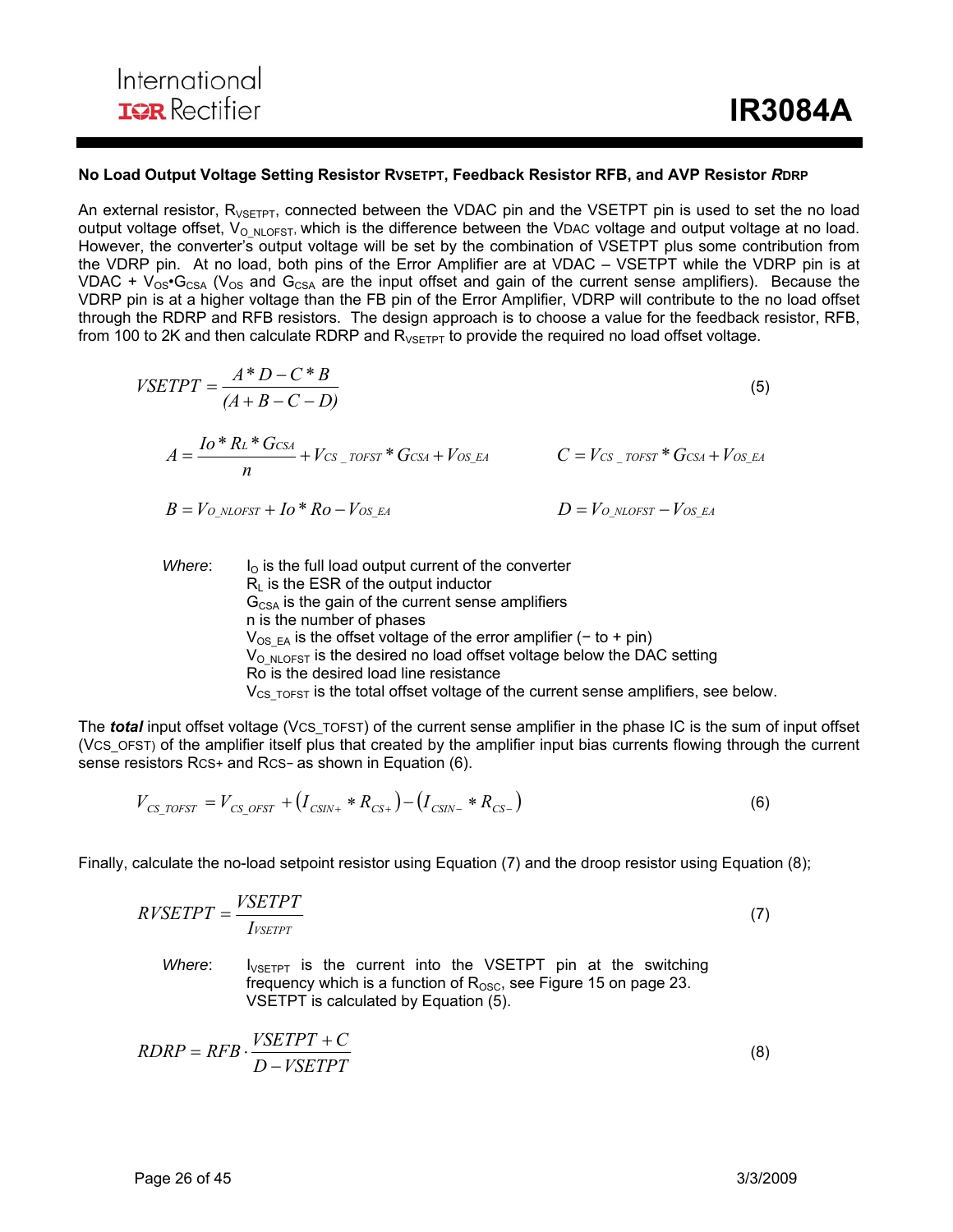### No Load Output Voltage Setting Resistor $R_{VSETPT}$, Feedback Resistor RFB, and AVP Resistor *R*DRP

An external resistor, $R_{VSETPT}$, connected between the VDAC pin and the VSETPT pin is used to set the no load output voltage offset, $V_{O\_NLOFST}$, which is the difference between the VDAC voltage and output voltage at no load. However, the converter's output voltage will be set by the combination of VSETPT plus some contribution from the VDRP pin. At no load, both pins of the Error Amplifier are at VDAC – VSETPT while the VDRP pin is at VDAC + $V_{OS}$•$G_{CSA}$ ($V_{OS}$ and $G_{CSA}$ are the input offset and gain of the current sense amplifiers). Because the VDRP pin is at a higher voltage than the FB pin of the Error Amplifier, VDRP will contribute to the no load offset through the RDRP and RFB resistors. The design approach is to choose a value for the feedback resistor, RFB, from 100 to 2K and then calculate RDRP and $R_{VSETPT}$ to provide the required no load offset voltage.

$$VSETPT = \frac{A * D - C * B}{(A + B - C - D)} \tag{5}$$

$$A = \frac{Io * R_L * G_{CSA}}{n} + V_{CS\_TOFST} * G_{CSA} + V_{OS\_EA} \qquad C = V_{CS\_TOFST} * G_{CSA} + V_{OS\_EA}$$

$$B = V_{O\_NLOFST} + Io * Ro - V_{OS\_EA} \qquad D = V_{O\_NLOFST} - V_{OS\_EA}$$

*Where*:
- $I_O$ is the full load output current of the converter
- $R_L$ is the ESR of the output inductor
- $G_{CSA}$ is the gain of the current sense amplifiers
- n is the number of phases
- $V_{OS\_EA}$ is the offset voltage of the error amplifier (− to + pin)
- $V_{O\_NLOFST}$ is the desired no load offset voltage below the DAC setting
- Ro is the desired load line resistance
- $V_{CS\_TOFST}$ is the total offset voltage of the current sense amplifiers, see below.

The ***total*** input offset voltage ($V_{CS\_TOFST}$) of the current sense amplifier in the phase IC is the sum of input offset ($V_{CS\_OFST}$) of the amplifier itself plus that created by the amplifier input bias currents flowing through the current sense resistors $R_{CS+}$ and $R_{CS-}$ as shown in Equation (6).

$$V_{CS\_TOFST} = V_{CS\_OFST} + \left(I_{CSIN+} * R_{CS+}\right) - \left(I_{CSIN-} * R_{CS-}\right) \tag{6}$$

Finally, calculate the no-load setpoint resistor using Equation (7) and the droop resistor using Equation (8);

$$RVSETPT = \frac{VSETPT}{I_{VSETPT}} \tag{7}$$

*Where*: $I_{VSETPT}$ is the current into the VSETPT pin at the switching frequency which is a function of $R_{OSC}$, see Figure 15 on page 23. VSETPT is calculated by Equation (5).

$$RDRP = RFB \cdot \frac{VSETPT + C}{D - VSETPT} \tag{8}$$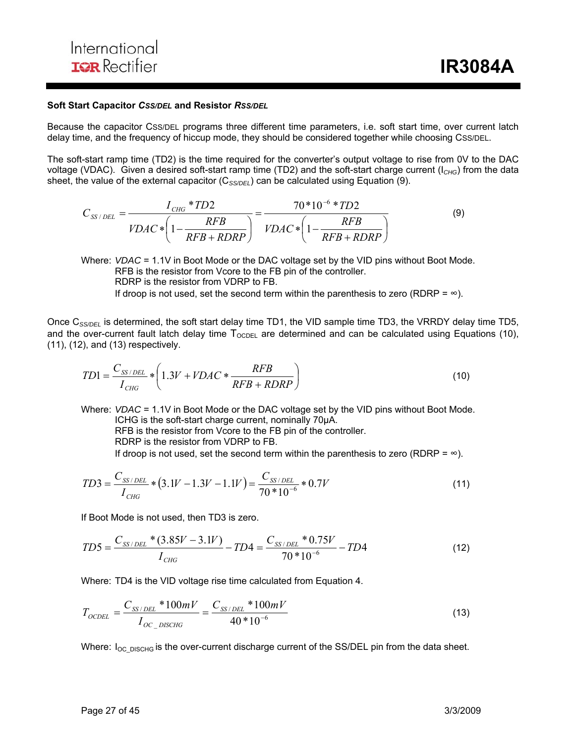### Soft Start Capacitor $C_{SS/DEL}$ and Resistor $R_{SS/DEL}$

Because the capacitor $C_{SS/DEL}$ programs three different time parameters, i.e. soft start time, over current latch delay time, and the frequency of hiccup mode, they should be considered together while choosing $C_{SS/DEL}$.

The soft-start ramp time (TD2) is the time required for the converter's output voltage to rise from 0V to the DAC voltage (VDAC). Given a desired soft-start ramp time (TD2) and the soft-start charge current ($I_{CHG}$) from the data sheet, the value of the external capacitor ($C_{SS/DEL}$) can be calculated using Equation (9).

$$C_{SS/DEL} = \frac{I_{CHG} * TD2}{VDAC * \left(1 - \frac{RFB}{RFB + RDRP}\right)} = \frac{70 * 10^{-6} * TD2}{VDAC * \left(1 - \frac{RFB}{RFB + RDRP}\right)} \tag{9}$$

Where: *VDAC* = 1.1V in Boot Mode or the DAC voltage set by the VID pins without Boot Mode.
RFB is the resistor from Vcore to the FB pin of the controller.
RDRP is the resistor from VDRP to FB.
If droop is not used, set the second term within the parenthesis to zero (RDRP = ∞).

Once $C_{SS/DEL}$ is determined, the soft start delay time TD1, the VID sample time TD3, the VRRDY delay time TD5, and the over-current fault latch delay time $T_{OCDEL}$ are determined and can be calculated using Equations (10), (11), (12), and (13) respectively.

$$TD1 = \frac{C_{SS/DEL}}{I_{CHG}} * \left(1.3V + VDAC * \frac{RFB}{RFB + RDRP}\right) \tag{10}$$

Where: *VDAC* = 1.1V in Boot Mode or the DAC voltage set by the VID pins without Boot Mode.
ICHG is the soft-start charge current, nominally 70μA.
RFB is the resistor from Vcore to the FB pin of the controller.
RDRP is the resistor from VDRP to FB.
If droop is not used, set the second term within the parenthesis to zero (RDRP = ∞).

$$TD3 = \frac{C_{SS/DEL}}{I_{CHG}} * (3.1V - 1.3V - 1.1V) = \frac{C_{SS/DEL}}{70 * 10^{-6}} * 0.7V \tag{11}$$

If Boot Mode is not used, then TD3 is zero.

$$TD5 = \frac{C_{SS/DEL} * (3.85V - 3.1V)}{I_{CHG}} - TD4 = \frac{C_{SS/DEL} * 0.75V}{70 * 10^{-6}} - TD4 \tag{12}$$

Where: TD4 is the VID voltage rise time calculated from Equation 4.

$$T_{OCDEL} = \frac{C_{SS/DEL} * 100mV}{I_{OC\_DISCHG}} = \frac{C_{SS/DEL} * 100mV}{40 * 10^{-6}} \tag{13}$$

Where: $I_{OC\_DISCHG}$ is the over-current discharge current of the SS/DEL pin from the data sheet.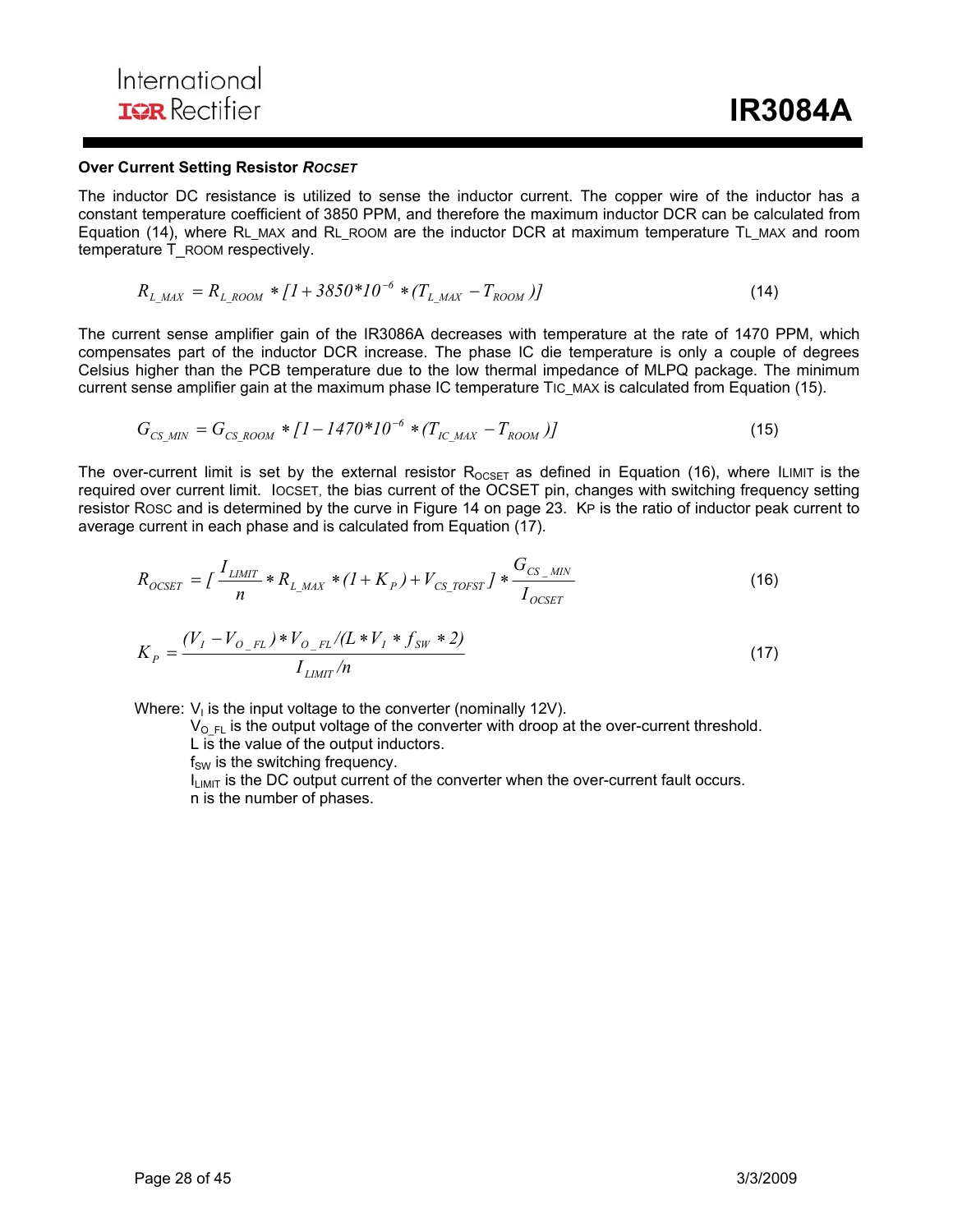**Over Current Setting Resistor *ROCSET***

The inductor DC resistance is utilized to sense the inductor current. The copper wire of the inductor has a constant temperature coefficient of 3850 PPM, and therefore the maximum inductor DCR can be calculated from Equation (14), where $R_{L\_MAX}$ and $R_{L\_ROOM}$ are the inductor DCR at maximum temperature $T_{L\_MAX}$ and room temperature $T_{\_ROOM}$ respectively.

$$R_{L\_MAX} = R_{L\_ROOM} * [1 + 3850*10^{-6} * (T_{L\_MAX} - T_{ROOM})] \tag{14}$$

The current sense amplifier gain of the IR3086A decreases with temperature at the rate of 1470 PPM, which compensates part of the inductor DCR increase. The phase IC die temperature is only a couple of degrees Celsius higher than the PCB temperature due to the low thermal impedance of MLPQ package. The minimum current sense amplifier gain at the maximum phase IC temperature $T_{IC\_MAX}$ is calculated from Equation (15).

$$G_{CS\_MIN} = G_{CS\_ROOM} * [1 - 1470*10^{-6} * (T_{IC\_MAX} - T_{ROOM})] \tag{15}$$

The over-current limit is set by the external resistor $R_{OCSET}$ as defined in Equation (16), where $I_{LIMIT}$ is the required over current limit. $I_{OCSET}$, the bias current of the OCSET pin, changes with switching frequency setting resistor $R_{OSC}$ and is determined by the curve in Figure 14 on page 23. $K_P$ is the ratio of inductor peak current to average current in each phase and is calculated from Equation (17).

$$R_{OCSET} = [\frac{I_{LIMIT}}{n} * R_{L\_MAX} * (1 + K_P) + V_{CS\_TOFST}] * \frac{G_{CS\_MIN}}{I_{OCSET}} \tag{16}$$

$$K_P = \frac{(V_I - V_{O\_FL}) * V_{O\_FL} / (L * V_I * f_{SW} * 2)}{I_{LIMIT} / n} \tag{17}$$

Where: $V_I$ is the input voltage to the converter (nominally 12V).
$V_{O\_FL}$ is the output voltage of the converter with droop at the over-current threshold.
L is the value of the output inductors.
$f_{SW}$ is the switching frequency.
$I_{LIMIT}$ is the DC output current of the converter when the over-current fault occurs.
n is the number of phases.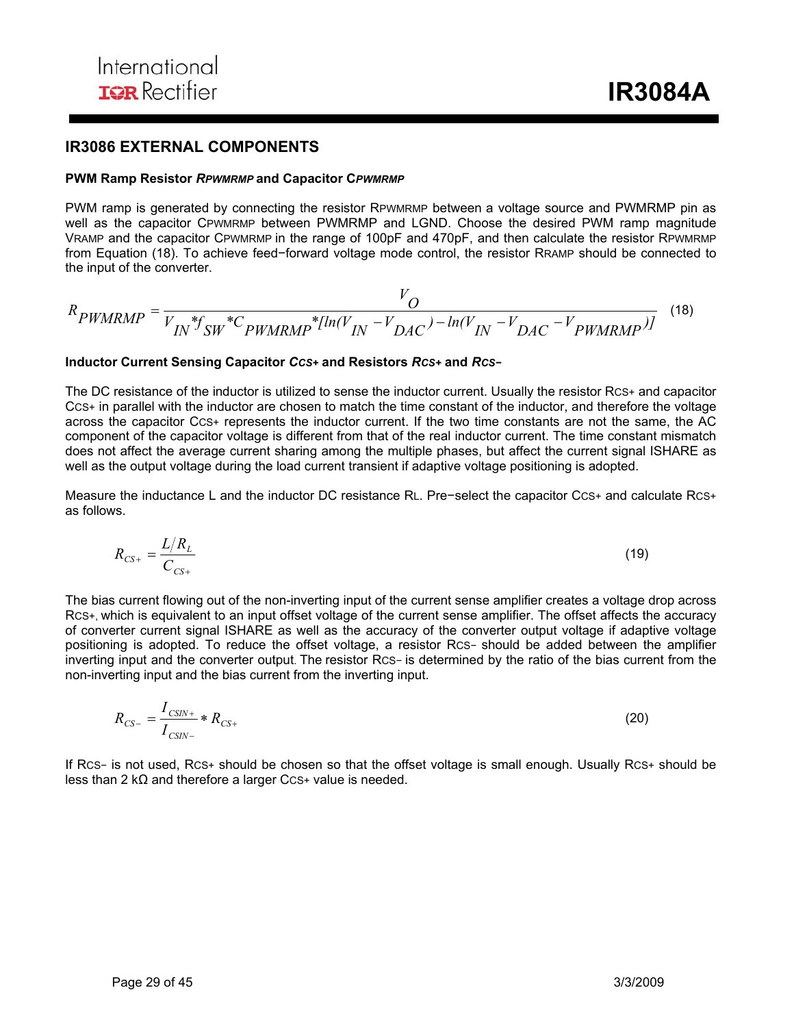## IR3086 EXTERNAL COMPONENTS

### PWM Ramp Resistor $R_{PWMRMP}$ and Capacitor $C_{PWMRMP}$

PWM ramp is generated by connecting the resistor $R_{PWMRMP}$ between a voltage source and PWMRMP pin as well as the capacitor $C_{PWMRMP}$ between PWMRMP and LGND. Choose the desired PWM ramp magnitude $V_{RAMP}$ and the capacitor $C_{PWMRMP}$ in the range of 100pF and 470pF, and then calculate the resistor $R_{PWMRMP}$ from Equation (18). To achieve feed−forward voltage mode control, the resistor $R_{RAMP}$ should be connected to the input of the converter.

$$R_{PWMRMP} = \frac{V_O}{V_{IN} * f_{SW} * C_{PWMRMP} * [\ln(V_{IN} - V_{DAC}) - \ln(V_{IN} - V_{DAC} - V_{PWMRMP})]} \quad (18)$$

### Inductor Current Sensing Capacitor $C_{CS+}$ and Resistors $R_{CS+}$ and $R_{CS-}$

The DC resistance of the inductor is utilized to sense the inductor current. Usually the resistor $R_{CS+}$ and capacitor $C_{CS+}$ in parallel with the inductor are chosen to match the time constant of the inductor, and therefore the voltage across the capacitor $C_{CS+}$ represents the inductor current. If the two time constants are not the same, the AC component of the capacitor voltage is different from that of the real inductor current. The time constant mismatch does not affect the average current sharing among the multiple phases, but affect the current signal ISHARE as well as the output voltage during the load current transient if adaptive voltage positioning is adopted.

Measure the inductance L and the inductor DC resistance $R_L$. Pre−select the capacitor $C_{CS+}$ and calculate $R_{CS+}$ as follows.

$$R_{CS+} = \frac{L/R_L}{C_{CS+}} \quad (19)$$

The bias current flowing out of the non-inverting input of the current sense amplifier creates a voltage drop across $R_{CS+}$, which is equivalent to an input offset voltage of the current sense amplifier. The offset affects the accuracy of converter current signal ISHARE as well as the accuracy of the converter output voltage if adaptive voltage positioning is adopted. To reduce the offset voltage, a resistor $R_{CS-}$ should be added between the amplifier inverting input and the converter output. The resistor $R_{CS-}$ is determined by the ratio of the bias current from the non-inverting input and the bias current from the inverting input.

$$R_{CS-} = \frac{I_{CSIN+}}{I_{CSIN-}} * R_{CS+} \quad (20)$$

If $R_{CS-}$ is not used, $R_{CS+}$ should be chosen so that the offset voltage is small enough. Usually $R_{CS+}$ should be less than 2 kΩ and therefore a larger $C_{CS+}$ value is needed.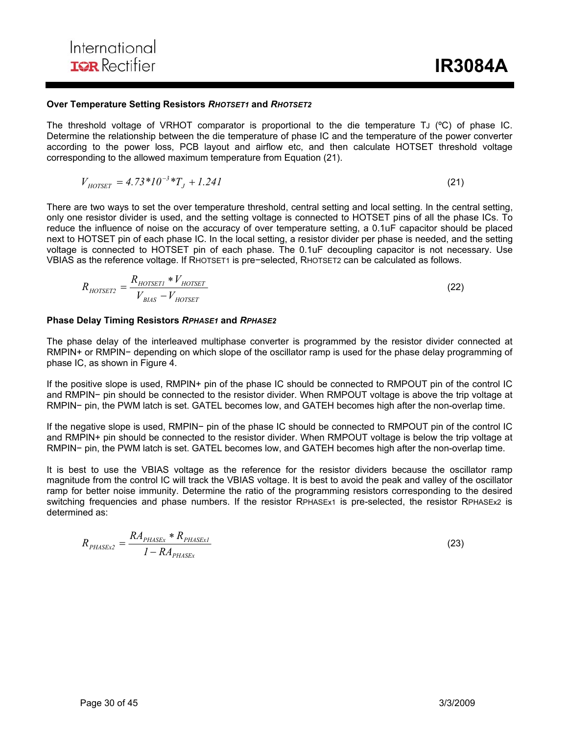### Over Temperature Setting Resistors $R_{HOTSET1}$ and $R_{HOTSET2}$

The threshold voltage of VRHOT comparator is proportional to the die temperature $T_J$ (ºC) of phase IC. Determine the relationship between the die temperature of phase IC and the temperature of the power converter according to the power loss, PCB layout and airflow etc, and then calculate HOTSET threshold voltage corresponding to the allowed maximum temperature from Equation (21).

$$V_{HOTSET} = 4.73*10^{-3}*T_J + 1.241 \tag{21}$$

There are two ways to set the over temperature threshold, central setting and local setting. In the central setting, only one resistor divider is used, and the setting voltage is connected to HOTSET pins of all the phase ICs. To reduce the influence of noise on the accuracy of over temperature setting, a 0.1uF capacitor should be placed next to HOTSET pin of each phase IC. In the local setting, a resistor divider per phase is needed, and the setting voltage is connected to HOTSET pin of each phase. The 0.1uF decoupling capacitor is not necessary. Use VBIAS as the reference voltage. If $R_{HOTSET1}$ is pre−selected, $R_{HOTSET2}$ can be calculated as follows.

$$R_{HOTSET2} = \frac{R_{HOTSET1} * V_{HOTSET}}{V_{BIAS} - V_{HOTSET}} \tag{22}$$

### Phase Delay Timing Resistors $R_{PHASE1}$ and $R_{PHASE2}$

The phase delay of the interleaved multiphase converter is programmed by the resistor divider connected at RMPIN+ or RMPIN− depending on which slope of the oscillator ramp is used for the phase delay programming of phase IC, as shown in Figure 4.

If the positive slope is used, RMPIN+ pin of the phase IC should be connected to RMPOUT pin of the control IC and RMPIN− pin should be connected to the resistor divider. When RMPOUT voltage is above the trip voltage at RMPIN− pin, the PWM latch is set. GATEL becomes low, and GATEH becomes high after the non-overlap time.

If the negative slope is used, RMPIN− pin of the phase IC should be connected to RMPOUT pin of the control IC and RMPIN+ pin should be connected to the resistor divider. When RMPOUT voltage is below the trip voltage at RMPIN− pin, the PWM latch is set. GATEL becomes low, and GATEH becomes high after the non-overlap time.

It is best to use the VBIAS voltage as the reference for the resistor dividers because the oscillator ramp magnitude from the control IC will track the VBIAS voltage. It is best to avoid the peak and valley of the oscillator ramp for better noise immunity. Determine the ratio of the programming resistors corresponding to the desired switching frequencies and phase numbers. If the resistor $R_{PHASEx1}$ is pre-selected, the resistor $R_{PHASEx2}$ is determined as:

$$R_{PHASEx2} = \frac{RA_{PHASEx} * R_{PHASEx1}}{1 - RA_{PHASEx}} \tag{23}$$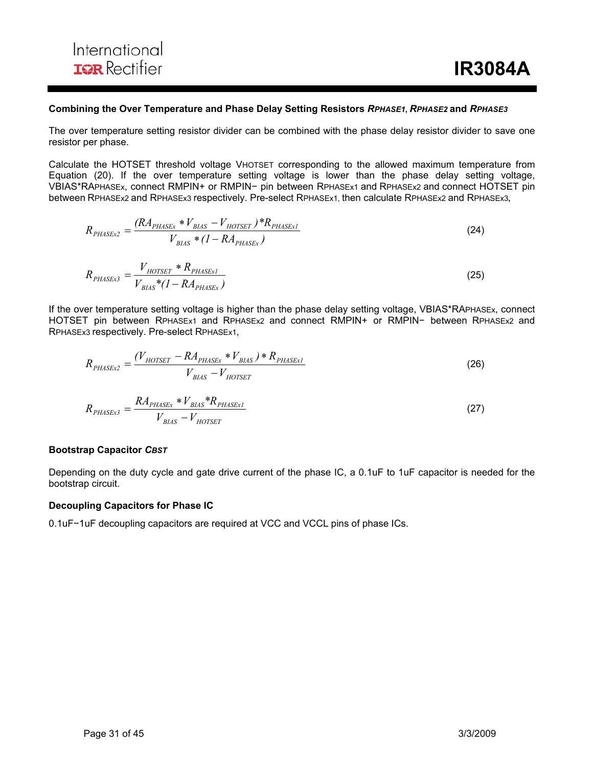### Combining the Over Temperature and Phase Delay Setting Resistors $R_{PHASE1}$, $R_{PHASE2}$ and $R_{PHASE3}$

The over temperature setting resistor divider can be combined with the phase delay resistor divider to save one resistor per phase.

Calculate the HOTSET threshold voltage $V_{HOTSET}$ corresponding to the allowed maximum temperature from Equation (20). If the over temperature setting voltage is lower than the phase delay setting voltage, VBIAS*$RA_{PHASEx}$, connect RMPIN+ or RMPIN− pin between $R_{PHASEx1}$ and $R_{PHASEx2}$ and connect HOTSET pin between $R_{PHASEx2}$ and $R_{PHASEx3}$ respectively. Pre-select $R_{PHASEx1}$, then calculate $R_{PHASEx2}$ and $R_{PHASEx3}$,

$$R_{PHASEx2} = \frac{(RA_{PHASEx} * V_{BIAS} - V_{HOTSET}) * R_{PHASEx1}}{V_{BIAS} * (1 - RA_{PHASEx})} \tag{24}$$

$$R_{PHASEx3} = \frac{V_{HOTSET} * R_{PHASEx1}}{V_{BIAS} * (1 - RA_{PHASEx})} \tag{25}$$

If the over temperature setting voltage is higher than the phase delay setting voltage, VBIAS*$RA_{PHASEx}$, connect HOTSET pin between $R_{PHASEx1}$ and $R_{PHASEx2}$ and connect RMPIN+ or RMPIN− between $R_{PHASEx2}$ and $R_{PHASEx3}$ respectively. Pre-select $R_{PHASEx1}$,

$$R_{PHASEx2} = \frac{(V_{HOTSET} - RA_{PHASEx} * V_{BIAS}) * R_{PHASEx1}}{V_{BIAS} - V_{HOTSET}} \tag{26}$$

$$R_{PHASEx3} = \frac{RA_{PHASEx} * V_{BIAS} * R_{PHASEx1}}{V_{BIAS} - V_{HOTSET}} \tag{27}$$

### Bootstrap Capacitor $C_{BST}$

Depending on the duty cycle and gate drive current of the phase IC, a 0.1uF to 1uF capacitor is needed for the bootstrap circuit.

### Decoupling Capacitors for Phase IC

0.1uF−1uF decoupling capacitors are required at VCC and VCCL pins of phase ICs.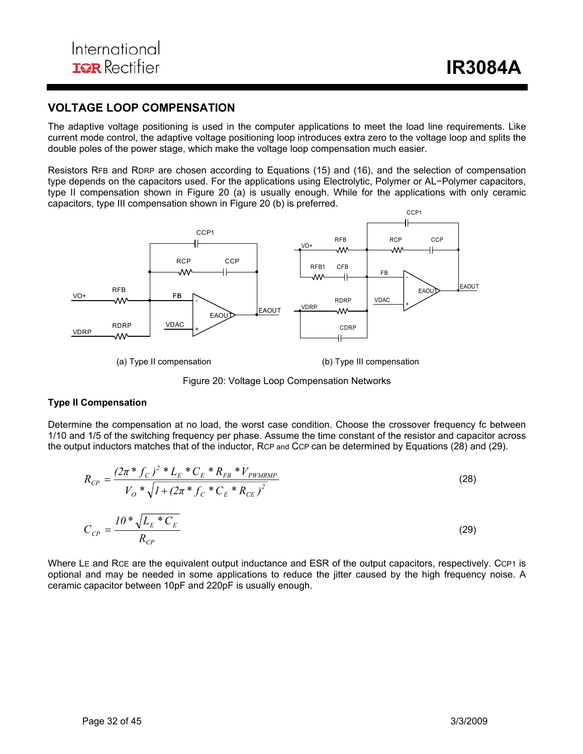## VOLTAGE LOOP COMPENSATION

The adaptive voltage positioning is used in the computer applications to meet the load line requirements. Like current mode control, the adaptive voltage positioning loop introduces extra zero to the voltage loop and splits the double poles of the power stage, which make the voltage loop compensation much easier.

Resistors $R_{FB}$ and $R_{DRP}$ are chosen according to Equations (15) and (16), and the selection of compensation type depends on the capacitors used. For the applications using Electrolytic, Polymer or AL−Polymer capacitors, type II compensation shown in Figure 20 (a) is usually enough. While for the applications with only ceramic capacitors, type III compensation shown in Figure 20 (b) is preferred.

(a) Type II compensation

(b) Type III compensation

Figure 20: Voltage Loop Compensation Networks

### Type II Compensation

Determine the compensation at no load, the worst case condition. Choose the crossover frequency fc between 1/10 and 1/5 of the switching frequency per phase. Assume the time constant of the resistor and capacitor across the output inductors matches that of the inductor, $R_{CP}$ and $C_{CP}$ can be determined by Equations (28) and (29).

$$R_{CP} = \frac{(2\pi * f_C)^2 * L_E * C_E * R_{FB} * V_{PWMRMP}}{V_O * \sqrt{1 + (2\pi * f_C * C_E * R_{CE})^2}} \tag{28}$$

$$C_{CP} = \frac{10 * \sqrt{L_E * C_E}}{R_{CP}} \tag{29}$$

Where $L_E$ and $R_{CE}$ are the equivalent output inductance and ESR of the output capacitors, respectively. $C_{CP1}$ is optional and may be needed in some applications to reduce the jitter caused by the high frequency noise. A ceramic capacitor between 10pF and 220pF is usually enough.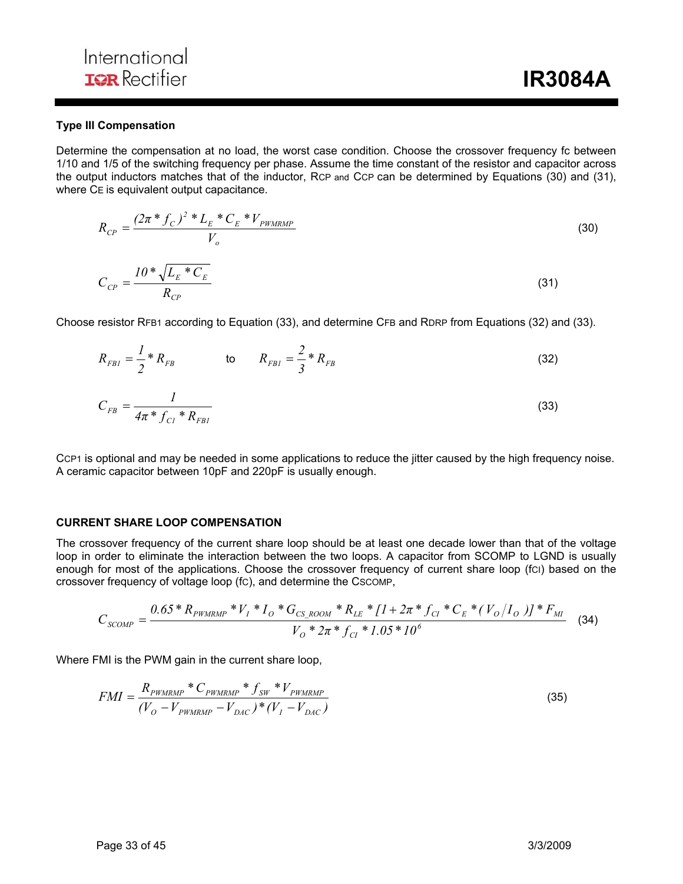### Type III Compensation

Determine the compensation at no load, the worst case condition. Choose the crossover frequency fc between 1/10 and 1/5 of the switching frequency per phase. Assume the time constant of the resistor and capacitor across the output inductors matches that of the inductor, $R_{CP}$ and $C_{CP}$ can be determined by Equations (30) and (31), where $C_E$ is equivalent output capacitance.

$$R_{CP} = \frac{(2\pi * f_C)^2 * L_E * C_E * V_{PWMRMP}}{V_o} \tag{30}$$

$$C_{CP} = \frac{10 * \sqrt{L_E * C_E}}{R_{CP}} \tag{31}$$

Choose resistor $R_{FB1}$ according to Equation (33), and determine $C_{FB}$ and $R_{DRP}$ from Equations (32) and (33).

$$R_{FB1} = \frac{1}{2} * R_{FB} \quad \text{to} \quad R_{FB1} = \frac{2}{3} * R_{FB} \tag{32}$$

$$C_{FB} = \frac{1}{4\pi * f_{C1} * R_{FB1}} \tag{33}$$

$C_{CP1}$ is optional and may be needed in some applications to reduce the jitter caused by the high frequency noise. A ceramic capacitor between 10pF and 220pF is usually enough.

### CURRENT SHARE LOOP COMPENSATION

The crossover frequency of the current share loop should be at least one decade lower than that of the voltage loop in order to eliminate the interaction between the two loops. A capacitor from SCOMP to LGND is usually enough for most of the applications. Choose the crossover frequency of current share loop ($f_{CI}$) based on the crossover frequency of voltage loop ($f_C$), and determine the $C_{SCOMP}$,

$$C_{SCOMP} = \frac{0.65 * R_{PWMRMP} * V_I * I_O * G_{CS\_ROOM} * R_{LE} * [1 + 2\pi * f_{CI} * C_E * (V_O / I_O)] * F_{MI}}{V_O * 2\pi * f_{CI} * 1.05 * 10^6} \tag{34}$$

Where FMI is the PWM gain in the current share loop,

$$FMI = \frac{R_{PWMRMP} * C_{PWMRMP} * f_{SW} * V_{PWMRMP}}{(V_O - V_{PWMRMP} - V_{DAC}) * (V_I - V_{DAC})} \tag{35}$$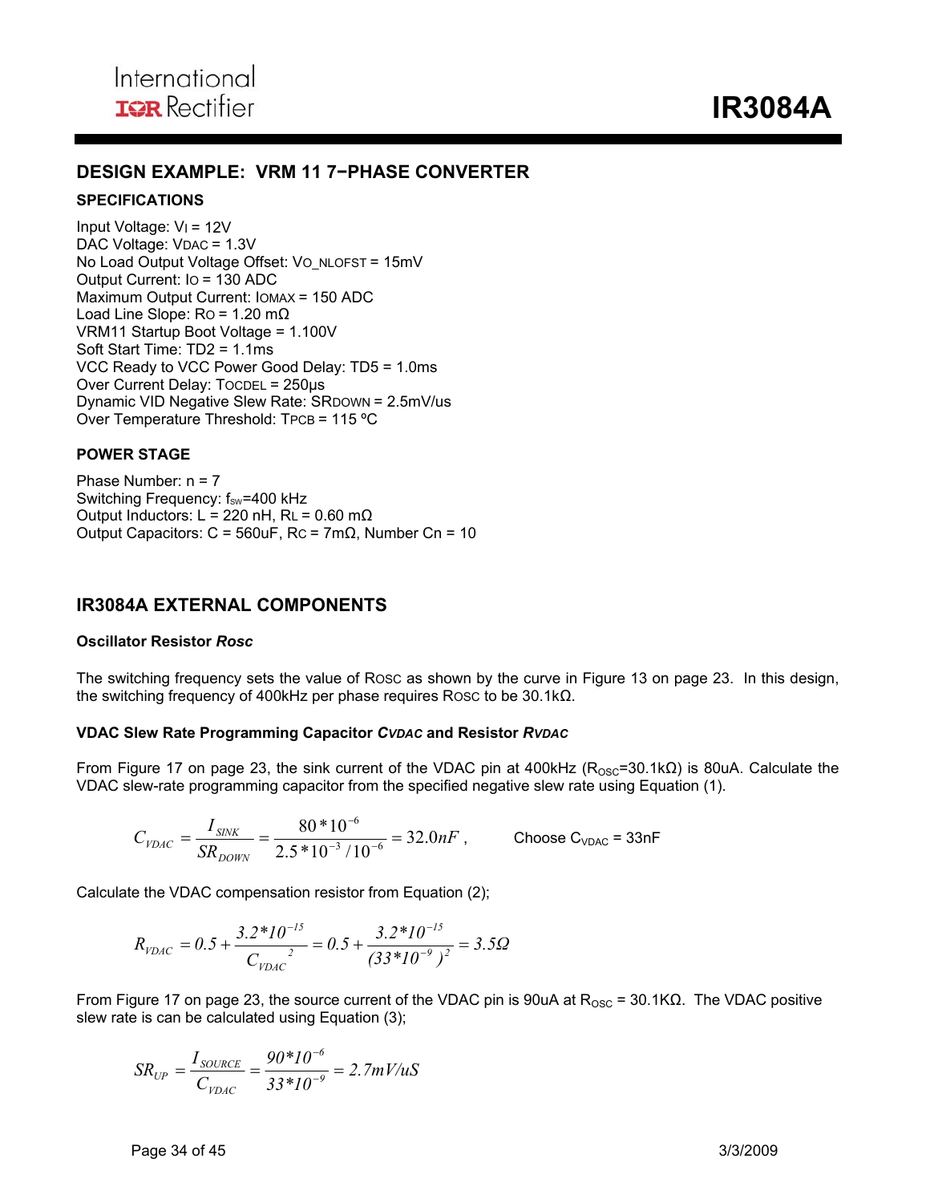## DESIGN EXAMPLE: VRM 11 7−PHASE CONVERTER

### SPECIFICATIONS

Input Voltage: $V_I$ = 12V
DAC Voltage: $V_{DAC}$ = 1.3V
No Load Output Voltage Offset: $V_{O\_NLOFST}$ = 15mV
Output Current: $I_O$ = 130 ADC
Maximum Output Current: $I_{OMAX}$ = 150 ADC
Load Line Slope: $R_O$ = 1.20 mΩ
VRM11 Startup Boot Voltage = 1.100V
Soft Start Time: TD2 = 1.1ms
VCC Ready to VCC Power Good Delay: TD5 = 1.0ms
Over Current Delay: $T_{OCDEL}$ = 250μs
Dynamic VID Negative Slew Rate: $SR_{DOWN}$ = 2.5mV/us
Over Temperature Threshold: $T_{PCB}$ = 115 ºC

### POWER STAGE

Phase Number: n = 7
Switching Frequency: $f_{sw}$=400 kHz
Output Inductors: L = 220 nH, $R_L$ = 0.60 mΩ
Output Capacitors: C = 560uF, $R_C$ = 7mΩ, Number Cn = 10

## IR3084A EXTERNAL COMPONENTS

### Oscillator Resistor *Rosc*

The switching frequency sets the value of $R_{OSC}$ as shown by the curve in Figure 13 on page 23. In this design, the switching frequency of 400kHz per phase requires $R_{OSC}$ to be 30.1kΩ.

### VDAC Slew Rate Programming Capacitor *$C_{VDAC}$* and Resistor *$R_{VDAC}$*

From Figure 17 on page 23, the sink current of the VDAC pin at 400kHz ($R_{OSC}$=30.1kΩ) is 80uA. Calculate the VDAC slew-rate programming capacitor from the specified negative slew rate using Equation (1).

$$C_{VDAC} = \frac{I_{SINK}}{SR_{DOWN}} = \frac{80*10^{-6}}{2.5*10^{-3}/10^{-6}} = 32.0nF\,,\qquad \text{Choose } C_{VDAC} = 33\text{nF}$$

Calculate the VDAC compensation resistor from Equation (2);

$$R_{VDAC} = 0.5 + \frac{3.2*10^{-15}}{C_{VDAC}{}^{2}} = 0.5 + \frac{3.2*10^{-15}}{(33*10^{-9})^{2}} = 3.5\Omega$$

From Figure 17 on page 23, the source current of the VDAC pin is 90uA at $R_{OSC}$ = 30.1KΩ. The VDAC positive slew rate is can be calculated using Equation (3);

$$SR_{UP} = \frac{I_{SOURCE}}{C_{VDAC}} = \frac{90*10^{-6}}{33*10^{-9}} = 2.7mV/uS$$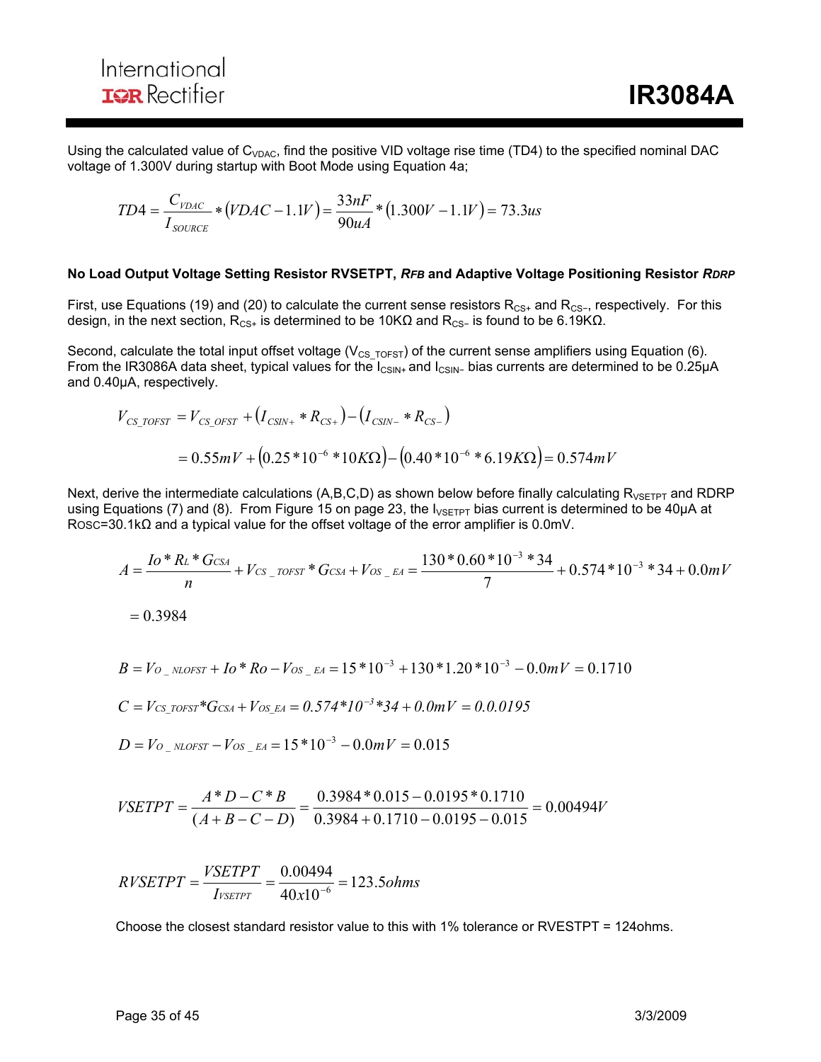Using the calculated value of $C_{VDAC}$, find the positive VID voltage rise time (TD4) to the specified nominal DAC voltage of 1.300V during startup with Boot Mode using Equation 4a;

$$TD4 = \frac{C_{VDAC}}{I_{SOURCE}} * (VDAC - 1.1V) = \frac{33nF}{90uA} * (1.300V - 1.1V) = 73.3us$$

### No Load Output Voltage Setting Resistor RVSETPT, *RFB* and Adaptive Voltage Positioning Resistor *RDRP*

First, use Equations (19) and (20) to calculate the current sense resistors $R_{CS+}$ and $R_{CS-}$, respectively. For this design, in the next section, $R_{CS+}$ is determined to be 10KΩ and $R_{CS-}$ is found to be 6.19KΩ.

Second, calculate the total input offset voltage ($V_{CS\_TOFST}$) of the current sense amplifiers using Equation (6). From the IR3086A data sheet, typical values for the $I_{CSIN+}$ and $I_{CSIN-}$ bias currents are determined to be 0.25μA and 0.40μA, respectively.

$$V_{CS\_TOFST} = V_{CS\_OFST} + (I_{CSIN+} * R_{CS+}) - (I_{CSIN-} * R_{CS-})$$

$$= 0.55mV + (0.25 * 10^{-6} * 10K\Omega) - (0.40 * 10^{-6} * 6.19K\Omega) = 0.574mV$$

Next, derive the intermediate calculations (A,B,C,D) as shown below before finally calculating $R_{VSETPT}$ and RDRP using Equations (7) and (8). From Figure 15 on page 23, the $I_{VSETPT}$ bias current is determined to be 40μA at $R_{OSC}$=30.1kΩ and a typical value for the offset voltage of the error amplifier is 0.0mV.

$$A = \frac{Io * R_L * G_{CSA}}{n} + V_{CS\_TOFST} * G_{CSA} + V_{OS\_EA} = \frac{130 * 0.60 * 10^{-3} * 34}{7} + 0.574 * 10^{-3} * 34 + 0.0mV$$

$$= 0.3984$$

$$B = V_{O\_NLOFST} + Io * Ro - V_{OS\_EA} = 15 * 10^{-3} + 130 * 1.20 * 10^{-3} - 0.0mV = 0.1710$$

$$C = V_{CS\_TOFST} * G_{CSA} + V_{OS\_EA} = 0.574 * 10^{-3} * 34 + 0.0mV = 0.0.0195$$

$$D = V_{O\_NLOFST} - V_{OS\_EA} = 15 * 10^{-3} - 0.0mV = 0.015$$

$$VSETPT = \frac{A * D - C * B}{(A + B - C - D)} = \frac{0.3984 * 0.015 - 0.0195 * 0.1710}{0.3984 + 0.1710 - 0.0195 - 0.015} = 0.00494V$$

$$RVSETPT = \frac{VSETPT}{I_{VSETPT}} = \frac{0.00494}{40x10^{-6}} = 123.5ohms$$

Choose the closest standard resistor value to this with 1% tolerance or RVESTPT = 124ohms.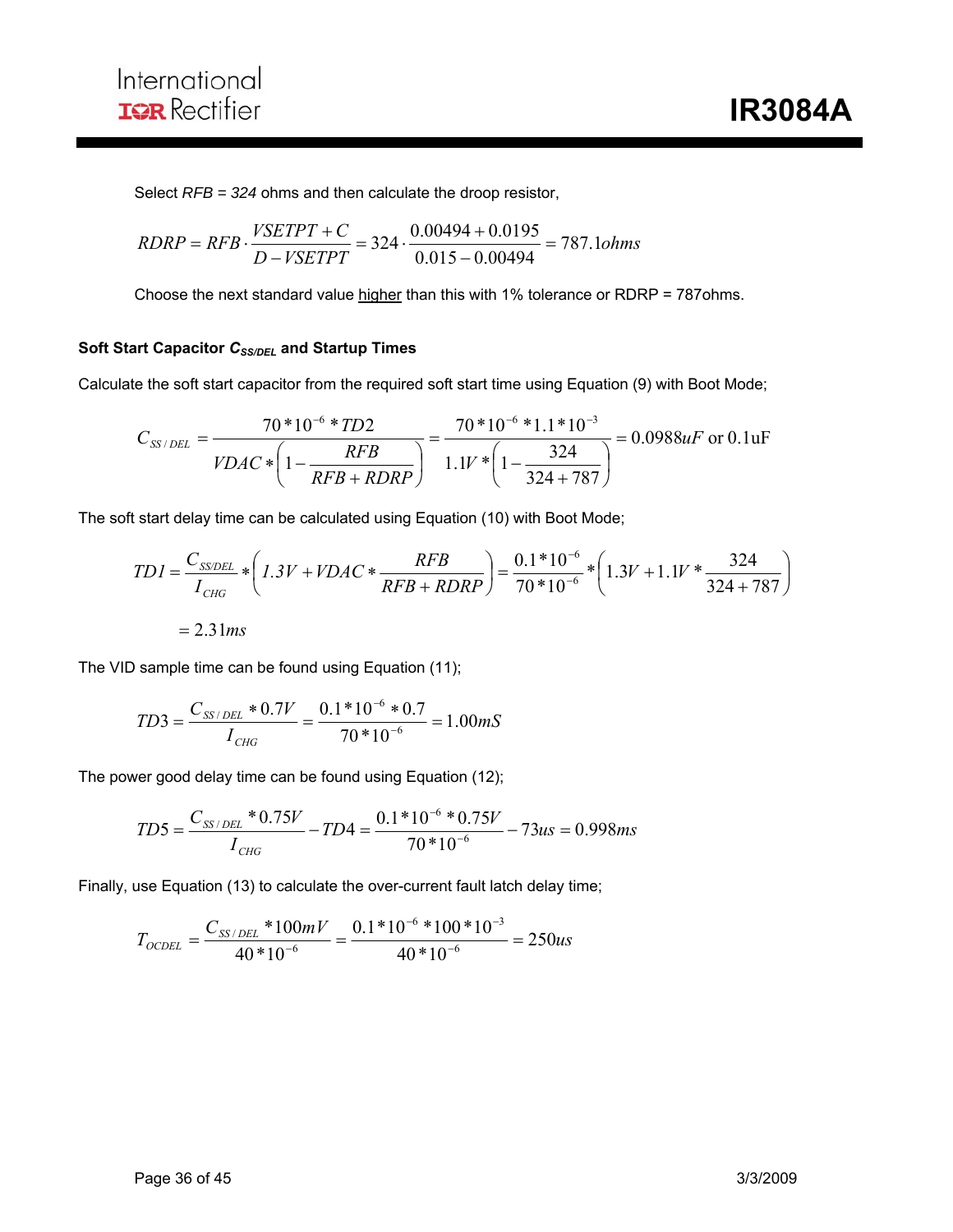Select $RFB = 324$ ohms and then calculate the droop resistor,

$$RDRP = RFB \cdot \frac{VSETPT + C}{D - VSETPT} = 324 \cdot \frac{0.00494 + 0.0195}{0.015 - 0.00494} = 787.1 ohms$$

Choose the next standard value higher than this with 1% tolerance or RDRP = 787ohms.

### Soft Start Capacitor $C_{SS/DEL}$ and Startup Times

Calculate the soft start capacitor from the required soft start time using Equation (9) with Boot Mode;

$$C_{SS/DEL} = \frac{70*10^{-6}*TD2}{VDAC*\left(1-\frac{RFB}{RFB+RDRP}\right)} = \frac{70*10^{-6}*1.1*10^{-3}}{1.1V*\left(1-\frac{324}{324+787}\right)} = 0.0988uF \text{ or } 0.1\text{uF}$$

The soft start delay time can be calculated using Equation (10) with Boot Mode;

$$TD1 = \frac{C_{SS/DEL}}{I_{CHG}}*\left(1.3V + VDAC*\frac{RFB}{RFB+RDRP}\right) = \frac{0.1*10^{-6}}{70*10^{-6}}*\left(1.3V + 1.1V*\frac{324}{324+787}\right)$$

$$= 2.31ms$$

The VID sample time can be found using Equation (11);

$$TD3 = \frac{C_{SS/DEL}*0.7V}{I_{CHG}} = \frac{0.1*10^{-6}*0.7}{70*10^{-6}} = 1.00mS$$

The power good delay time can be found using Equation (12);

$$TD5 = \frac{C_{SS/DEL}*0.75V}{I_{CHG}} - TD4 = \frac{0.1*10^{-6}*0.75V}{70*10^{-6}} - 73us = 0.998ms$$

Finally, use Equation (13) to calculate the over-current fault latch delay time;

$$T_{OCDEL} = \frac{C_{SS/DEL}*100mV}{40*10^{-6}} = \frac{0.1*10^{-6}*100*10^{-3}}{40*10^{-6}} = 250us$$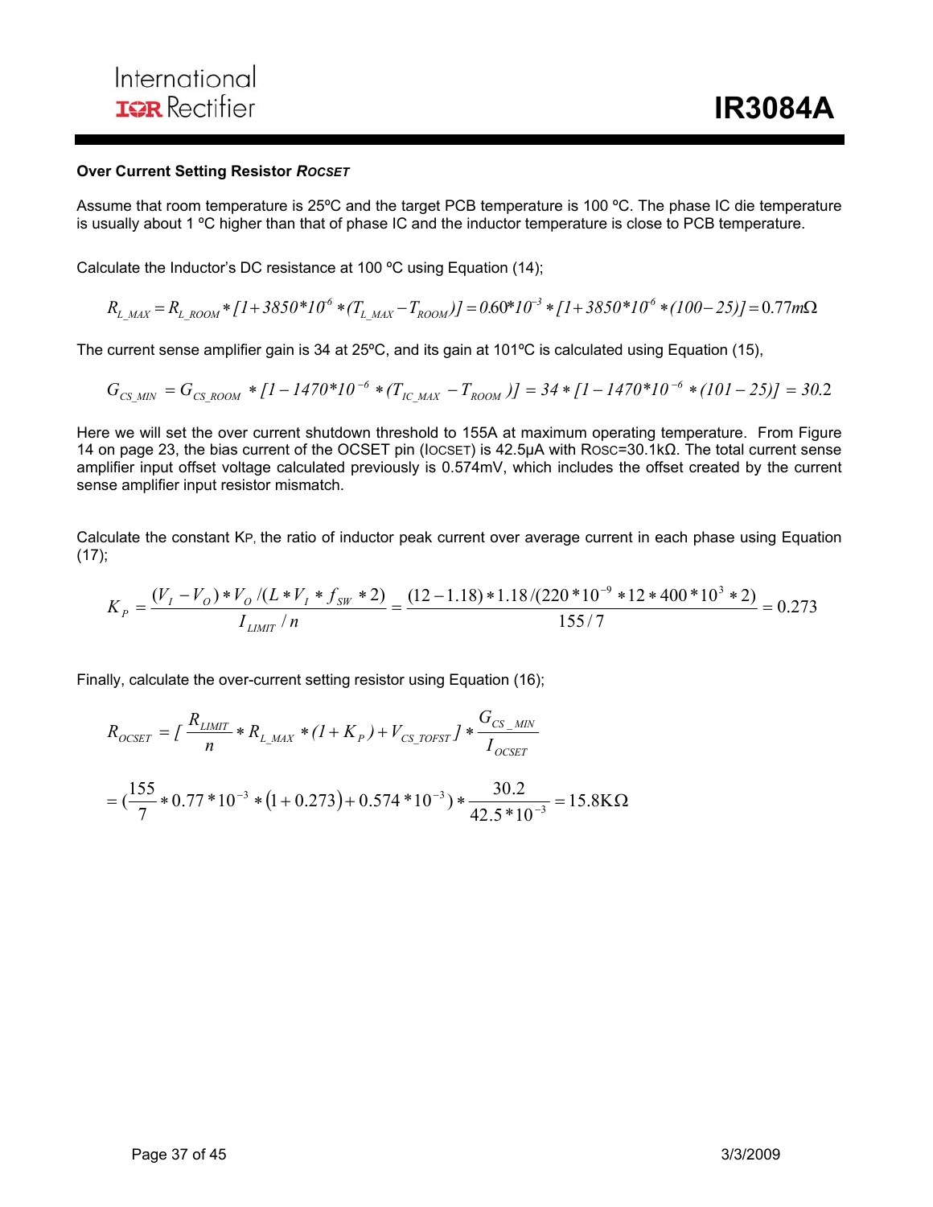**Over Current Setting Resistor $R_{OCSET}$**

Assume that room temperature is 25ºC and the target PCB temperature is 100 ºC. The phase IC die temperature is usually about 1 ºC higher than that of phase IC and the inductor temperature is close to PCB temperature.

Calculate the Inductor's DC resistance at 100 ºC using Equation (14);

$$R_{L\_MAX} = R_{L\_ROOM} * [1 + 3850*10^{-6} * (T_{L\_MAX} - T_{ROOM})] = 0.60*10^{-3} * [1 + 3850*10^{-6} * (100 - 25)] = 0.77m\Omega$$

The current sense amplifier gain is 34 at 25ºC, and its gain at 101ºC is calculated using Equation (15),

$$G_{CS\_MIN} = G_{CS\_ROOM} * [1 - 1470*10^{-6} * (T_{IC\_MAX} - T_{ROOM})] = 34 * [1 - 1470*10^{-6} * (101 - 25)] = 30.2$$

Here we will set the over current shutdown threshold to 155A at maximum operating temperature. From Figure 14 on page 23, the bias current of the OCSET pin ($I_{OCSET}$) is 42.5μA with $R_{OSC}$=30.1kΩ. The total current sense amplifier input offset voltage calculated previously is 0.574mV, which includes the offset created by the current sense amplifier input resistor mismatch.

Calculate the constant $K_P$, the ratio of inductor peak current over average current in each phase using Equation (17);

$$K_P = \frac{(V_I - V_O) * V_O / (L * V_I * f_{SW} * 2)}{I_{LIMIT} / n} = \frac{(12 - 1.18) * 1.18 / (220*10^{-9} * 12 * 400 * 10^3 * 2)}{155/7} = 0.273$$

Finally, calculate the over-current setting resistor using Equation (16);

$$R_{OCSET} = [\frac{R_{LIMIT}}{n} * R_{L\_MAX} * (1 + K_P) + V_{CS\_TOFST}] * \frac{G_{CS\_MIN}}{I_{OCSET}}$$

$$= (\frac{155}{7} * 0.77 * 10^{-3} * (1 + 0.273) + 0.574 * 10^{-3}) * \frac{30.2}{42.5 * 10^{-3}} = 15.8\text{K}\Omega$$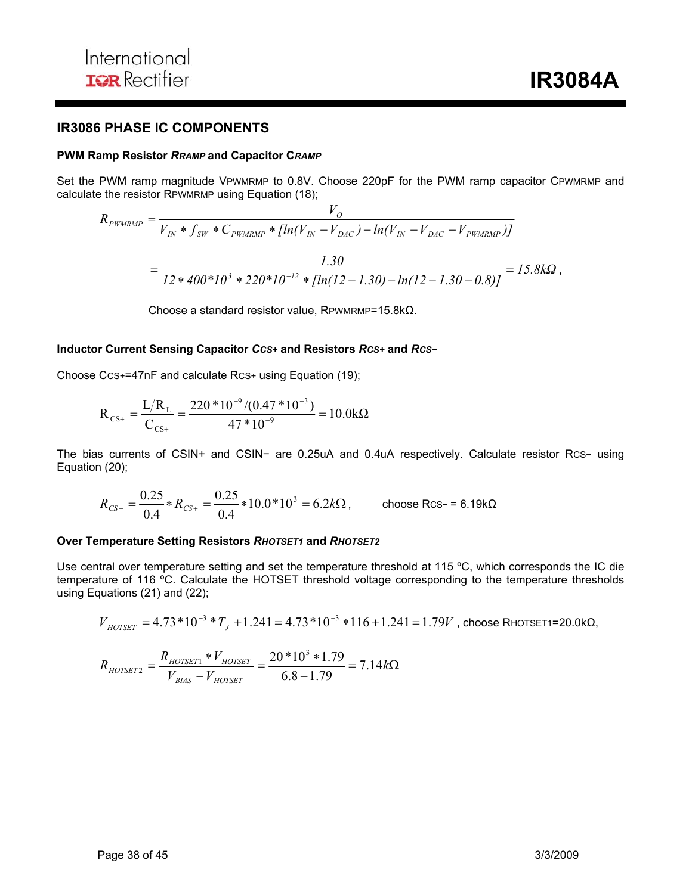## IR3086 PHASE IC COMPONENTS

### PWM Ramp Resistor *RRAMP* and Capacitor C*RAMP*

Set the PWM ramp magnitude $V_{PWMRMP}$ to 0.8V. Choose 220pF for the PWM ramp capacitor $C_{PWMRMP}$ and calculate the resistor $R_{PWMRMP}$ using Equation (18);

$$R_{PWMRMP} = \frac{V_O}{V_{IN} * f_{SW} * C_{PWMRMP} * [ln(V_{IN} - V_{DAC}) - ln(V_{IN} - V_{DAC} - V_{PWMRMP})]}$$

$$= \frac{1.30}{12 * 400*10^3 * 220*10^{-12} * [ln(12 - 1.30) - ln(12 - 1.30 - 0.8)]} = 15.8k\Omega ,$$

Choose a standard resistor value, $R_{PWMRMP}$=15.8kΩ.

### Inductor Current Sensing Capacitor *CCS+* and Resistors *RCS+* and *RCS−*

Choose $C_{CS+}$=47nF and calculate $R_{CS+}$ using Equation (19);

$$R_{CS+} = \frac{L/R_L}{C_{CS+}} = \frac{220*10^{-9}/(0.47*10^{-3})}{47*10^{-9}} = 10.0k\Omega$$

The bias currents of CSIN+ and CSIN− are 0.25uA and 0.4uA respectively. Calculate resistor $R_{CS-}$ using Equation (20);

$$R_{CS-} = \frac{0.25}{0.4} * R_{CS+} = \frac{0.25}{0.4} * 10.0*10^3 = 6.2k\Omega ,$$ choose $R_{CS-}$ = 6.19kΩ

### Over Temperature Setting Resistors *RHOTSET1* and *RHOTSET2*

Use central over temperature setting and set the temperature threshold at 115 ºC, which corresponds the IC die temperature of 116 ºC. Calculate the HOTSET threshold voltage corresponding to the temperature thresholds using Equations (21) and (22);

$$V_{HOTSET} = 4.73*10^{-3} * T_J + 1.241 = 4.73*10^{-3} * 116 + 1.241 = 1.79V$$ , choose $R_{HOTSET1}$=20.0kΩ,

$$R_{HOTSET2} = \frac{R_{HOTSET1} * V_{HOTSET}}{V_{BIAS} - V_{HOTSET}} = \frac{20*10^3 * 1.79}{6.8 - 1.79} = 7.14k\Omega$$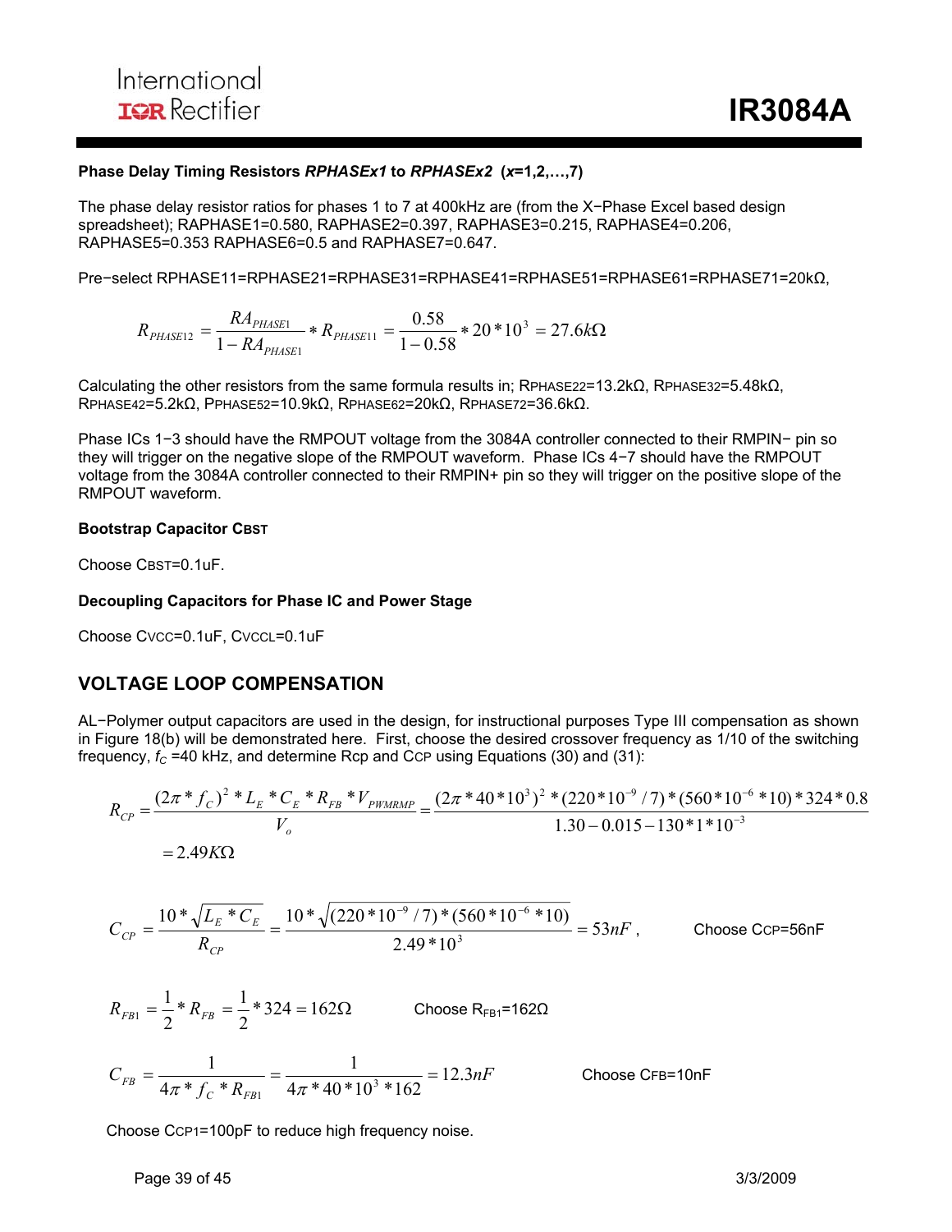**Phase Delay Timing Resistors *RPHASEx1* to *RPHASEx2* (*x*=1,2,…,7)**

The phase delay resistor ratios for phases 1 to 7 at 400kHz are (from the X−Phase Excel based design spreadsheet); RAPHASE1=0.580, RAPHASE2=0.397, RAPHASE3=0.215, RAPHASE4=0.206, RAPHASE5=0.353 RAPHASE6=0.5 and RAPHASE7=0.647.

Pre−select RPHASE11=RPHASE21=RPHASE31=RPHASE41=RPHASE51=RPHASE61=RPHASE71=20kΩ,

$$R_{PHASE12} = \frac{RA_{PHASE1}}{1 - RA_{PHASE1}} * R_{PHASE11} = \frac{0.58}{1 - 0.58} * 20 * 10^3 = 27.6k\Omega$$

Calculating the other resistors from the same formula results in; RPHASE22=13.2kΩ, RPHASE32=5.48kΩ, RPHASE42=5.2kΩ, PPHASE52=10.9kΩ, RPHASE62=20kΩ, RPHASE72=36.6kΩ.

Phase ICs 1−3 should have the RMPOUT voltage from the 3084A controller connected to their RMPIN− pin so they will trigger on the negative slope of the RMPOUT waveform. Phase ICs 4−7 should have the RMPOUT voltage from the 3084A controller connected to their RMPIN+ pin so they will trigger on the positive slope of the RMPOUT waveform.

**Bootstrap Capacitor CBST**

Choose CBST=0.1uF.

**Decoupling Capacitors for Phase IC and Power Stage**

Choose CVCC=0.1uF, CVCCL=0.1uF

## VOLTAGE LOOP COMPENSATION

AL−Polymer output capacitors are used in the design, for instructional purposes Type III compensation as shown in Figure 18(b) will be demonstrated here. First, choose the desired crossover frequency as 1/10 of the switching frequency, $f_C$ =40 kHz, and determine Rcp and CCP using Equations (30) and (31):

$$R_{CP} = \frac{(2\pi * f_C)^2 * L_E * C_E * R_{FB} * V_{PWMRMP}}{V_o} = \frac{(2\pi * 40 * 10^3)^2 * (220 * 10^{-9} / 7) * (560 * 10^{-6} * 10) * 324 * 0.8}{1.30 - 0.015 - 130 * 1 * 10^{-3}}$$
$$= 2.49K\Omega$$

$$C_{CP} = \frac{10 * \sqrt{L_E * C_E}}{R_{CP}} = \frac{10 * \sqrt{(220 * 10^{-9} / 7) * (560 * 10^{-6} * 10)}}{2.49 * 10^3} = 53nF,$$ Choose CCP=56nF

$$R_{FB1} = \frac{1}{2} * R_{FB} = \frac{1}{2} * 324 = 162\Omega$$ Choose $R_{FB1}$=162Ω

$$C_{FB} = \frac{1}{4\pi * f_C * R_{FB1}} = \frac{1}{4\pi * 40 * 10^3 * 162} = 12.3nF$$ Choose CFB=10nF

Choose CCP1=100pF to reduce high frequency noise.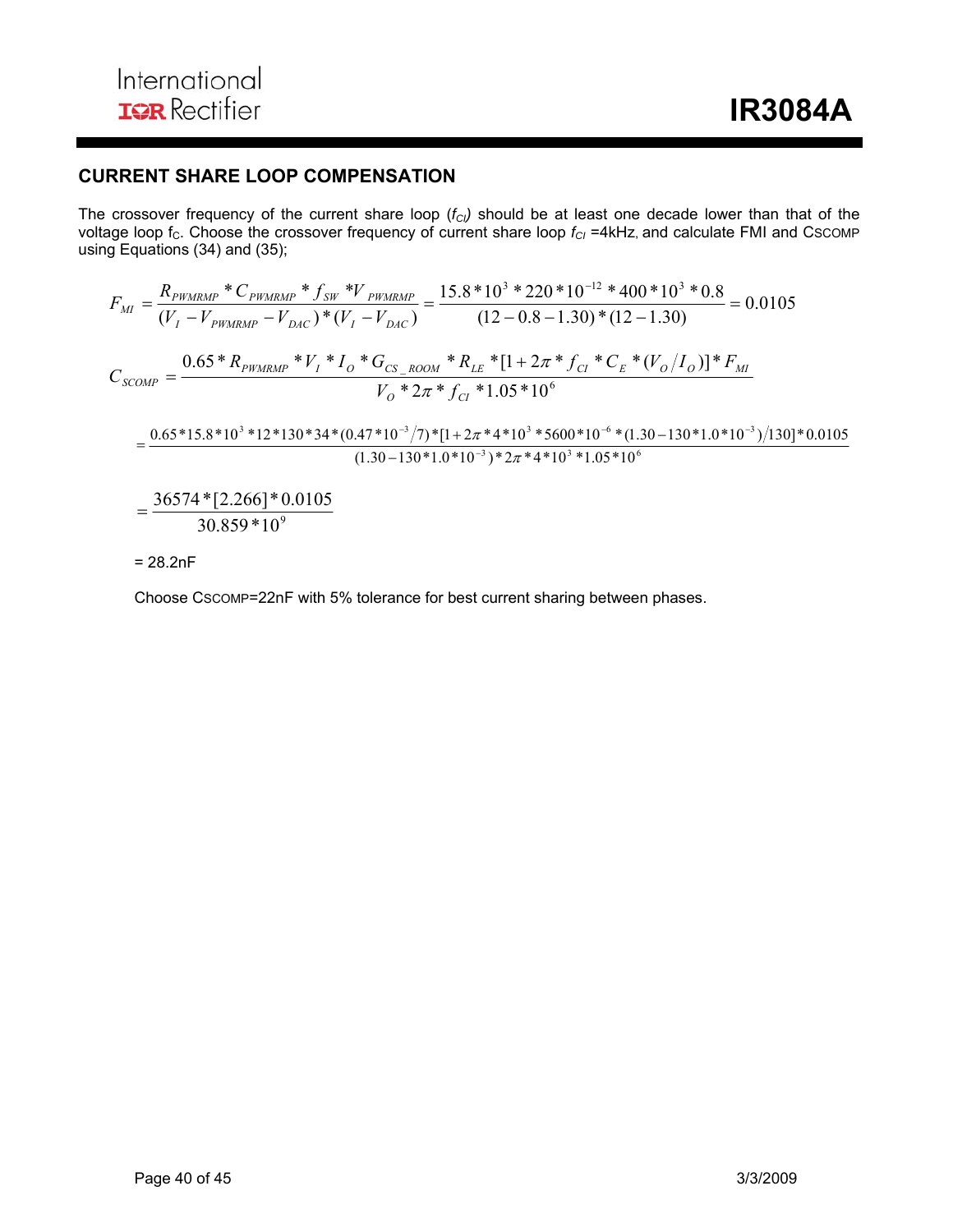## CURRENT SHARE LOOP COMPENSATION

The crossover frequency of the current share loop ($f_{CI}$) should be at least one decade lower than that of the voltage loop $f_C$. Choose the crossover frequency of current share loop $f_{CI}$ =4kHz, and calculate FMI and CSCOMP using Equations (34) and (35);

$$F_{MI} = \frac{R_{PWMRMP} * C_{PWMRMP} * f_{SW} * V_{PWMRMP}}{(V_I - V_{PWMRMP} - V_{DAC}) * (V_I - V_{DAC})} = \frac{15.8*10^3 * 220*10^{-12} * 400*10^3 * 0.8}{(12 - 0.8 - 1.30)*(12 - 1.30)} = 0.0105$$

$$C_{SCOMP} = \frac{0.65 * R_{PWMRMP} * V_I * I_O * G_{CS\_ROOM} * R_{LE} * [1 + 2\pi * f_{CI} * C_E * (V_O / I_O)] * F_{MI}}{V_O * 2\pi * f_{CI} * 1.05*10^6}$$

$$= \frac{0.65*15.8*10^3*12*130*34*(0.47*10^{-3}/7)*[1+2\pi*4*10^3*5600*10^{-6}*(1.30-130*1.0*10^{-3})/130]*0.0105}{(1.30-130*1.0*10^{-3})*2\pi*4*10^3*1.05*10^6}$$

$$= \frac{36574*[2.266]*0.0105}{30.859*10^9}$$

= 28.2nF

Choose CSCOMP=22nF with 5% tolerance for best current sharing between phases.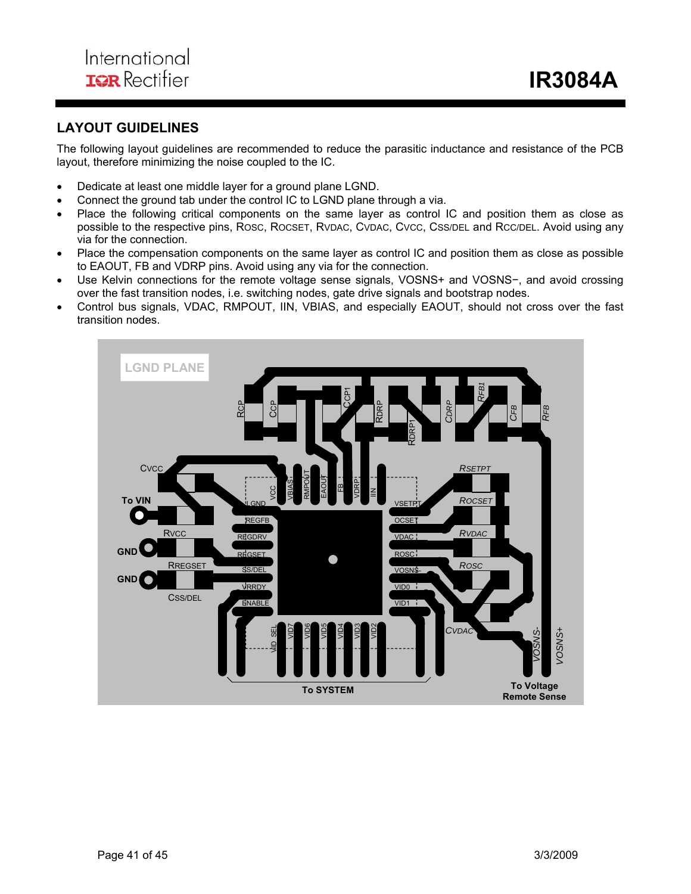## LAYOUT GUIDELINES

The following layout guidelines are recommended to reduce the parasitic inductance and resistance of the PCB layout, therefore minimizing the noise coupled to the IC.

- Dedicate at least one middle layer for a ground plane LGND.
- Connect the ground tab under the control IC to LGND plane through a via.
- Place the following critical components on the same layer as control IC and position them as close as possible to the respective pins, ROSC, ROCSET, RVDAC, CVDAC, CVCC, CSS/DEL and RCC/DEL. Avoid using any via for the connection.
- Place the compensation components on the same layer as control IC and position them as close as possible to EAOUT, FB and VDRP pins. Avoid using any via for the connection.
- Use Kelvin connections for the remote voltage sense signals, VOSNS+ and VOSNS−, and avoid crossing over the fast transition nodes, i.e. switching nodes, gate drive signals and bootstrap nodes.
- Control bus signals, VDAC, RMPOUT, IIN, VBIAS, and especially EAOUT, should not cross over the fast transition nodes.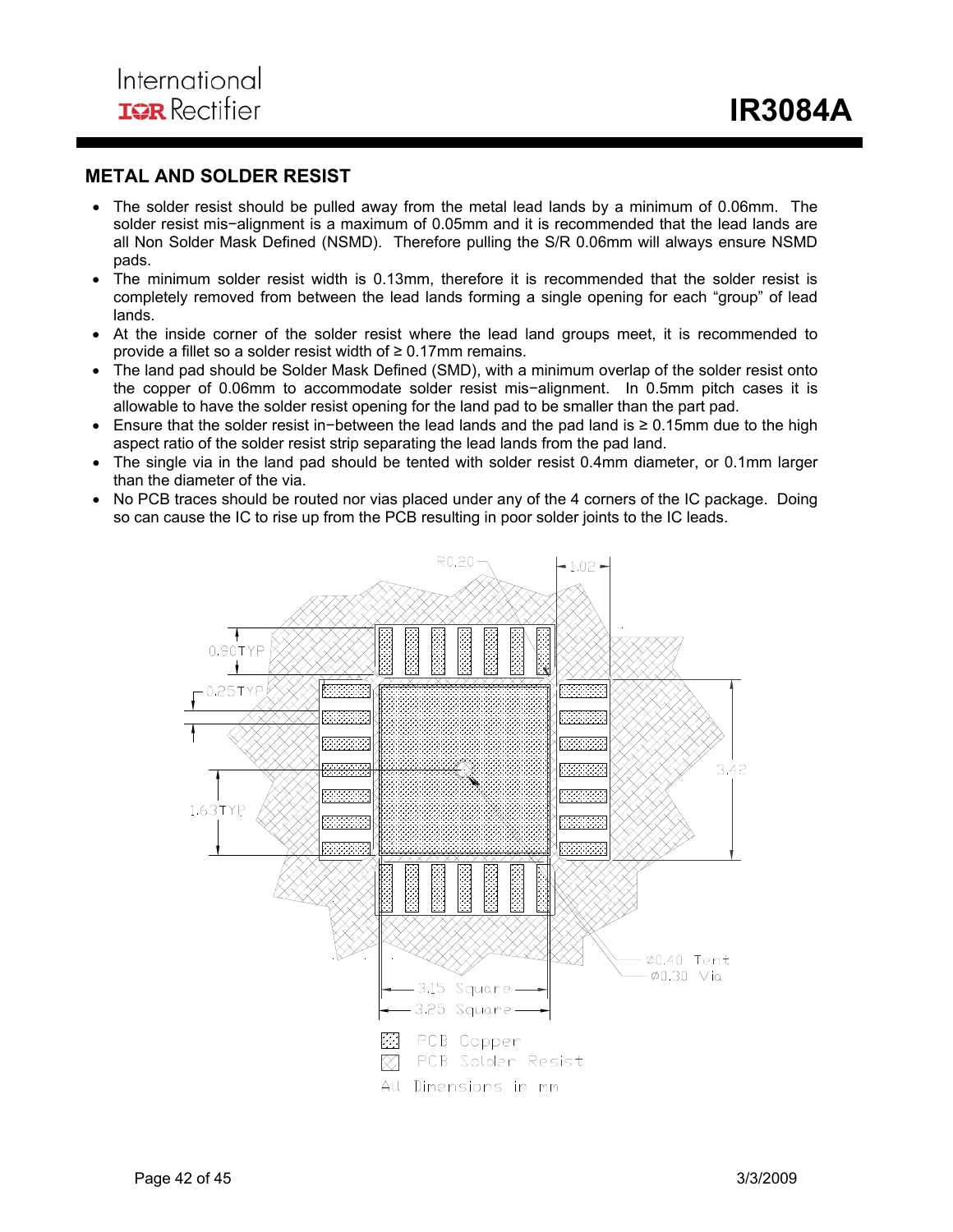## METAL AND SOLDER RESIST

- The solder resist should be pulled away from the metal lead lands by a minimum of 0.06mm. The solder resist mis−alignment is a maximum of 0.05mm and it is recommended that the lead lands are all Non Solder Mask Defined (NSMD). Therefore pulling the S/R 0.06mm will always ensure NSMD pads.
- The minimum solder resist width is 0.13mm, therefore it is recommended that the solder resist is completely removed from between the lead lands forming a single opening for each "group" of lead lands.
- At the inside corner of the solder resist where the lead land groups meet, it is recommended to provide a fillet so a solder resist width of ≥ 0.17mm remains.
- The land pad should be Solder Mask Defined (SMD), with a minimum overlap of the solder resist onto the copper of 0.06mm to accommodate solder resist mis−alignment. In 0.5mm pitch cases it is allowable to have the solder resist opening for the land pad to be smaller than the part pad.
- Ensure that the solder resist in−between the lead lands and the pad land is ≥ 0.15mm due to the high aspect ratio of the solder resist strip separating the lead lands from the pad land.
- The single via in the land pad should be tented with solder resist 0.4mm diameter, or 0.1mm larger than the diameter of the via.
- No PCB traces should be routed nor vias placed under any of the 4 corners of the IC package. Doing so can cause the IC to rise up from the PCB resulting in poor solder joints to the IC leads.

R0.20 1.02 0.90TYP 0.25TYP 1.63TYP 3.42 Ø0.40 Tent Ø0.30 Via 3.15 Square 3.25 Square

PCB Copper
PCB Solder Resist
All Dimensions in mm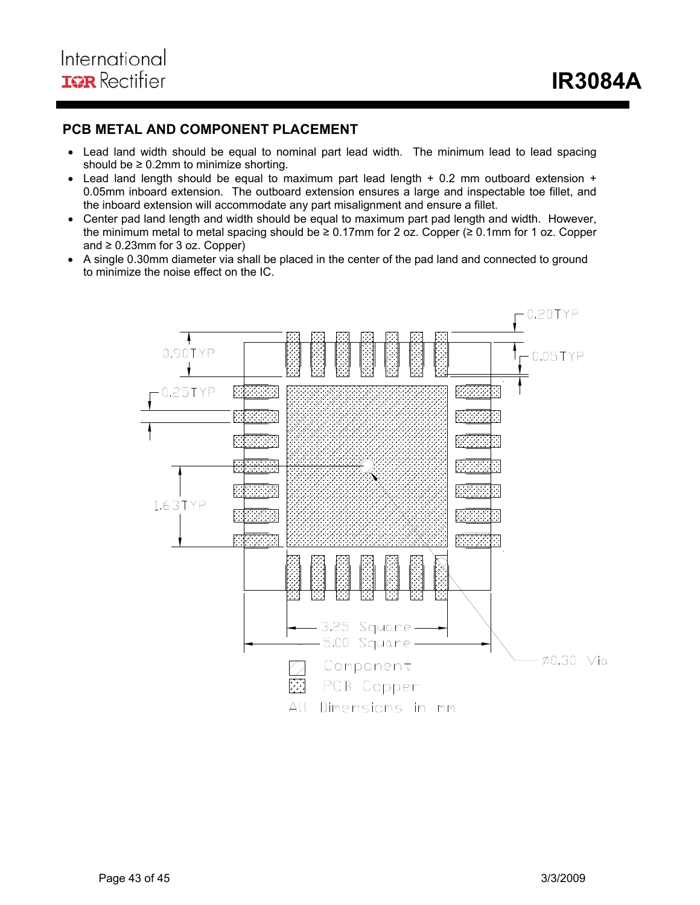## PCB METAL AND COMPONENT PLACEMENT

- Lead land width should be equal to nominal part lead width. The minimum lead to lead spacing should be ≥ 0.2mm to minimize shorting.
- Lead land length should be equal to maximum part lead length + 0.2 mm outboard extension + 0.05mm inboard extension. The outboard extension ensures a large and inspectable toe fillet, and the inboard extension will accommodate any part misalignment and ensure a fillet.
- Center pad land length and width should be equal to maximum part pad length and width. However, the minimum metal to metal spacing should be ≥ 0.17mm for 2 oz. Copper (≥ 0.1mm for 1 oz. Copper and ≥ 0.23mm for 3 oz. Copper)
- A single 0.30mm diameter via shall be placed in the center of the pad land and connected to ground to minimize the noise effect on the IC.

0.20TYP

0.90TYP

0.05TYP

0.25TYP

1.63TYP

3.25 Square

5.00 Square

Ø0.30 Via

Component

PCB Copper

All Dimensions in mm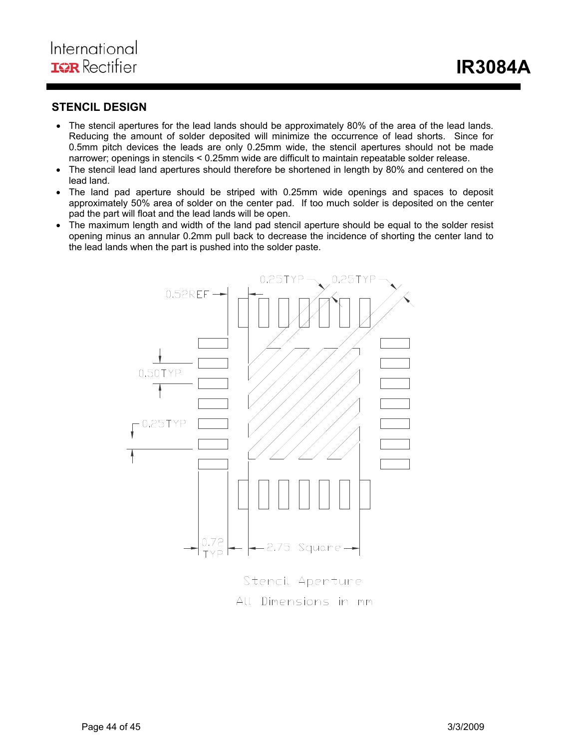## STENCIL DESIGN

- The stencil apertures for the lead lands should be approximately 80% of the area of the lead lands. Reducing the amount of solder deposited will minimize the occurrence of lead shorts. Since for 0.5mm pitch devices the leads are only 0.25mm wide, the stencil apertures should not be made narrower; openings in stencils < 0.25mm wide are difficult to maintain repeatable solder release.
- The stencil lead land apertures should therefore be shortened in length by 80% and centered on the lead land.
- The land pad aperture should be striped with 0.25mm wide openings and spaces to deposit approximately 50% area of solder on the center pad. If too much solder is deposited on the center pad the part will float and the lead lands will be open.
- The maximum length and width of the land pad stencil aperture should be equal to the solder resist opening minus an annular 0.2mm pull back to decrease the incidence of shorting the center land to the lead lands when the part is pushed into the solder paste.

0.25TYP 0.25TYP 0.52REF 0.50TYP 0.25TYP 0.72 TYP 2.75 Square

Stencil Aperture

All Dimensions in mm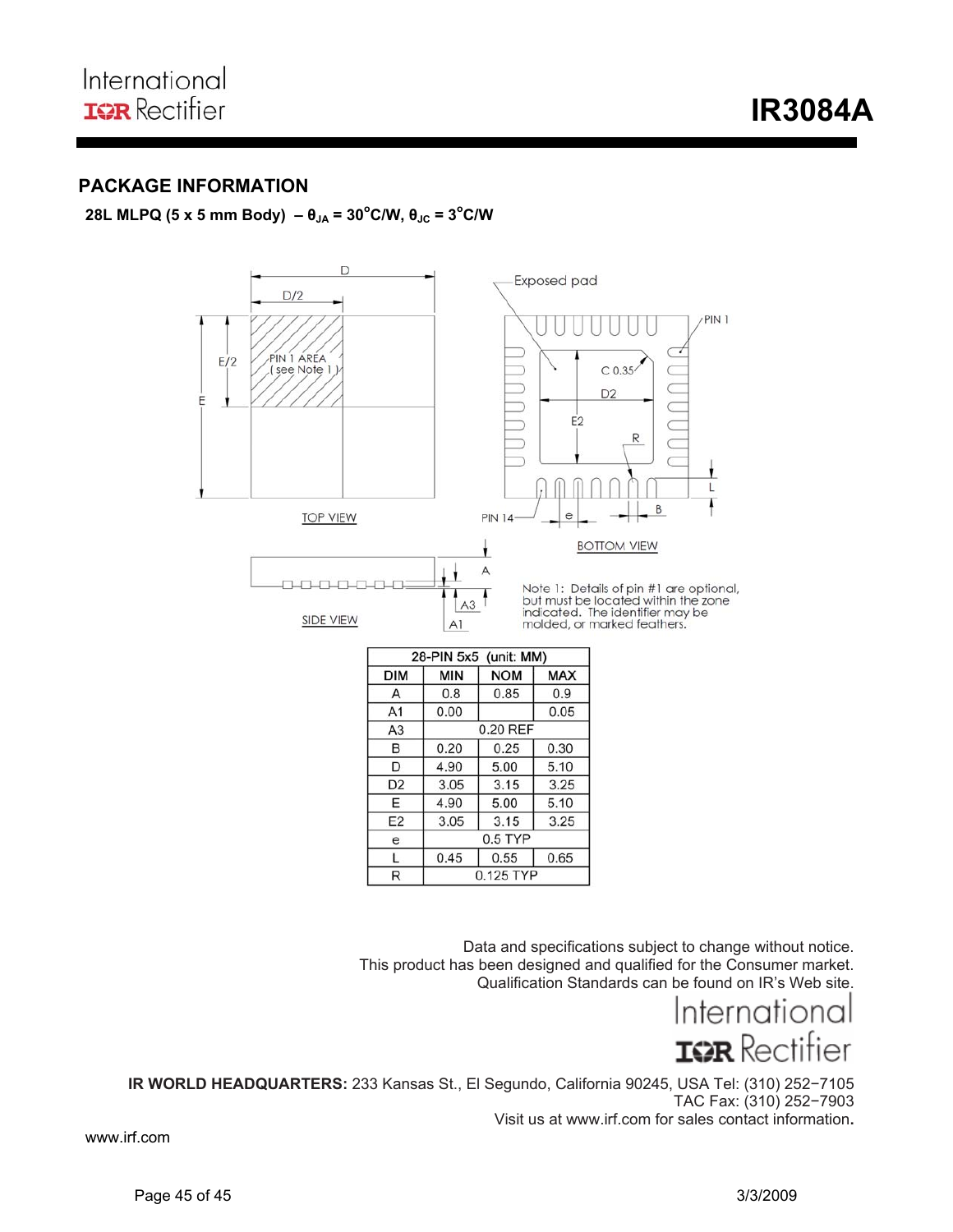## PACKAGE INFORMATION

**28L MLPQ (5 x 5 mm Body) – $\theta_{JA}$ = 30°C/W, $\theta_{JC}$ = 3°C/W**

D
D/2
E/2
E
PIN 1 AREA
( see Note 1 )
TOP VIEW
Exposed pad
PIN 1
C 0.35
D2
E2
R
L
PIN 14
e
B
BOTTOM VIEW
SIDE VIEW
A
A3
A1

Note 1: Details of pin #1 are optional, but must be located within the zone indicated. The identifier may be molded, or marked feathers.

| 28-PIN 5x5 (unit: MM) | | | |
|---|---|---|---|
| DIM | MIN | NOM | MAX |
| A | 0.8 | 0.85 | 0.9 |
| A1 | 0.00 | | 0.05 |
| A3 | | 0.20 REF | |
| B | 0.20 | 0.25 | 0.30 |
| D | 4.90 | 5.00 | 5.10 |
| D2 | 3.05 | 3.15 | 3.25 |
| E | 4.90 | 5.00 | 5.10 |
| E2 | 3.05 | 3.15 | 3.25 |
| e | | 0.5 TYP | |
| L | 0.45 | 0.55 | 0.65 |
| R | | 0.125 TYP | |

Data and specifications subject to change without notice.
This product has been designed and qualified for the Consumer market.
Qualification Standards can be found on IR's Web site.

International
IOR Rectifier

**IR WORLD HEADQUARTERS:** 233 Kansas St., El Segundo, California 90245, USA Tel: (310) 252-7105
TAC Fax: (310) 252-7903
Visit us at www.irf.com for sales contact information**.**

www.irf.com